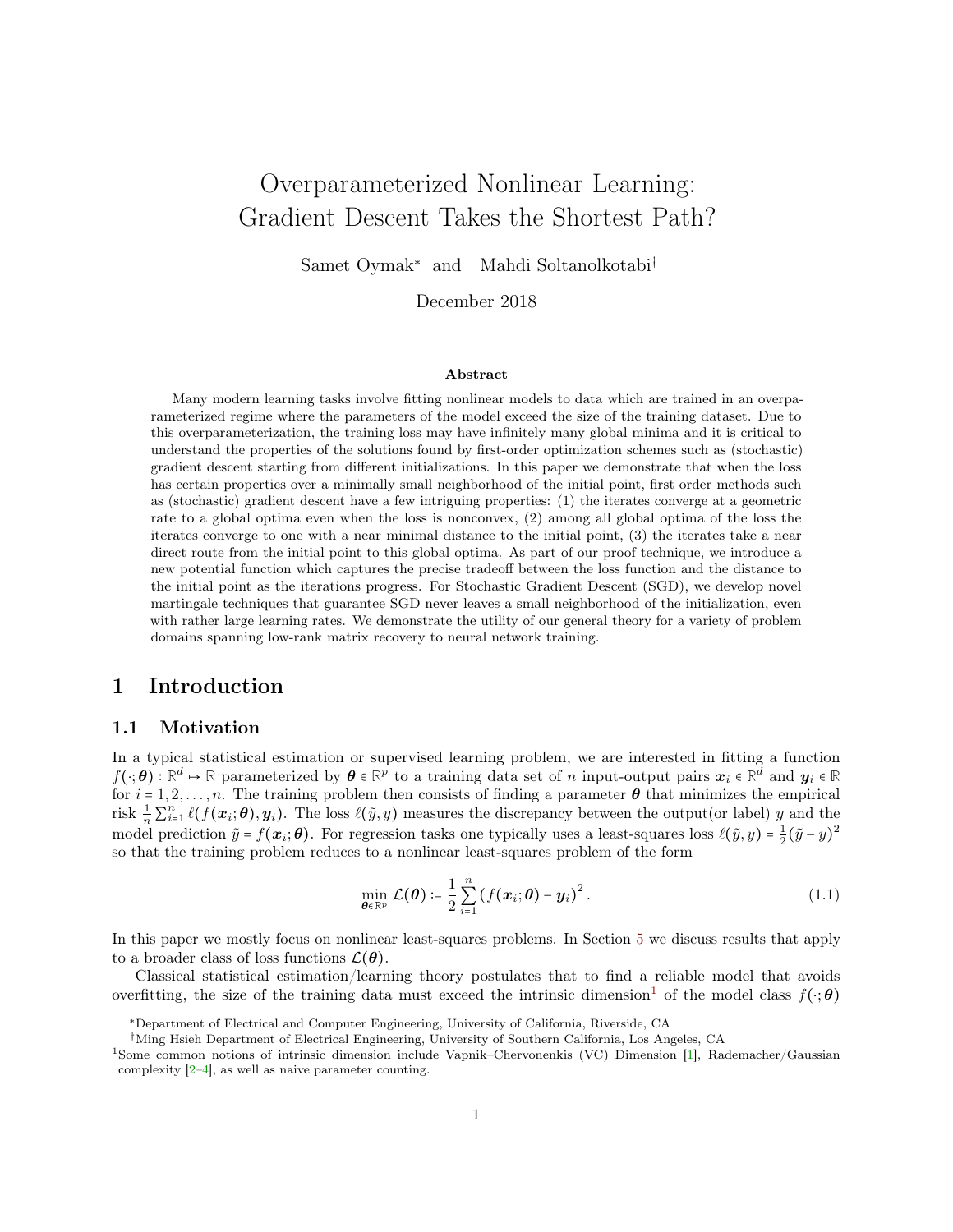# Overparameterized Nonlinear Learning: Gradient Descent Takes the Shortest Path?

Samet Oymak* and Mahdi Soltanolkotabi†

December 2018

### Abstract

Many modern learning tasks involve fitting nonlinear models to data which are trained in an overparameterized regime where the parameters of the model exceed the size of the training dataset. Due to this overparameterization, the training loss may have infinitely many global minima and it is critical to understand the properties of the solutions found by first-order optimization schemes such as (stochastic) gradient descent starting from different initializations. In this paper we demonstrate that when the loss has certain properties over a minimally small neighborhood of the initial point, first order methods such as (stochastic) gradient descent have a few intriguing properties: (1) the iterates converge at a geometric rate to a global optima even when the loss is nonconvex, (2) among all global optima of the loss the iterates converge to one with a near minimal distance to the initial point, (3) the iterates take a near direct route from the initial point to this global optima. As part of our proof technique, we introduce a new potential function which captures the precise tradeoff between the loss function and the distance to the initial point as the iterations progress. For Stochastic Gradient Descent (SGD), we develop novel martingale techniques that guarantee SGD never leaves a small neighborhood of the initialization, even with rather large learning rates. We demonstrate the utility of our general theory for a variety of problem domains spanning low-rank matrix recovery to neural network training.

## 1 Introduction

### 1.1 Motivation

In a typical statistical estimation or supervised learning problem, we are interested in fitting a function $f(\cdot;\boldsymbol{\theta}):\mathbb{R}^d \mapsto \mathbb{R}$ parameterized by $\boldsymbol{\theta} \in \mathbb{R}^p$ to a training data set of $n$ input-output pairs $\boldsymbol{x}_i \in \mathbb{R}^d$ and $\boldsymbol{y}_i \in \mathbb{R}$ for $i = 1,2,\ldots,n$. The training problem then consists of finding a parameter $\boldsymbol{\theta}$ that minimizes the empirical risk $\frac{1}{n}\sum_{i=1}^n \ell(f(\boldsymbol{x}_i;\boldsymbol{\theta}),\boldsymbol{y}_i)$. The loss $\ell(\tilde{y},y)$ measures the discrepancy between the output(or label) $y$ and the model prediction $\tilde{y} = f(\boldsymbol{x}_i;\boldsymbol{\theta})$. For regression tasks one typically uses a least-squares loss $\ell(\tilde{y},y) = \frac{1}{2}(\tilde{y}-y)^2$ so that the training problem reduces to a nonlinear least-squares problem of the form

$$\min_{\boldsymbol{\theta}\in\mathbb{R}^p} \mathcal{L}(\boldsymbol{\theta}) := \frac{1}{2}\sum_{i=1}^n \left(f(\boldsymbol{x}_i;\boldsymbol{\theta}) - \boldsymbol{y}_i\right)^2. \tag{1.1}$$

In this paper we mostly focus on nonlinear least-squares problems. In Section 5 we discuss results that apply to a broader class of loss functions $\mathcal{L}(\boldsymbol{\theta})$.

Classical statistical estimation/learning theory postulates that to find a reliable model that avoids overfitting, the size of the training data must exceed the intrinsic dimension[1] of the model class $f(\cdot;\boldsymbol{\theta})$

*Department of Electrical and Computer Engineering, University of California, Riverside, CA

†Ming Hsieh Department of Electrical Engineering, University of Southern California, Los Angeles, CA

[1] Some common notions of intrinsic dimension include Vapnik–Chervonenkis (VC) Dimension [1], Rademacher/Gaussian complexity [2–4], as well as naive parameter counting.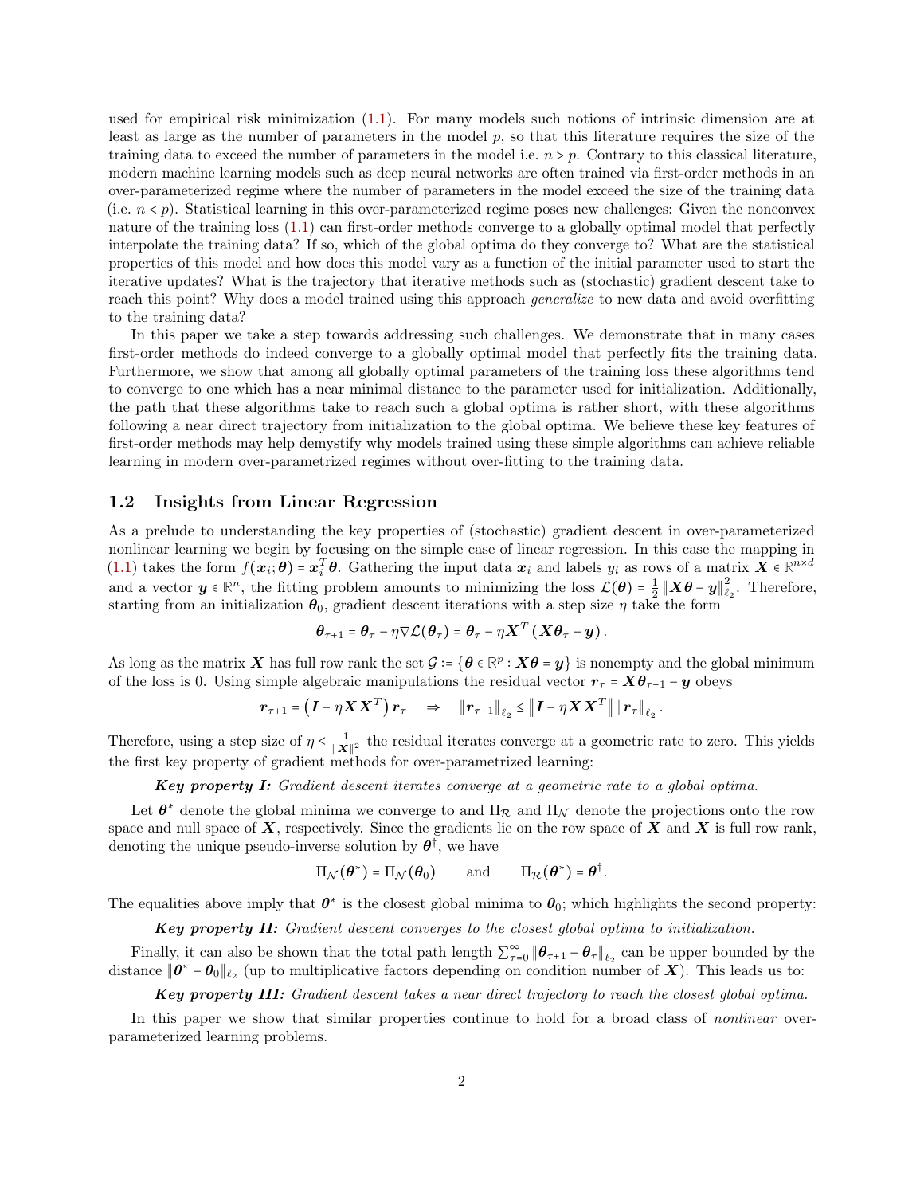used for empirical risk minimization (1.1). For many models such notions of intrinsic dimension are at least as large as the number of parameters in the model $p$, so that this literature requires the size of the training data to exceed the number of parameters in the model i.e. $n > p$. Contrary to this classical literature, modern machine learning models such as deep neural networks are often trained via first-order methods in an over-parameterized regime where the number of parameters in the model exceed the size of the training data (i.e. $n < p$). Statistical learning in this over-parameterized regime poses new challenges: Given the nonconvex nature of the training loss (1.1) can first-order methods converge to a globally optimal model that perfectly interpolate the training data? If so, which of the global optima do they converge to? What are the statistical properties of this model and how does this model vary as a function of the initial parameter used to start the iterative updates? What is the trajectory that iterative methods such as (stochastic) gradient descent take to reach this point? Why does a model trained using this approach *generalize* to new data and avoid overfitting to the training data?

In this paper we take a step towards addressing such challenges. We demonstrate that in many cases first-order methods do indeed converge to a globally optimal model that perfectly fits the training data. Furthermore, we show that among all globally optimal parameters of the training loss these algorithms tend to converge to one which has a near minimal distance to the parameter used for initialization. Additionally, the path that these algorithms take to reach such a global optima is rather short, with these algorithms following a near direct trajectory from initialization to the global optima. We believe these key features of first-order methods may help demystify why models trained using these simple algorithms can achieve reliable learning in modern over-parametrized regimes without over-fitting to the training data.

## 1.2 Insights from Linear Regression

As a prelude to understanding the key properties of (stochastic) gradient descent in over-parameterized nonlinear learning we begin by focusing on the simple case of linear regression. In this case the mapping in (1.1) takes the form $f(\boldsymbol{x}_i;\boldsymbol{\theta}) = \boldsymbol{x}_i^T\boldsymbol{\theta}$. Gathering the input data $\boldsymbol{x}_i$ and labels $y_i$ as rows of a matrix $\boldsymbol{X} \in \mathbb{R}^{n\times d}$ and a vector $\boldsymbol{y} \in \mathbb{R}^n$, the fitting problem amounts to minimizing the loss $\mathcal{L}(\boldsymbol{\theta}) = \frac{1}{2}\left\|\boldsymbol{X}\boldsymbol{\theta} - \boldsymbol{y}\right\|_{\ell_2}^2$. Therefore, starting from an initialization $\boldsymbol{\theta}_0$, gradient descent iterations with a step size $\eta$ take the form

$$\boldsymbol{\theta}_{\tau+1} = \boldsymbol{\theta}_\tau - \eta\nabla\mathcal{L}(\boldsymbol{\theta}_\tau) = \boldsymbol{\theta}_\tau - \eta\boldsymbol{X}^T\left(\boldsymbol{X}\boldsymbol{\theta}_\tau - \boldsymbol{y}\right).$$

As long as the matrix $\boldsymbol{X}$ has full row rank the set $\mathcal{G} := \{\boldsymbol{\theta} \in \mathbb{R}^p : \boldsymbol{X}\boldsymbol{\theta} = \boldsymbol{y}\}$ is nonempty and the global minimum of the loss is 0. Using simple algebraic manipulations the residual vector $\boldsymbol{r}_\tau = \boldsymbol{X}\boldsymbol{\theta}_{\tau+1} - \boldsymbol{y}$ obeys

$$\boldsymbol{r}_{\tau+1} = \left(\boldsymbol{I} - \eta\boldsymbol{X}\boldsymbol{X}^T\right)\boldsymbol{r}_\tau \quad \Rightarrow \quad \left\|\boldsymbol{r}_{\tau+1}\right\|_{\ell_2} \le \left\|\boldsymbol{I} - \eta\boldsymbol{X}\boldsymbol{X}^T\right\|\left\|\boldsymbol{r}_\tau\right\|_{\ell_2}.$$

Therefore, using a step size of $\eta \le \frac{1}{\|\boldsymbol{X}\|^2}$ the residual iterates converge at a geometric rate to zero. This yields the first key property of gradient methods for over-parametrized learning:

***Key property I:*** *Gradient descent iterates converge at a geometric rate to a global optima.*

Let $\boldsymbol{\theta}^*$ denote the global minima we converge to and $\Pi_{\mathcal{R}}$ and $\Pi_{\mathcal{N}}$ denote the projections onto the row space and null space of $\boldsymbol{X}$, respectively. Since the gradients lie on the row space of $\boldsymbol{X}$ and $\boldsymbol{X}$ is full row rank, denoting the unique pseudo-inverse solution by $\boldsymbol{\theta}^\dagger$, we have

$$\Pi_{\mathcal{N}}(\boldsymbol{\theta}^*) = \Pi_{\mathcal{N}}(\boldsymbol{\theta}_0) \qquad \text{and} \qquad \Pi_{\mathcal{R}}(\boldsymbol{\theta}^*) = \boldsymbol{\theta}^\dagger.$$

The equalities above imply that $\boldsymbol{\theta}^*$ is the closest global minima to $\boldsymbol{\theta}_0$; which highlights the second property:

***Key property II:*** *Gradient descent converges to the closest global optima to initialization.*

Finally, it can also be shown that the total path length $\sum_{\tau=0}^\infty \left\|\boldsymbol{\theta}_{\tau+1} - \boldsymbol{\theta}_\tau\right\|_{\ell_2}$ can be upper bounded by the distance $\left\|\boldsymbol{\theta}^* - \boldsymbol{\theta}_0\right\|_{\ell_2}$ (up to multiplicative factors depending on condition number of $\boldsymbol{X}$). This leads us to:

***Key property III:*** *Gradient descent takes a near direct trajectory to reach the closest global optima.*

In this paper we show that similar properties continue to hold for a broad class of *nonlinear* over-parameterized learning problems.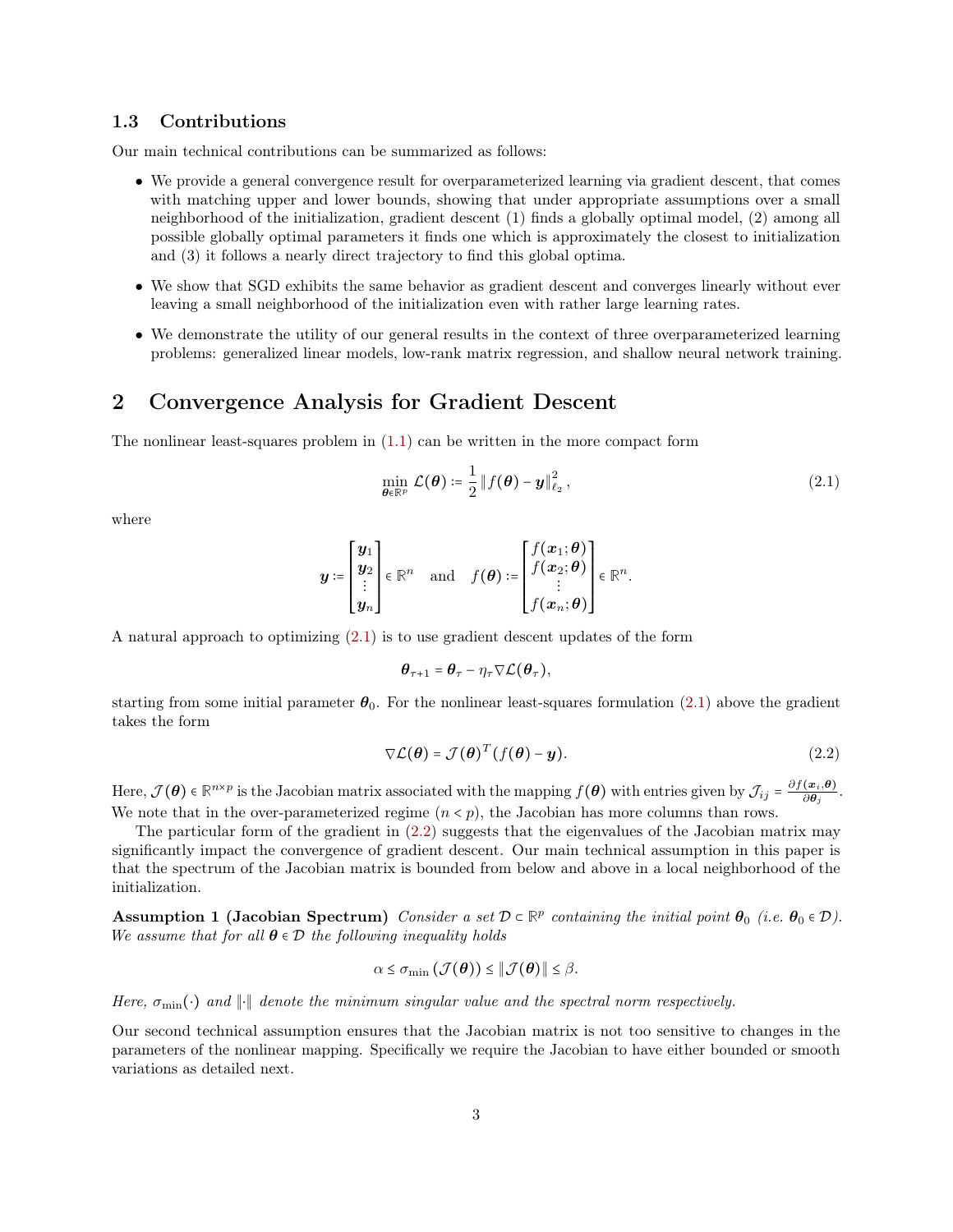### 1.3 Contributions

Our main technical contributions can be summarized as follows:

- We provide a general convergence result for overparameterized learning via gradient descent, that comes with matching upper and lower bounds, showing that under appropriate assumptions over a small neighborhood of the initialization, gradient descent (1) finds a globally optimal model, (2) among all possible globally optimal parameters it finds one which is approximately the closest to initialization and (3) it follows a nearly direct trajectory to find this global optima.
- We show that SGD exhibits the same behavior as gradient descent and converges linearly without ever leaving a small neighborhood of the initialization even with rather large learning rates.
- We demonstrate the utility of our general results in the context of three overparameterized learning problems: generalized linear models, low-rank matrix regression, and shallow neural network training.

## 2 Convergence Analysis for Gradient Descent

The nonlinear least-squares problem in (1.1) can be written in the more compact form

$$\min_{\boldsymbol{\theta}\in\mathbb{R}^p} \mathcal{L}(\boldsymbol{\theta}) := \frac{1}{2}\left\| f(\boldsymbol{\theta}) - \boldsymbol{y}\right\|_{\ell_2}^2, \tag{2.1}$$

where

$$\boldsymbol{y} := \begin{bmatrix} \boldsymbol{y}_1 \\ \boldsymbol{y}_2 \\ \vdots \\ \boldsymbol{y}_n \end{bmatrix} \in \mathbb{R}^n \quad \text{and} \quad f(\boldsymbol{\theta}) := \begin{bmatrix} f(\boldsymbol{x}_1;\boldsymbol{\theta}) \\ f(\boldsymbol{x}_2;\boldsymbol{\theta}) \\ \vdots \\ f(\boldsymbol{x}_n;\boldsymbol{\theta}) \end{bmatrix} \in \mathbb{R}^n.$$

A natural approach to optimizing (2.1) is to use gradient descent updates of the form

$$\boldsymbol{\theta}_{\tau+1} = \boldsymbol{\theta}_\tau - \eta_\tau \nabla\mathcal{L}(\boldsymbol{\theta}_\tau),$$

starting from some initial parameter $\boldsymbol{\theta}_0$. For the nonlinear least-squares formulation (2.1) above the gradient takes the form

$$\nabla\mathcal{L}(\boldsymbol{\theta}) = \mathcal{J}(\boldsymbol{\theta})^T (f(\boldsymbol{\theta}) - \boldsymbol{y}). \tag{2.2}$$

Here, $\mathcal{J}(\boldsymbol{\theta}) \in \mathbb{R}^{n\times p}$ is the Jacobian matrix associated with the mapping $f(\boldsymbol{\theta})$ with entries given by $\mathcal{J}_{ij} = \frac{\partial f(\boldsymbol{x}_i,\boldsymbol{\theta})}{\partial \boldsymbol{\theta}_j}$. We note that in the over-parameterized regime ($n < p$), the Jacobian has more columns than rows.

The particular form of the gradient in (2.2) suggests that the eigenvalues of the Jacobian matrix may significantly impact the convergence of gradient descent. Our main technical assumption in this paper is that the spectrum of the Jacobian matrix is bounded from below and above in a local neighborhood of the initialization.

**Assumption 1 (Jacobian Spectrum)** *Consider a set $\mathcal{D} \subset \mathbb{R}^p$ containing the initial point $\boldsymbol{\theta}_0$ (i.e. $\boldsymbol{\theta}_0 \in \mathcal{D}$). We assume that for all $\boldsymbol{\theta} \in \mathcal{D}$ the following inequality holds*

$$\alpha \le \sigma_{\min}\left(\mathcal{J}(\boldsymbol{\theta})\right) \le \left\|\mathcal{J}(\boldsymbol{\theta})\right\| \le \beta.$$

*Here, $\sigma_{\min}(\cdot)$ and $\|\cdot\|$ denote the minimum singular value and the spectral norm respectively.*

Our second technical assumption ensures that the Jacobian matrix is not too sensitive to changes in the parameters of the nonlinear mapping. Specifically we require the Jacobian to have either bounded or smooth variations as detailed next.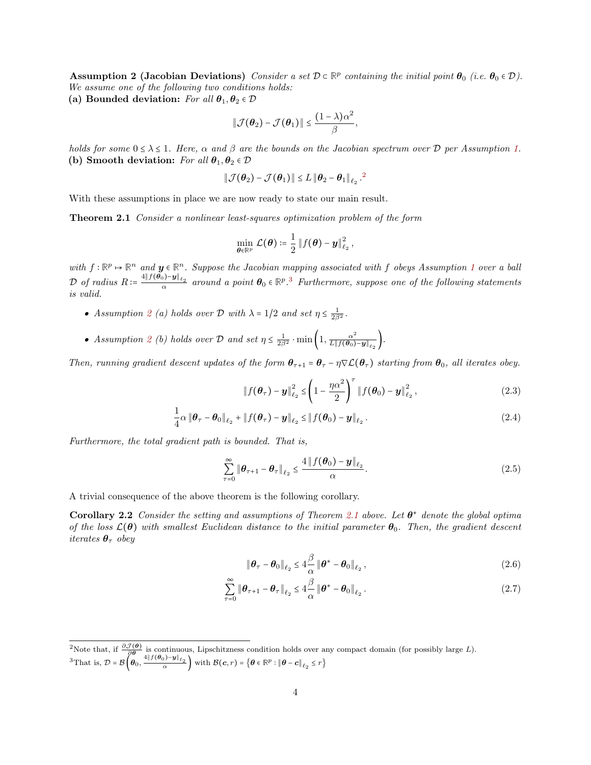**Assumption 2 (Jacobian Deviations)** *Consider a set $\mathcal{D} \subset \mathbb{R}^p$ containing the initial point $\boldsymbol{\theta}_0$ (i.e. $\boldsymbol{\theta}_0 \in \mathcal{D}$). We assume one of the following two conditions holds:*

**(a) Bounded deviation:** *For all $\boldsymbol{\theta}_1, \boldsymbol{\theta}_2 \in \mathcal{D}$*

$$\|\mathcal{J}(\boldsymbol{\theta}_2) - \mathcal{J}(\boldsymbol{\theta}_1)\| \le \frac{(1-\lambda)\alpha^2}{\beta},$$

*holds for some $0 \le \lambda \le 1$. Here, $\alpha$ and $\beta$ are the bounds on the Jacobian spectrum over $\mathcal{D}$ per Assumption 1.*

**(b) Smooth deviation:** *For all $\boldsymbol{\theta}_1, \boldsymbol{\theta}_2 \in \mathcal{D}$*

$$\|\mathcal{J}(\boldsymbol{\theta}_2) - \mathcal{J}(\boldsymbol{\theta}_1)\| \le L \|\boldsymbol{\theta}_2 - \boldsymbol{\theta}_1\|_{\ell_2}.[2]$$

With these assumptions in place we are now ready to state our main result.

**Theorem 2.1** *Consider a nonlinear least-squares optimization problem of the form*

$$\min_{\boldsymbol{\theta} \in \mathbb{R}^p} \mathcal{L}(\boldsymbol{\theta}) := \frac{1}{2}\|f(\boldsymbol{\theta}) - \boldsymbol{y}\|_{\ell_2}^2,$$

*with $f: \mathbb{R}^p \mapsto \mathbb{R}^n$ and $\boldsymbol{y} \in \mathbb{R}^n$. Suppose the Jacobian mapping associated with $f$ obeys Assumption 1 over a ball $\mathcal{D}$ of radius $R := \frac{4\|f(\boldsymbol{\theta}_0) - \boldsymbol{y}\|_{\ell_2}}{\alpha}$ around a point $\boldsymbol{\theta}_0 \in \mathbb{R}^p$.[3] Furthermore, suppose one of the following statements is valid.*

- *Assumption 2 (a) holds over $\mathcal{D}$ with $\lambda = 1/2$ and set $\eta \le \frac{1}{2\beta^2}$.*
- *Assumption 2 (b) holds over $\mathcal{D}$ and set $\eta \le \frac{1}{2\beta^2} \cdot \min\left(1, \frac{\alpha^2}{L\|f(\boldsymbol{\theta}_0) - \boldsymbol{y}\|_{\ell_2}}\right)$.*

*Then, running gradient descent updates of the form $\boldsymbol{\theta}_{\tau+1} = \boldsymbol{\theta}_\tau - \eta \nabla \mathcal{L}(\boldsymbol{\theta}_\tau)$ starting from $\boldsymbol{\theta}_0$, all iterates obey.*

$$\|f(\boldsymbol{\theta}_\tau) - \boldsymbol{y}\|_{\ell_2}^2 \le \left(1 - \frac{\eta\alpha^2}{2}\right)^\tau \|f(\boldsymbol{\theta}_0) - \boldsymbol{y}\|_{\ell_2}^2, \tag{2.3}$$

$$\frac{1}{4}\alpha\|\boldsymbol{\theta}_\tau - \boldsymbol{\theta}_0\|_{\ell_2} + \|f(\boldsymbol{\theta}_\tau) - \boldsymbol{y}\|_{\ell_2} \le \|f(\boldsymbol{\theta}_0) - \boldsymbol{y}\|_{\ell_2}. \tag{2.4}$$

*Furthermore, the total gradient path is bounded. That is,*

$$\sum_{\tau=0}^{\infty} \|\boldsymbol{\theta}_{\tau+1} - \boldsymbol{\theta}_\tau\|_{\ell_2} \le \frac{4\|f(\boldsymbol{\theta}_0) - \boldsymbol{y}\|_{\ell_2}}{\alpha}. \tag{2.5}$$

A trivial consequence of the above theorem is the following corollary.

**Corollary 2.2** *Consider the setting and assumptions of Theorem 2.1 above. Let $\boldsymbol{\theta}^*$ denote the global optima of the loss $\mathcal{L}(\boldsymbol{\theta})$ with smallest Euclidean distance to the initial parameter $\boldsymbol{\theta}_0$. Then, the gradient descent iterates $\boldsymbol{\theta}_\tau$ obey*

$$\|\boldsymbol{\theta}_\tau - \boldsymbol{\theta}_0\|_{\ell_2} \le 4\frac{\beta}{\alpha}\|\boldsymbol{\theta}^* - \boldsymbol{\theta}_0\|_{\ell_2}, \tag{2.6}$$

$$\sum_{\tau=0}^{\infty} \|\boldsymbol{\theta}_{\tau+1} - \boldsymbol{\theta}_\tau\|_{\ell_2} \le 4\frac{\beta}{\alpha}\|\boldsymbol{\theta}^* - \boldsymbol{\theta}_0\|_{\ell_2}. \tag{2.7}$$

---

[2] Note that, if $\frac{\partial \mathcal{J}(\boldsymbol{\theta})}{\partial \boldsymbol{\theta}}$ is continuous, Lipschitzness condition holds over any compact domain (for possibly large $L$).

[3] That is, $\mathcal{D} = \mathcal{B}\left(\boldsymbol{\theta}_0, \frac{4\|f(\boldsymbol{\theta}_0) - \boldsymbol{y}\|_{\ell_2}}{\alpha}\right)$ with $\mathcal{B}(\boldsymbol{c}, r) = \left\{\boldsymbol{\theta} \in \mathbb{R}^p : \|\boldsymbol{\theta} - \boldsymbol{c}\|_{\ell_2} \le r\right\}$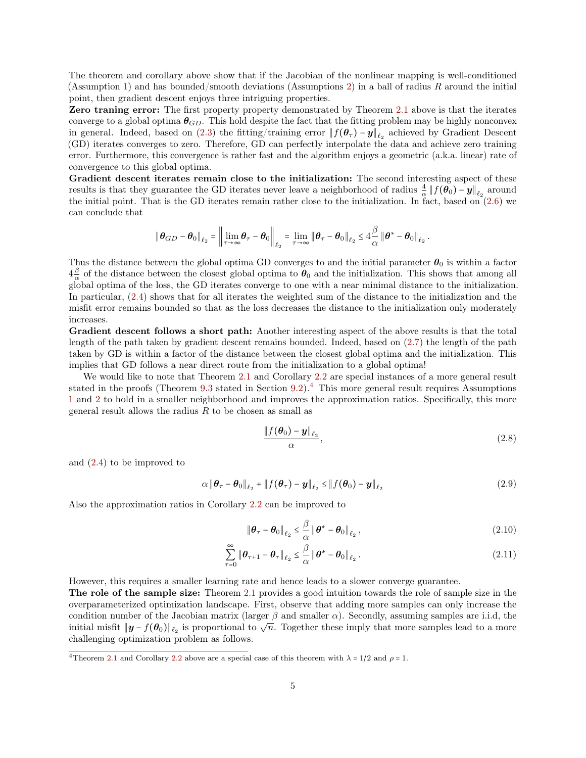The theorem and corollary above show that if the Jacobian of the nonlinear mapping is well-conditioned (Assumption 1) and has bounded/smooth deviations (Assumptions 2) in a ball of radius $R$ around the initial point, then gradient descent enjoys three intriguing properties.

**Zero traning error:** The first property property demonstrated by Theorem 2.1 above is that the iterates converge to a global optima $\boldsymbol{\theta}_{GD}$. This hold despite the fact that the fitting problem may be highly nonconvex in general. Indeed, based on (2.3) the fitting/training error $\|f(\boldsymbol{\theta}_\tau) - \boldsymbol{y}\|_{\ell_2}$ achieved by Gradient Descent (GD) iterates converges to zero. Therefore, GD can perfectly interpolate the data and achieve zero training error. Furthermore, this convergence is rather fast and the algorithm enjoys a geometric (a.k.a. linear) rate of convergence to this global optima.

**Gradient descent iterates remain close to the initialization:** The second interesting aspect of these results is that they guarantee the GD iterates never leave a neighborhood of radius $\frac{4}{\alpha}\|f(\boldsymbol{\theta}_0) - \boldsymbol{y}\|_{\ell_2}$ around the initial point. That is the GD iterates remain rather close to the initialization. In fact, based on (2.6) we can conclude that

$$\|\boldsymbol{\theta}_{GD} - \boldsymbol{\theta}_0\|_{\ell_2} = \left\|\lim_{\tau\to\infty}\boldsymbol{\theta}_\tau - \boldsymbol{\theta}_0\right\|_{\ell_2} = \lim_{\tau\to\infty}\|\boldsymbol{\theta}_\tau - \boldsymbol{\theta}_0\|_{\ell_2} \le 4\frac{\beta}{\alpha}\|\boldsymbol{\theta}^* - \boldsymbol{\theta}_0\|_{\ell_2}.$$

Thus the distance between the global optima GD converges to and the initial parameter $\boldsymbol{\theta}_0$ is within a factor $4\frac{\beta}{\alpha}$ of the distance between the closest global optima to $\boldsymbol{\theta}_0$ and the initialization. This shows that among all global optima of the loss, the GD iterates converge to one with a near minimal distance to the initialization. In particular, (2.4) shows that for all iterates the weighted sum of the distance to the initialization and the misfit error remains bounded so that as the loss decreases the distance to the initialization only moderately increases.

**Gradient descent follows a short path:** Another interesting aspect of the above results is that the total length of the path taken by gradient descent remains bounded. Indeed, based on (2.7) the length of the path taken by GD is within a factor of the distance between the closest global optima and the initialization. This implies that GD follows a near direct route from the initialization to a global optima!

We would like to note that Theorem 2.1 and Corollary 2.2 are special instances of a more general result stated in the proofs (Theorem 9.3 stated in Section 9.2).[4] This more general result requires Assumptions 1 and 2 to hold in a smaller neighborhood and improves the approximation ratios. Specifically, this more general result allows the radius $R$ to be chosen as small as

$$\frac{\|f(\boldsymbol{\theta}_0) - \boldsymbol{y}\|_{\ell_2}}{\alpha}, \tag{2.8}$$

and (2.4) to be improved to

$$\alpha\|\boldsymbol{\theta}_\tau - \boldsymbol{\theta}_0\|_{\ell_2} + \|f(\boldsymbol{\theta}_\tau) - \boldsymbol{y}\|_{\ell_2} \le \|f(\boldsymbol{\theta}_0) - \boldsymbol{y}\|_{\ell_2} \tag{2.9}$$

Also the approximation ratios in Corollary 2.2 can be improved to

$$\|\boldsymbol{\theta}_\tau - \boldsymbol{\theta}_0\|_{\ell_2} \le \frac{\beta}{\alpha}\|\boldsymbol{\theta}^* - \boldsymbol{\theta}_0\|_{\ell_2}, \tag{2.10}$$

$$\sum_{\tau=0}^{\infty}\|\boldsymbol{\theta}_{\tau+1} - \boldsymbol{\theta}_\tau\|_{\ell_2} \le \frac{\beta}{\alpha}\|\boldsymbol{\theta}^* - \boldsymbol{\theta}_0\|_{\ell_2}. \tag{2.11}$$

However, this requires a smaller learning rate and hence leads to a slower converge guarantee.

**The role of the sample size:** Theorem 2.1 provides a good intuition towards the role of sample size in the overparameterized optimization landscape. First, observe that adding more samples can only increase the condition number of the Jacobian matrix (larger $\beta$ and smaller $\alpha$). Secondly, assuming samples are i.i.d, the initial misfit $\|\boldsymbol{y} - f(\boldsymbol{\theta}_0)\|_{\ell_2}$ is proportional to $\sqrt{n}$. Together these imply that more samples lead to a more challenging optimization problem as follows.

[4] Theorem 2.1 and Corollary 2.2 above are a special case of this theorem with $\lambda = 1/2$ and $\rho = 1$.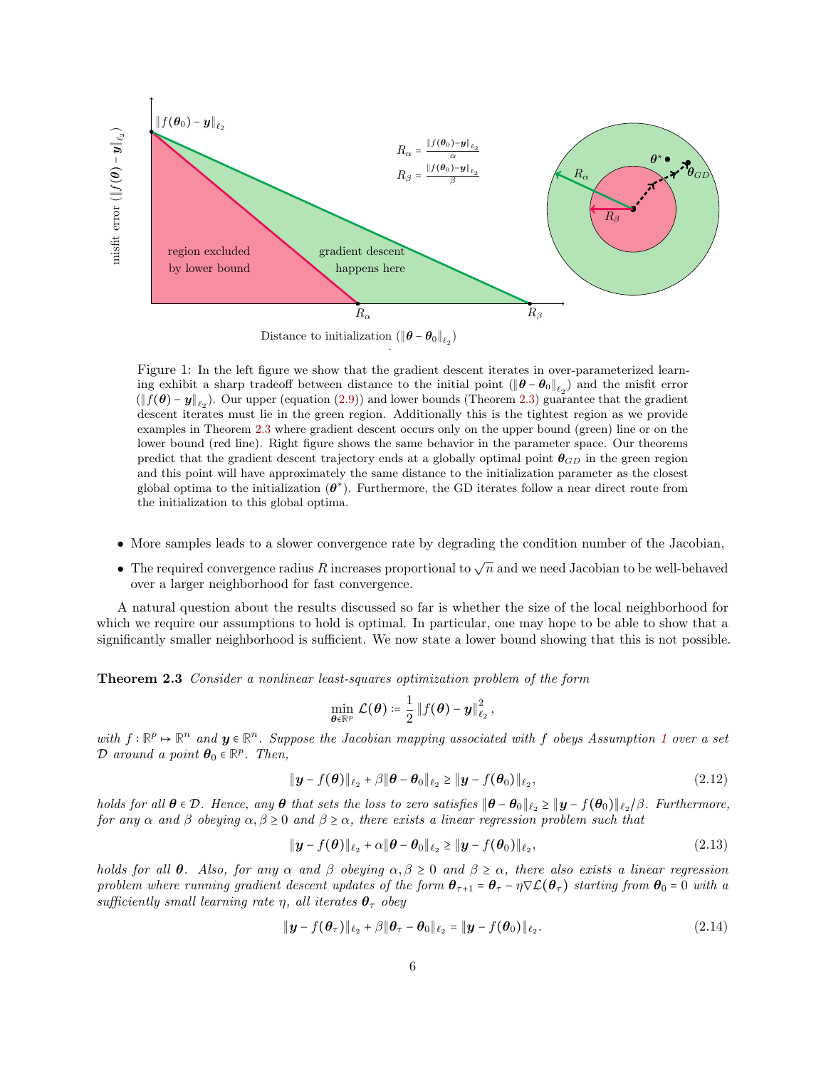Figure 1: In the left figure we show that the gradient descent iterates in over-parameterized learning exhibit a sharp tradeoff between distance to the initial point ($\|\boldsymbol{\theta}-\boldsymbol{\theta}_0\|_{\ell_2}$) and the misfit error ($\|f(\boldsymbol{\theta})-\boldsymbol{y}\|_{\ell_2}$). Our upper (equation (2.9)) and lower bounds (Theorem 2.3) guarantee that the gradient descent iterates must lie in the green region. Additionally this is the tightest region as we provide examples in Theorem 2.3 where gradient descent occurs only on the upper bound (green) line or on the lower bound (red line). Right figure shows the same behavior in the parameter space. Our theorems predict that the gradient descent trajectory ends at a globally optimal point $\boldsymbol{\theta}_{GD}$ in the green region and this point will have approximately the same distance to the initialization parameter as the closest global optima to the initialization ($\boldsymbol{\theta}^*$). Furthermore, the GD iterates follow a near direct route from the initialization to this global optima.

- More samples leads to a slower convergence rate by degrading the condition number of the Jacobian,
- The required convergence radius $R$ increases proportional to $\sqrt{n}$ and we need Jacobian to be well-behaved over a larger neighborhood for fast convergence.

A natural question about the results discussed so far is whether the size of the local neighborhood for which we require our assumptions to hold is optimal. In particular, one may hope to be able to show that a significantly smaller neighborhood is sufficient. We now state a lower bound showing that this is not possible.

**Theorem 2.3** *Consider a nonlinear least-squares optimization problem of the form*

$$\min_{\boldsymbol{\theta}\in\mathbb{R}^p} \mathcal{L}(\boldsymbol{\theta}) \coloneqq \frac{1}{2}\|f(\boldsymbol{\theta})-\boldsymbol{y}\|_{\ell_2}^2,$$

*with $f:\mathbb{R}^p \mapsto \mathbb{R}^n$ and $\boldsymbol{y}\in\mathbb{R}^n$. Suppose the Jacobian mapping associated with $f$ obeys Assumption 1 over a set $\mathcal{D}$ around a point $\boldsymbol{\theta}_0\in\mathbb{R}^p$. Then,*

$$\|\boldsymbol{y}-f(\boldsymbol{\theta})\|_{\ell_2} + \beta\|\boldsymbol{\theta}-\boldsymbol{\theta}_0\|_{\ell_2} \geq \|\boldsymbol{y}-f(\boldsymbol{\theta}_0)\|_{\ell_2}, \tag{2.12}$$

*holds for all $\boldsymbol{\theta}\in\mathcal{D}$. Hence, any $\boldsymbol{\theta}$ that sets the loss to zero satisfies $\|\boldsymbol{\theta}-\boldsymbol{\theta}_0\|_{\ell_2} \geq \|\boldsymbol{y}-f(\boldsymbol{\theta}_0)\|_{\ell_2}/\beta$. Furthermore, for any $\alpha$ and $\beta$ obeying $\alpha,\beta\geq 0$ and $\beta\geq\alpha$, there exists a linear regression problem such that*

$$\|\boldsymbol{y}-f(\boldsymbol{\theta})\|_{\ell_2} + \alpha\|\boldsymbol{\theta}-\boldsymbol{\theta}_0\|_{\ell_2} \geq \|\boldsymbol{y}-f(\boldsymbol{\theta}_0)\|_{\ell_2}, \tag{2.13}$$

*holds for all $\boldsymbol{\theta}$. Also, for any $\alpha$ and $\beta$ obeying $\alpha,\beta\geq 0$ and $\beta\geq\alpha$, there also exists a linear regression problem where running gradient descent updates of the form $\boldsymbol{\theta}_{\tau+1}=\boldsymbol{\theta}_\tau-\eta\nabla\mathcal{L}(\boldsymbol{\theta}_\tau)$ starting from $\boldsymbol{\theta}_0=0$ with a sufficiently small learning rate $\eta$, all iterates $\boldsymbol{\theta}_\tau$ obey*

$$\|\boldsymbol{y}-f(\boldsymbol{\theta}_\tau)\|_{\ell_2} + \beta\|\boldsymbol{\theta}_\tau-\boldsymbol{\theta}_0\|_{\ell_2} = \|\boldsymbol{y}-f(\boldsymbol{\theta}_0)\|_{\ell_2}. \tag{2.14}$$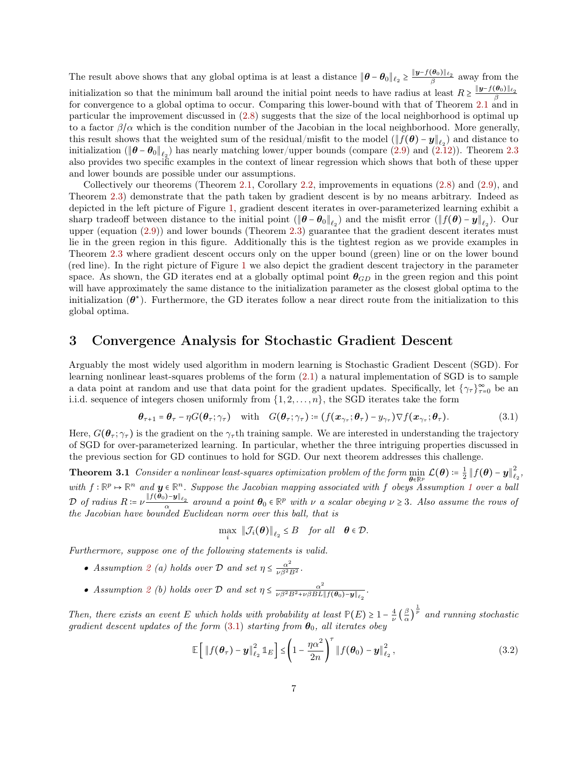The result above shows that any global optima is at least a distance $\|\boldsymbol{\theta}-\boldsymbol{\theta}_0\|_{\ell_2} \ge \frac{\|\boldsymbol{y}-f(\boldsymbol{\theta}_0)\|_{\ell_2}}{\beta}$ away from the initialization so that the minimum ball around the initial point needs to have radius at least $R \ge \frac{\|\boldsymbol{y}-f(\boldsymbol{\theta}_0)\|_{\ell_2}}{\beta}$ for convergence to a global optima to occur. Comparing this lower-bound with that of Theorem 2.1 and in particular the improvement discussed in (2.8) suggests that the size of the local neighborhood is optimal up to a factor $\beta/\alpha$ which is the condition number of the Jacobian in the local neighborhood. More generally, this result shows that the weighted sum of the residual/misfit to the model ($\|f(\boldsymbol{\theta})-\boldsymbol{y}\|_{\ell_2}$) and distance to initialization ($\|\boldsymbol{\theta}-\boldsymbol{\theta}_0\|_{\ell_2}$) has nearly matching lower/upper bounds (compare (2.9) and (2.12)). Theorem 2.3 also provides two specific examples in the context of linear regression which shows that both of these upper and lower bounds are possible under our assumptions.

Collectively our theorems (Theorem 2.1, Corollary 2.2, improvements in equations (2.8) and (2.9), and Theorem 2.3) demonstrate that the path taken by gradient descent is by no means arbitrary. Indeed as depicted in the left picture of Figure 1, gradient descent iterates in over-parameterized learning exhibit a sharp tradeoff between distance to the initial point ($\|\boldsymbol{\theta}-\boldsymbol{\theta}_0\|_{\ell_2}$) and the misfit error ($\|f(\boldsymbol{\theta})-\boldsymbol{y}\|_{\ell_2}$). Our upper (equation (2.9)) and lower bounds (Theorem 2.3) guarantee that the gradient descent iterates must lie in the green region in this figure. Additionally this is the tightest region as we provide examples in Theorem 2.3 where gradient descent occurs only on the upper bound (green) line or on the lower bound (red line). In the right picture of Figure 1 we also depict the gradient descent trajectory in the parameter space. As shown, the GD iterates end at a globally optimal point $\boldsymbol{\theta}_{GD}$ in the green region and this point will have approximately the same distance to the initialization parameter as the closest global optima to the initialization ($\boldsymbol{\theta}^*$). Furthermore, the GD iterates follow a near direct route from the initialization to this global optima.

# 3 Convergence Analysis for Stochastic Gradient Descent

Arguably the most widely used algorithm in modern learning is Stochastic Gradient Descent (SGD). For learning nonlinear least-squares problems of the form (2.1) a natural implementation of SGD is to sample a data point at random and use that data point for the gradient updates. Specifically, let $\{\gamma_\tau\}_{\tau=0}^{\infty}$ be an i.i.d. sequence of integers chosen uniformly from $\{1,2,\ldots,n\}$, the SGD iterates take the form

$$\boldsymbol{\theta}_{\tau+1} = \boldsymbol{\theta}_\tau - \eta G(\boldsymbol{\theta}_\tau;\gamma_\tau) \quad \text{with} \quad G(\boldsymbol{\theta}_\tau;\gamma_\tau) := \left(f(\boldsymbol{x}_{\gamma_\tau};\boldsymbol{\theta}_\tau) - y_{\gamma_\tau}\right)\nabla f(\boldsymbol{x}_{\gamma_\tau};\boldsymbol{\theta}_\tau). \tag{3.1}$$

Here, $G(\boldsymbol{\theta}_\tau;\gamma_\tau)$ is the gradient on the $\gamma_\tau$th training sample. We are interested in understanding the trajectory of SGD for over-parameterized learning. In particular, whether the three intriguing properties discussed in the previous section for GD continues to hold for SGD. Our next theorem addresses this challenge.

**Theorem 3.1** *Consider a nonlinear least-squares optimization problem of the form* $\min_{\boldsymbol{\theta}\in\mathbb{R}^p} \mathcal{L}(\boldsymbol{\theta}) := \frac{1}{2}\|f(\boldsymbol{\theta})-\boldsymbol{y}\|_{\ell_2}^2$, *with* $f:\mathbb{R}^p \mapsto \mathbb{R}^n$ *and* $\boldsymbol{y}\in\mathbb{R}^n$. *Suppose the Jacobian mapping associated with* $f$ *obeys Assumption 1 over a ball* $\mathcal{D}$ *of radius* $R := \nu\frac{\|f(\boldsymbol{\theta}_0)-\boldsymbol{y}\|_{\ell_2}}{\alpha}$ *around a point* $\boldsymbol{\theta}_0\in\mathbb{R}^p$ *with* $\nu$ *a scalar obeying* $\nu\ge 3$. *Also assume the rows of the Jacobian have bounded Euclidean norm over this ball, that is*

$$\max_i \|\mathcal{J}_i(\boldsymbol{\theta})\|_{\ell_2} \le B \quad \text{for all} \quad \boldsymbol{\theta}\in\mathcal{D}.$$

*Furthermore, suppose one of the following statements is valid.*

- *Assumption 2 (a) holds over* $\mathcal{D}$ *and set* $\eta \le \frac{\alpha^2}{\nu\beta^2B^2}$.
- *Assumption 2 (b) holds over* $\mathcal{D}$ *and set* $\eta \le \frac{\alpha^2}{\nu\beta^2B^2+\nu\beta BL\|f(\boldsymbol{\theta}_0)-\boldsymbol{y}\|_{\ell_2}}$.

*Then, there exists an event* $E$ *which holds with probability at least* $\mathbb{P}(E) \ge 1-\frac{4}{\nu}\left(\frac{\beta}{\alpha}\right)^{\frac{1}{p}}$ *and running stochastic gradient descent updates of the form (3.1) starting from* $\boldsymbol{\theta}_0$, *all iterates obey*

$$\mathbb{E}\left[\|f(\boldsymbol{\theta}_\tau)-\boldsymbol{y}\|_{\ell_2}^2 \mathbb{1}_E\right] \le \left(1-\frac{\eta\alpha^2}{2n}\right)^{\tau}\|f(\boldsymbol{\theta}_0)-\boldsymbol{y}\|_{\ell_2}^2, \tag{3.2}$$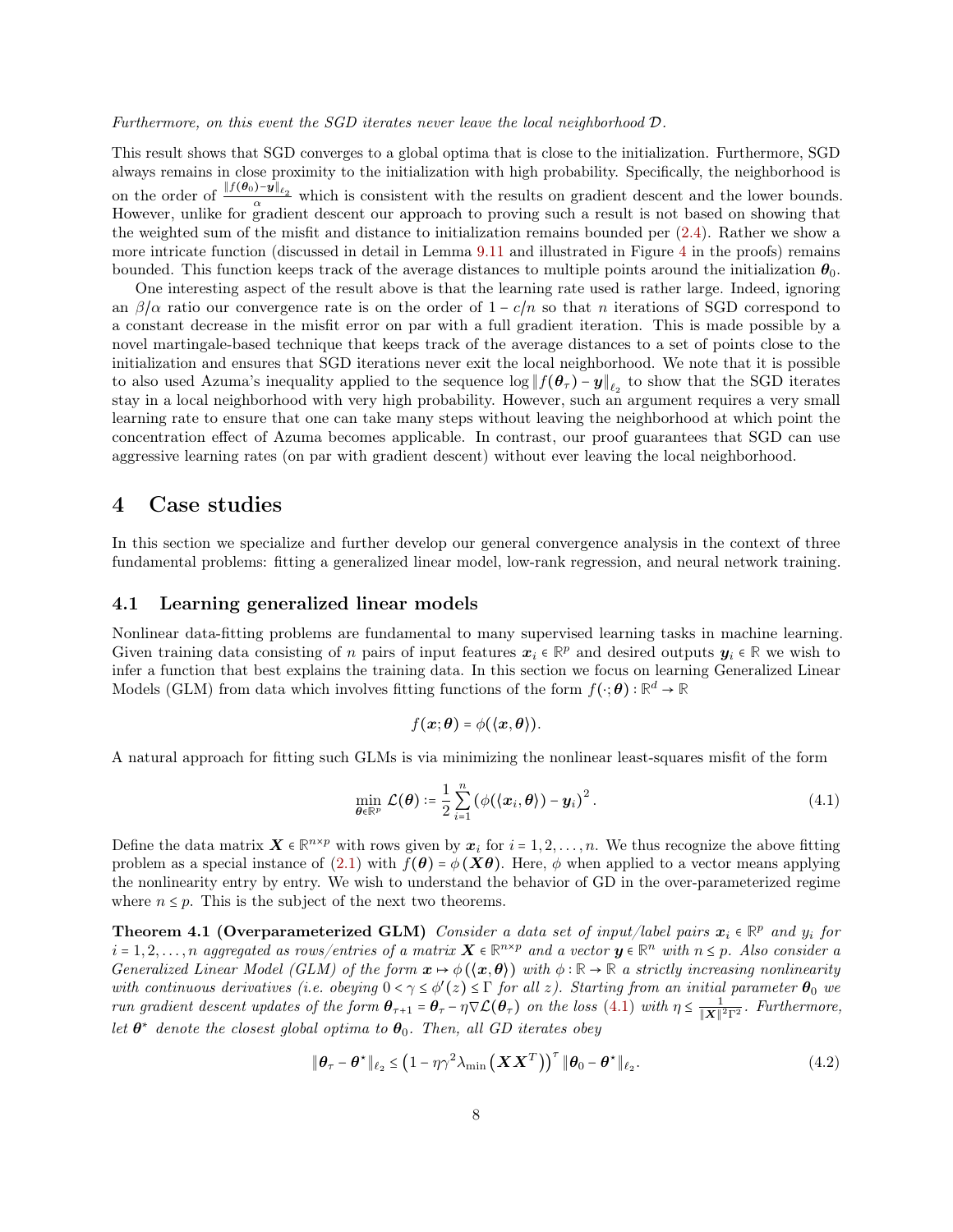*Furthermore, on this event the SGD iterates never leave the local neighborhood $\mathcal{D}$.*

This result shows that SGD converges to a global optima that is close to the initialization. Furthermore, SGD always remains in close proximity to the initialization with high probability. Specifically, the neighborhood is on the order of $\frac{\|f(\boldsymbol{\theta}_0)-\boldsymbol{y}\|_{\ell_2}}{\alpha}$ which is consistent with the results on gradient descent and the lower bounds. However, unlike for gradient descent our approach to proving such a result is not based on showing that the weighted sum of the misfit and distance to initialization remains bounded per (2.4). Rather we show a more intricate function (discussed in detail in Lemma 9.11 and illustrated in Figure 4 in the proofs) remains bounded. This function keeps track of the average distances to multiple points around the initialization $\boldsymbol{\theta}_0$.

One interesting aspect of the result above is that the learning rate used is rather large. Indeed, ignoring an $\beta/\alpha$ ratio our convergence rate is on the order of $1-c/n$ so that $n$ iterations of SGD correspond to a constant decrease in the misfit error on par with a full gradient iteration. This is made possible by a novel martingale-based technique that keeps track of the average distances to a set of points close to the initialization and ensures that SGD iterations never exit the local neighborhood. We note that it is possible to also used Azuma's inequality applied to the sequence $\log\|f(\boldsymbol{\theta}_\tau)-\boldsymbol{y}\|_{\ell_2}$ to show that the SGD iterates stay in a local neighborhood with very high probability. However, such an argument requires a very small learning rate to ensure that one can take many steps without leaving the neighborhood at which point the concentration effect of Azuma becomes applicable. In contrast, our proof guarantees that SGD can use aggressive learning rates (on par with gradient descent) without ever leaving the local neighborhood.

# 4 Case studies

In this section we specialize and further develop our general convergence analysis in the context of three fundamental problems: fitting a generalized linear model, low-rank regression, and neural network training.

## 4.1 Learning generalized linear models

Nonlinear data-fitting problems are fundamental to many supervised learning tasks in machine learning. Given training data consisting of $n$ pairs of input features $\boldsymbol{x}_i \in \mathbb{R}^p$ and desired outputs $\boldsymbol{y}_i \in \mathbb{R}$ we wish to infer a function that best explains the training data. In this section we focus on learning Generalized Linear Models (GLM) from data which involves fitting functions of the form $f(\cdot;\boldsymbol{\theta}):\mathbb{R}^d \to \mathbb{R}$

$$f(\boldsymbol{x};\boldsymbol{\theta}) = \phi(\langle \boldsymbol{x},\boldsymbol{\theta}\rangle).$$

A natural approach for fitting such GLMs is via minimizing the nonlinear least-squares misfit of the form

$$\min_{\boldsymbol{\theta}\in\mathbb{R}^p} \mathcal{L}(\boldsymbol{\theta}) := \frac{1}{2}\sum_{i=1}^{n}\left(\phi(\langle \boldsymbol{x}_i,\boldsymbol{\theta}\rangle)-\boldsymbol{y}_i\right)^2. \tag{4.1}$$

Define the data matrix $\boldsymbol{X}\in\mathbb{R}^{n\times p}$ with rows given by $\boldsymbol{x}_i$ for $i=1,2,\ldots,n$. We thus recognize the above fitting problem as a special instance of (2.1) with $f(\boldsymbol{\theta})=\phi(\boldsymbol{X}\boldsymbol{\theta})$. Here, $\phi$ when applied to a vector means applying the nonlinearity entry by entry. We wish to understand the behavior of GD in the over-parameterized regime where $n\le p$. This is the subject of the next two theorems.

**Theorem 4.1 (Overparameterized GLM)** *Consider a data set of input/label pairs $\boldsymbol{x}_i\in\mathbb{R}^p$ and $y_i$ for $i=1,2,\ldots,n$ aggregated as rows/entries of a matrix $\boldsymbol{X}\in\mathbb{R}^{n\times p}$ and a vector $\boldsymbol{y}\in\mathbb{R}^n$ with $n\le p$. Also consider a Generalized Linear Model (GLM) of the form $\boldsymbol{x}\mapsto\phi(\langle\boldsymbol{x},\boldsymbol{\theta}\rangle)$ with $\phi:\mathbb{R}\to\mathbb{R}$ a strictly increasing nonlinearity with continuous derivatives (i.e. obeying $0<\gamma\le\phi'(z)\le\Gamma$ for all $z$). Starting from an initial parameter $\boldsymbol{\theta}_0$ we run gradient descent updates of the form $\boldsymbol{\theta}_{\tau+1}=\boldsymbol{\theta}_\tau-\eta\nabla\mathcal{L}(\boldsymbol{\theta}_\tau)$ on the loss (4.1) with $\eta\le\frac{1}{\|\boldsymbol{X}\|^2\Gamma^2}$. Furthermore, let $\boldsymbol{\theta}^*$ denote the closest global optima to $\boldsymbol{\theta}_0$. Then, all GD iterates obey*

$$\|\boldsymbol{\theta}_\tau-\boldsymbol{\theta}^\star\|_{\ell_2}\le\left(1-\eta\gamma^2\lambda_{\min}\left(\boldsymbol{X}\boldsymbol{X}^T\right)\right)^\tau\|\boldsymbol{\theta}_0-\boldsymbol{\theta}^\star\|_{\ell_2}. \tag{4.2}$$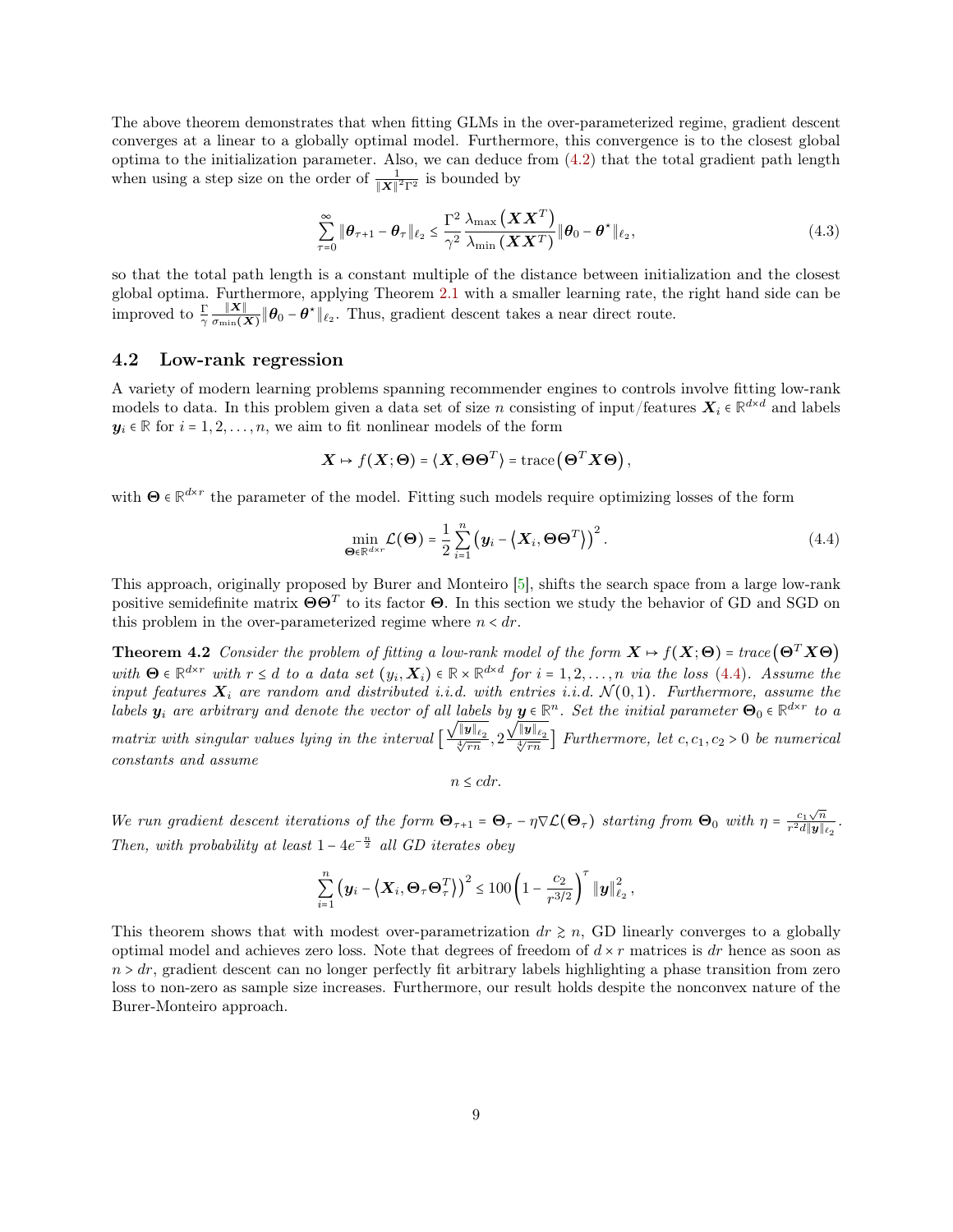The above theorem demonstrates that when fitting GLMs in the over-parameterized regime, gradient descent converges at a linear to a globally optimal model. Furthermore, this convergence is to the closest global optima to the initialization parameter. Also, we can deduce from (4.2) that the total gradient path length when using a step size on the order of $\frac{1}{\|\boldsymbol{X}\|^2\Gamma^2}$ is bounded by

$$\sum_{\tau=0}^{\infty} \|\boldsymbol{\theta}_{\tau+1} - \boldsymbol{\theta}_\tau\|_{\ell_2} \le \frac{\Gamma^2}{\gamma^2} \frac{\lambda_{\max}\left(\boldsymbol{X}\boldsymbol{X}^T\right)}{\lambda_{\min}\left(\boldsymbol{X}\boldsymbol{X}^T\right)} \|\boldsymbol{\theta}_0 - \boldsymbol{\theta}^\star\|_{\ell_2}, \tag{4.3}$$

so that the total path length is a constant multiple of the distance between initialization and the closest global optima. Furthermore, applying Theorem 2.1 with a smaller learning rate, the right hand side can be improved to $\frac{\Gamma}{\gamma}\frac{\|\boldsymbol{X}\|}{\sigma_{\min}(\boldsymbol{X})}\|\boldsymbol{\theta}_0 - \boldsymbol{\theta}^\star\|_{\ell_2}$. Thus, gradient descent takes a near direct route.

## 4.2 Low-rank regression

A variety of modern learning problems spanning recommender engines to controls involve fitting low-rank models to data. In this problem given a data set of size $n$ consisting of input/features $\boldsymbol{X}_i \in \mathbb{R}^{d\times d}$ and labels $\boldsymbol{y}_i \in \mathbb{R}$ for $i = 1, 2, \ldots, n$, we aim to fit nonlinear models of the form

$$\boldsymbol{X} \mapsto f(\boldsymbol{X}; \boldsymbol{\Theta}) = \langle \boldsymbol{X}, \boldsymbol{\Theta}\boldsymbol{\Theta}^T\rangle = \text{trace}\left(\boldsymbol{\Theta}^T\boldsymbol{X}\boldsymbol{\Theta}\right),$$

with $\boldsymbol{\Theta} \in \mathbb{R}^{d\times r}$ the parameter of the model. Fitting such models require optimizing losses of the form

$$\min_{\boldsymbol{\Theta}\in\mathbb{R}^{d\times r}} \mathcal{L}(\boldsymbol{\Theta}) = \frac{1}{2}\sum_{i=1}^{n}\left(\boldsymbol{y}_i - \left\langle \boldsymbol{X}_i, \boldsymbol{\Theta}\boldsymbol{\Theta}^T\right\rangle\right)^2. \tag{4.4}$$

This approach, originally proposed by Burer and Monteiro [5], shifts the search space from a large low-rank positive semidefinite matrix $\boldsymbol{\Theta}\boldsymbol{\Theta}^T$ to its factor $\boldsymbol{\Theta}$. In this section we study the behavior of GD and SGD on this problem in the over-parameterized regime where $n < dr$.

**Theorem 4.2** *Consider the problem of fitting a low-rank model of the form $\boldsymbol{X} \mapsto f(\boldsymbol{X}; \boldsymbol{\Theta}) = trace\left(\boldsymbol{\Theta}^T\boldsymbol{X}\boldsymbol{\Theta}\right)$ with $\boldsymbol{\Theta} \in \mathbb{R}^{d\times r}$ with $r \le d$ to a data set $(y_i, \boldsymbol{X}_i) \in \mathbb{R}\times\mathbb{R}^{d\times d}$ for $i = 1, 2, \ldots, n$ via the loss (4.4). Assume the input features $\boldsymbol{X}_i$ are random and distributed i.i.d. with entries i.i.d. $\mathcal{N}(0,1)$. Furthermore, assume the labels $\boldsymbol{y}_i$ are arbitrary and denote the vector of all labels by $\boldsymbol{y} \in \mathbb{R}^n$. Set the initial parameter $\boldsymbol{\Theta}_0 \in \mathbb{R}^{d\times r}$ to a matrix with singular values lying in the interval $\left[\frac{\sqrt{\|\boldsymbol{y}\|_{\ell_2}}}{\sqrt[4]{rn}}, 2\frac{\sqrt{\|\boldsymbol{y}\|_{\ell_2}}}{\sqrt[4]{rn}}\right]$ Furthermore, let $c, c_1, c_2 > 0$ be numerical constants and assume*

$$n \le cdr.$$

*We run gradient descent iterations of the form $\boldsymbol{\Theta}_{\tau+1} = \boldsymbol{\Theta}_\tau - \eta\nabla\mathcal{L}(\boldsymbol{\Theta}_\tau)$ starting from $\boldsymbol{\Theta}_0$ with $\eta = \frac{c_1\sqrt{n}}{r^2 d\|\boldsymbol{y}\|_{\ell_2}}$. Then, with probability at least $1 - 4e^{-\frac{n}{2}}$ all GD iterates obey*

$$\sum_{i=1}^{n}\left(\boldsymbol{y}_i - \left\langle \boldsymbol{X}_i, \boldsymbol{\Theta}_\tau\boldsymbol{\Theta}_\tau^T\right\rangle\right)^2 \le 100\left(1 - \frac{c_2}{r^{3/2}}\right)^\tau \|\boldsymbol{y}\|_{\ell_2}^2,$$

This theorem shows that with modest over-parametrization $dr \gtrsim n$, GD linearly converges to a globally optimal model and achieves zero loss. Note that degrees of freedom of $d\times r$ matrices is $dr$ hence as soon as $n > dr$, gradient descent can no longer perfectly fit arbitrary labels highlighting a phase transition from zero loss to non-zero as sample size increases. Furthermore, our result holds despite the nonconvex nature of the Burer-Monteiro approach.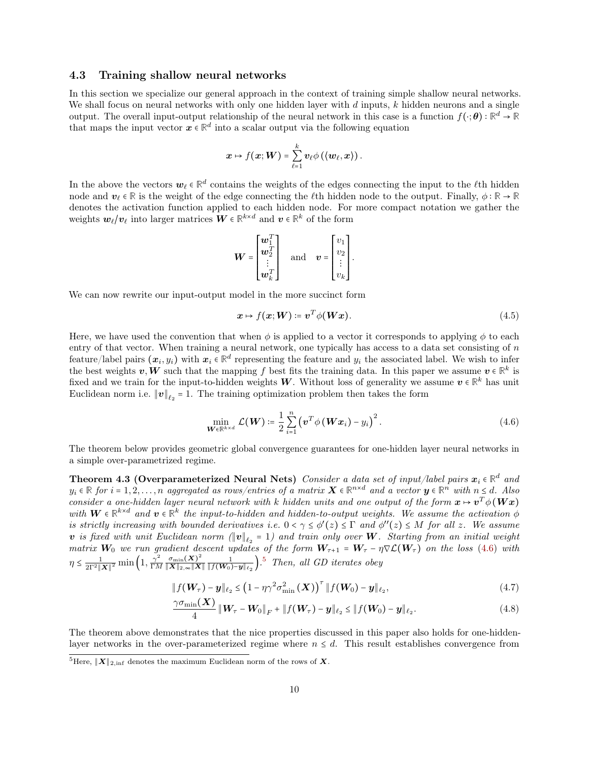### 4.3 Training shallow neural networks

In this section we specialize our general approach in the context of training simple shallow neural networks. We shall focus on neural networks with only one hidden layer with $d$ inputs, $k$ hidden neurons and a single output. The overall input-output relationship of the neural network in this case is a function $f(\cdot;\boldsymbol{\theta}) : \mathbb{R}^d \to \mathbb{R}$ that maps the input vector $\boldsymbol{x} \in \mathbb{R}^d$ into a scalar output via the following equation

$$\boldsymbol{x} \mapsto f(\boldsymbol{x};\boldsymbol{W}) = \sum_{\ell=1}^{k} \boldsymbol{v}_\ell \phi\left(\langle \boldsymbol{w}_\ell, \boldsymbol{x}\rangle\right).$$

In the above the vectors $\boldsymbol{w}_\ell \in \mathbb{R}^d$ contains the weights of the edges connecting the input to the $\ell$th hidden node and $\boldsymbol{v}_\ell \in \mathbb{R}$ is the weight of the edge connecting the $\ell$th hidden node to the output. Finally, $\phi : \mathbb{R} \to \mathbb{R}$ denotes the activation function applied to each hidden node. For more compact notation we gather the weights $\boldsymbol{w}_\ell / \boldsymbol{v}_\ell$ into larger matrices $\boldsymbol{W} \in \mathbb{R}^{k\times d}$ and $\boldsymbol{v} \in \mathbb{R}^k$ of the form

$$\boldsymbol{W} = \begin{bmatrix} \boldsymbol{w}_1^T \\ \boldsymbol{w}_2^T \\ \vdots \\ \boldsymbol{w}_k^T \end{bmatrix} \quad \text{and} \quad \boldsymbol{v} = \begin{bmatrix} v_1 \\ v_2 \\ \vdots \\ v_k \end{bmatrix}.$$

We can now rewrite our input-output model in the more succinct form

$$\boldsymbol{x} \mapsto f(\boldsymbol{x};\boldsymbol{W}) \coloneqq \boldsymbol{v}^T \phi(\boldsymbol{W}\boldsymbol{x}). \tag{4.5}$$

Here, we have used the convention that when $\phi$ is applied to a vector it corresponds to applying $\phi$ to each entry of that vector. When training a neural network, one typically has access to a data set consisting of $n$ feature/label pairs $(\boldsymbol{x}_i, y_i)$ with $\boldsymbol{x}_i \in \mathbb{R}^d$ representing the feature and $y_i$ the associated label. We wish to infer the best weights $\boldsymbol{v}, \boldsymbol{W}$ such that the mapping $f$ best fits the training data. In this paper we assume $\boldsymbol{v} \in \mathbb{R}^k$ is fixed and we train for the input-to-hidden weights $\boldsymbol{W}$. Without loss of generality we assume $\boldsymbol{v} \in \mathbb{R}^k$ has unit Euclidean norm i.e. $\|\boldsymbol{v}\|_{\ell_2} = 1$. The training optimization problem then takes the form

$$\min_{\boldsymbol{W}\in\mathbb{R}^{k\times d}} \mathcal{L}(\boldsymbol{W}) \coloneqq \frac{1}{2}\sum_{i=1}^{n}\left(\boldsymbol{v}^T\phi\left(\boldsymbol{W}\boldsymbol{x}_i\right) - y_i\right)^2. \tag{4.6}$$

The theorem below provides geometric global convergence guarantees for one-hidden layer neural networks in a simple over-parametrized regime.

**Theorem 4.3 (Overparameterized Neural Nets)** *Consider a data set of input/label pairs $\boldsymbol{x}_i \in \mathbb{R}^d$ and $y_i \in \mathbb{R}$ for $i = 1, 2, \ldots, n$ aggregated as rows/entries of a matrix $\boldsymbol{X} \in \mathbb{R}^{n\times d}$ and a vector $\boldsymbol{y} \in \mathbb{R}^n$ with $n \le d$. Also consider a one-hidden layer neural network with $k$ hidden units and one output of the form $\boldsymbol{x} \mapsto \boldsymbol{v}^T\phi(\boldsymbol{W}\boldsymbol{x})$ with $\boldsymbol{W} \in \mathbb{R}^{k\times d}$ and $\boldsymbol{v} \in \mathbb{R}^k$ the input-to-hidden and hidden-to-output weights. We assume the activation $\phi$ is strictly increasing with bounded derivatives i.e. $0 < \gamma \le \phi'(z) \le \Gamma$ and $\phi''(z) \le M$ for all $z$. We assume $\boldsymbol{v}$ is fixed with unit Euclidean norm ($\|\boldsymbol{v}\|_{\ell_2} = 1$) and train only over $\boldsymbol{W}$. Starting from an initial weight matrix $\boldsymbol{W}_0$ we run gradient descent updates of the form $\boldsymbol{W}_{\tau+1} = \boldsymbol{W}_\tau - \eta\nabla\mathcal{L}(\boldsymbol{W}_\tau)$ on the loss (4.6) with $\eta \le \frac{1}{2\Gamma^2\|\boldsymbol{X}\|^2}\min\left(1, \frac{\gamma^2}{\Gamma M}\frac{\sigma_{\min}(\boldsymbol{X})^2}{\|\boldsymbol{X}\|_{2,\infty}\|\boldsymbol{X}\|}\frac{1}{\|f(\boldsymbol{W}_0)-\boldsymbol{y}\|_{\ell_2}}\right)$.[5] Then, all GD iterates obey*

$$\|f(\boldsymbol{W}_\tau) - \boldsymbol{y}\|_{\ell_2} \le \left(1 - \eta\gamma^2\sigma_{\min}^2(\boldsymbol{X})\right)^\tau \|f(\boldsymbol{W}_0) - \boldsymbol{y}\|_{\ell_2}, \tag{4.7}$$

$$\frac{\gamma\sigma_{\min}(\boldsymbol{X})}{4}\|\boldsymbol{W}_\tau - \boldsymbol{W}_0\|_F + \|f(\boldsymbol{W}_\tau) - \boldsymbol{y}\|_{\ell_2} \le \|f(\boldsymbol{W}_0) - \boldsymbol{y}\|_{\ell_2}. \tag{4.8}$$

The theorem above demonstrates that the nice properties discussed in this paper also holds for one-hidden-layer networks in the over-parameterized regime where $n \le d$. This result establishes convergence from

[5] Here, $\|\boldsymbol{X}\|_{2,\inf}$ denotes the maximum Euclidean norm of the rows of $\boldsymbol{X}$.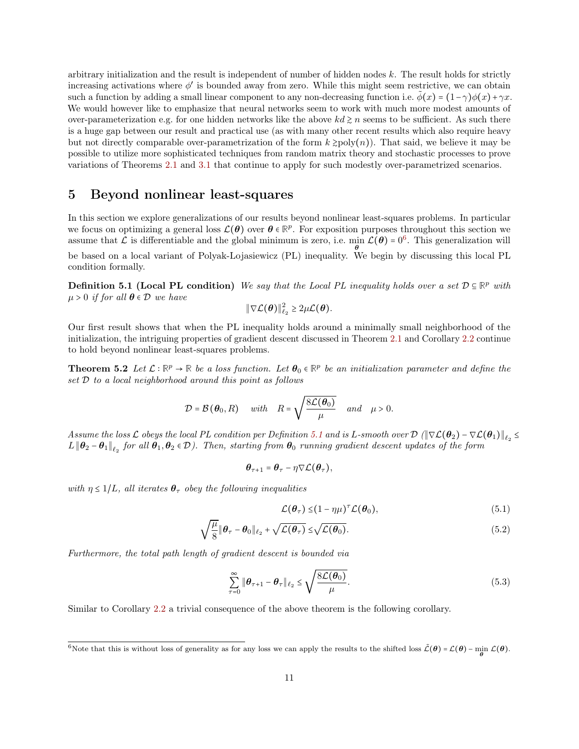arbitrary initialization and the result is independent of number of hidden nodes $k$. The result holds for strictly increasing activations where $\phi'$ is bounded away from zero. While this might seem restrictive, we can obtain such a function by adding a small linear component to any non-decreasing function i.e. $\tilde{\phi}(x) = (1-\gamma)\phi(x) + \gamma x$. We would however like to emphasize that neural networks seem to work with much more modest amounts of over-parameterization e.g. for one hidden networks like the above $kd \gtrsim n$ seems to be sufficient. As such there is a huge gap between our result and practical use (as with many other recent results which also require heavy but not directly comparable over-parametrization of the form $k \gtrsim \text{poly}(n)$). That said, we believe it may be possible to utilize more sophisticated techniques from random matrix theory and stochastic processes to prove variations of Theorems 2.1 and 3.1 that continue to apply for such modestly over-parametrized scenarios.

# 5 Beyond nonlinear least-squares

In this section we explore generalizations of our results beyond nonlinear least-squares problems. In particular we focus on optimizing a general loss $\mathcal{L}(\boldsymbol{\theta})$ over $\boldsymbol{\theta} \in \mathbb{R}^p$. For exposition purposes throughout this section we assume that $\mathcal{L}$ is differentiable and the global minimum is zero, i.e. $\min_{\boldsymbol{\theta}} \mathcal{L}(\boldsymbol{\theta}) = 0$[6]. This generalization will be based on a local variant of Polyak-Lojasiewicz (PL) inequality. We begin by discussing this local PL condition formally.

**Definition 5.1 (Local PL condition)** *We say that the Local PL inequality holds over a set $\mathcal{D} \subseteq \mathbb{R}^p$ with $\mu > 0$ if for all $\boldsymbol{\theta} \in \mathcal{D}$ we have*

$$\|\nabla \mathcal{L}(\boldsymbol{\theta})\|_{\ell_2}^2 \geq 2\mu \mathcal{L}(\boldsymbol{\theta}).$$

Our first result shows that when the PL inequality holds around a minimally small neighborhood of the initialization, the intriguing properties of gradient descent discussed in Theorem 2.1 and Corollary 2.2 continue to hold beyond nonlinear least-squares problems.

**Theorem 5.2** *Let $\mathcal{L} : \mathbb{R}^p \to \mathbb{R}$ be a loss function. Let $\boldsymbol{\theta}_0 \in \mathbb{R}^p$ be an initialization parameter and define the set $\mathcal{D}$ to a local neighborhood around this point as follows*

$$\mathcal{D} = \mathcal{B}(\boldsymbol{\theta}_0, R) \quad \text{with} \quad R = \sqrt{\frac{8\mathcal{L}(\boldsymbol{\theta}_0)}{\mu}} \quad \text{and} \quad \mu > 0.$$

*Assume the loss $\mathcal{L}$ obeys the local PL condition per Definition 5.1 and is $L$-smooth over $\mathcal{D}$ ($\|\nabla \mathcal{L}(\boldsymbol{\theta}_2) - \nabla \mathcal{L}(\boldsymbol{\theta}_1)\|_{\ell_2} \leq L\|\boldsymbol{\theta}_2 - \boldsymbol{\theta}_1\|_{\ell_2}$ for all $\boldsymbol{\theta}_1, \boldsymbol{\theta}_2 \in \mathcal{D}$). Then, starting from $\boldsymbol{\theta}_0$ running gradient descent updates of the form*

$$\boldsymbol{\theta}_{\tau+1} = \boldsymbol{\theta}_\tau - \eta \nabla \mathcal{L}(\boldsymbol{\theta}_\tau),$$

*with $\eta \leq 1/L$, all iterates $\boldsymbol{\theta}_\tau$ obey the following inequalities*

$$\mathcal{L}(\boldsymbol{\theta}_\tau) \leq (1-\eta\mu)^\tau \mathcal{L}(\boldsymbol{\theta}_0), \tag{5.1}$$

$$\sqrt{\frac{\mu}{8}}\|\boldsymbol{\theta}_\tau - \boldsymbol{\theta}_0\|_{\ell_2} + \sqrt{\mathcal{L}(\boldsymbol{\theta}_\tau)} \leq \sqrt{\mathcal{L}(\boldsymbol{\theta}_0)}. \tag{5.2}$$

*Furthermore, the total path length of gradient descent is bounded via*

$$\sum_{\tau=0}^{\infty} \|\boldsymbol{\theta}_{\tau+1} - \boldsymbol{\theta}_\tau\|_{\ell_2} \leq \sqrt{\frac{8\mathcal{L}(\boldsymbol{\theta}_0)}{\mu}}. \tag{5.3}$$

Similar to Corollary 2.2 a trivial consequence of the above theorem is the following corollary.

---

[6]Note that this is without loss of generality as for any loss we can apply the results to the shifted loss $\tilde{\mathcal{L}}(\boldsymbol{\theta}) = \mathcal{L}(\boldsymbol{\theta}) - \min_{\boldsymbol{\theta}} \mathcal{L}(\boldsymbol{\theta})$.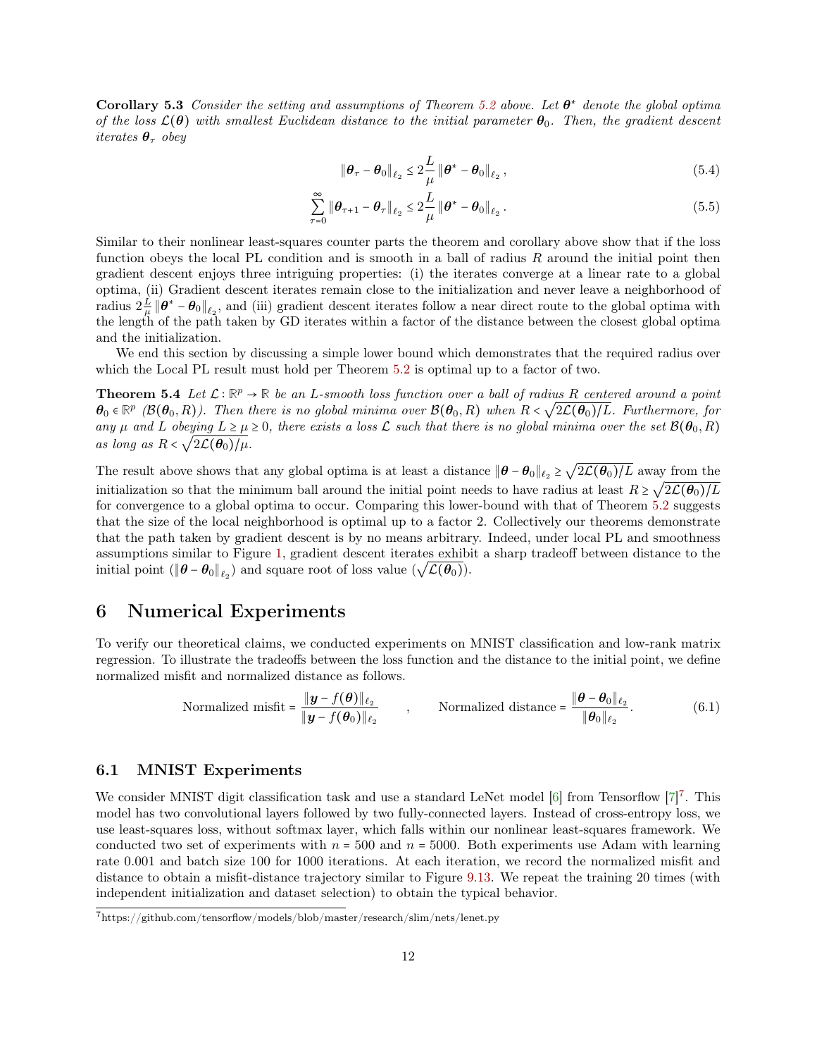**Corollary 5.3** *Consider the setting and assumptions of Theorem 5.2 above. Let $\boldsymbol{\theta}^*$ denote the global optima of the loss $\mathcal{L}(\boldsymbol{\theta})$ with smallest Euclidean distance to the initial parameter $\boldsymbol{\theta}_0$. Then, the gradient descent iterates $\boldsymbol{\theta}_\tau$ obey*

$$\|\boldsymbol{\theta}_\tau - \boldsymbol{\theta}_0\|_{\ell_2} \le 2\frac{L}{\mu}\|\boldsymbol{\theta}^* - \boldsymbol{\theta}_0\|_{\ell_2}, \tag{5.4}$$

$$\sum_{\tau=0}^{\infty}\|\boldsymbol{\theta}_{\tau+1} - \boldsymbol{\theta}_\tau\|_{\ell_2} \le 2\frac{L}{\mu}\|\boldsymbol{\theta}^* - \boldsymbol{\theta}_0\|_{\ell_2}. \tag{5.5}$$

Similar to their nonlinear least-squares counter parts the theorem and corollary above show that if the loss function obeys the local PL condition and is smooth in a ball of radius $R$ around the initial point then gradient descent enjoys three intriguing properties: (i) the iterates converge at a linear rate to a global optima, (ii) Gradient descent iterates remain close to the initialization and never leave a neighborhood of radius $2\frac{L}{\mu}\|\boldsymbol{\theta}^* - \boldsymbol{\theta}_0\|_{\ell_2}$, and (iii) gradient descent iterates follow a near direct route to the global optima with the length of the path taken by GD iterates within a factor of the distance between the closest global optima and the initialization.

We end this section by discussing a simple lower bound which demonstrates that the required radius over which the Local PL result must hold per Theorem 5.2 is optimal up to a factor of two.

**Theorem 5.4** *Let $\mathcal{L}: \mathbb{R}^p \to \mathbb{R}$ be an $L$-smooth loss function over a ball of radius $R$ centered around a point $\boldsymbol{\theta}_0 \in \mathbb{R}^p$ ($\mathcal{B}(\boldsymbol{\theta}_0, R)$). Then there is no global minima over $\mathcal{B}(\boldsymbol{\theta}_0, R)$ when $R < \sqrt{2\mathcal{L}(\boldsymbol{\theta}_0)/L}$. Furthermore, for any $\mu$ and $L$ obeying $L \ge \mu \ge 0$, there exists a loss $\mathcal{L}$ such that there is no global minima over the set $\mathcal{B}(\boldsymbol{\theta}_0, R)$ as long as $R < \sqrt{2\mathcal{L}(\boldsymbol{\theta}_0)/\mu}$.*

The result above shows that any global optima is at least a distance $\|\boldsymbol{\theta} - \boldsymbol{\theta}_0\|_{\ell_2} \ge \sqrt{2\mathcal{L}(\boldsymbol{\theta}_0)/L}$ away from the initialization so that the minimum ball around the initial point needs to have radius at least $R \ge \sqrt{2\mathcal{L}(\boldsymbol{\theta}_0)/L}$ for convergence to a global optima to occur. Comparing this lower-bound with that of Theorem 5.2 suggests that the size of the local neighborhood is optimal up to a factor 2. Collectively our theorems demonstrate that the path taken by gradient descent is by no means arbitrary. Indeed, under local PL and smoothness assumptions similar to Figure 1, gradient descent iterates exhibit a sharp tradeoff between distance to the initial point ($\|\boldsymbol{\theta} - \boldsymbol{\theta}_0\|_{\ell_2}$) and square root of loss value ($\sqrt{\mathcal{L}(\boldsymbol{\theta}_0)}$).

# 6 Numerical Experiments

To verify our theoretical claims, we conducted experiments on MNIST classification and low-rank matrix regression. To illustrate the tradeoffs between the loss function and the distance to the initial point, we define normalized misfit and normalized distance as follows.

$$\text{Normalized misfit} = \frac{\|\boldsymbol{y} - f(\boldsymbol{\theta})\|_{\ell_2}}{\|\boldsymbol{y} - f(\boldsymbol{\theta}_0)\|_{\ell_2}} \quad , \quad \text{Normalized distance} = \frac{\|\boldsymbol{\theta} - \boldsymbol{\theta}_0\|_{\ell_2}}{\|\boldsymbol{\theta}_0\|_{\ell_2}}. \tag{6.1}$$

## 6.1 MNIST Experiments

We consider MNIST digit classification task and use a standard LeNet model [6] from Tensorflow [7][7]. This model has two convolutional layers followed by two fully-connected layers. Instead of cross-entropy loss, we use least-squares loss, without softmax layer, which falls within our nonlinear least-squares framework. We conducted two set of experiments with $n = 500$ and $n = 5000$. Both experiments use Adam with learning rate 0.001 and batch size 100 for 1000 iterations. At each iteration, we record the normalized misfit and distance to obtain a misfit-distance trajectory similar to Figure 9.13. We repeat the training 20 times (with independent initialization and dataset selection) to obtain the typical behavior.

[7]https://github.com/tensorflow/models/blob/master/research/slim/nets/lenet.py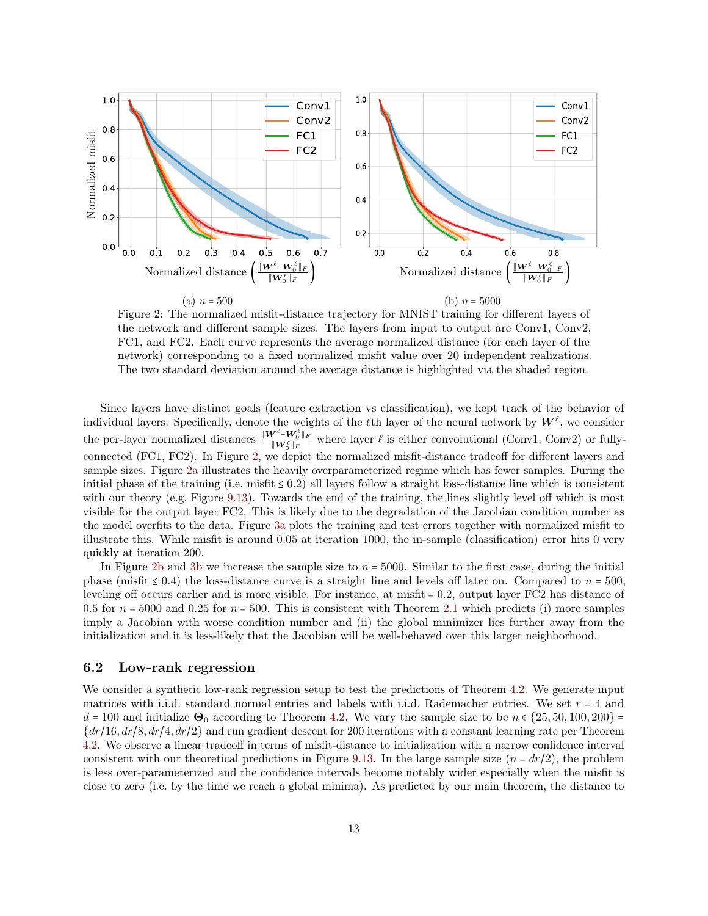(a) $n = 500$

(b) $n = 5000$

Figure 2: The normalized misfit-distance trajectory for MNIST training for different layers of the network and different sample sizes. The layers from input to output are Conv1, Conv2, FC1, and FC2. Each curve represents the average normalized distance (for each layer of the network) corresponding to a fixed normalized misfit value over 20 independent realizations. The two standard deviation around the average distance is highlighted via the shaded region.

Since layers have distinct goals (feature extraction vs classification), we kept track of the behavior of individual layers. Specifically, denote the weights of the $\ell$th layer of the neural network by $\boldsymbol{W}^\ell$, we consider the per-layer normalized distances $\frac{\|\boldsymbol{W}^\ell - \boldsymbol{W}_0^\ell\|_F}{\|\boldsymbol{W}_0^\ell\|_F}$ where layer $\ell$ is either convolutional (Conv1, Conv2) or fully-connected (FC1, FC2). In Figure 2, we depict the normalized misfit-distance tradeoff for different layers and sample sizes. Figure 2a illustrates the heavily overparameterized regime which has fewer samples. During the initial phase of the training (i.e. misfit $\leq 0.2$) all layers follow a straight loss-distance line which is consistent with our theory (e.g. Figure 9.13). Towards the end of the training, the lines slightly level off which is most visible for the output layer FC2. This is likely due to the degradation of the Jacobian condition number as the model overfits to the data. Figure 3a plots the training and test errors together with normalized misfit to illustrate this. While misfit is around 0.05 at iteration 1000, the in-sample (classification) error hits 0 very quickly at iteration 200.

In Figure 2b and 3b we increase the sample size to $n = 5000$. Similar to the first case, during the initial phase (misfit $\leq 0.4$) the loss-distance curve is a straight line and levels off later on. Compared to $n = 500$, leveling off occurs earlier and is more visible. For instance, at misfit $= 0.2$, output layer FC2 has distance of 0.5 for $n = 5000$ and 0.25 for $n = 500$. This is consistent with Theorem 2.1 which predicts (i) more samples imply a Jacobian with worse condition number and (ii) the global minimizer lies further away from the initialization and it is less-likely that the Jacobian will be well-behaved over this larger neighborhood.

## 6.2 Low-rank regression

We consider a synthetic low-rank regression setup to test the predictions of Theorem 4.2. We generate input matrices with i.i.d. standard normal entries and labels with i.i.d. Rademacher entries. We set $r = 4$ and $d = 100$ and initialize $\boldsymbol{\Theta}_0$ according to Theorem 4.2. We vary the sample size to be $n \in \{25, 50, 100, 200\} = \{dr/16, dr/8, dr/4, dr/2\}$ and run gradient descent for 200 iterations with a constant learning rate per Theorem 4.2. We observe a linear tradeoff in terms of misfit-distance to initialization with a narrow confidence interval consistent with our theoretical predictions in Figure 9.13. In the large sample size ($n = dr/2$), the problem is less over-parameterized and the confidence intervals become notably wider especially when the misfit is close to zero (i.e. by the time we reach a global minima). As predicted by our main theorem, the distance to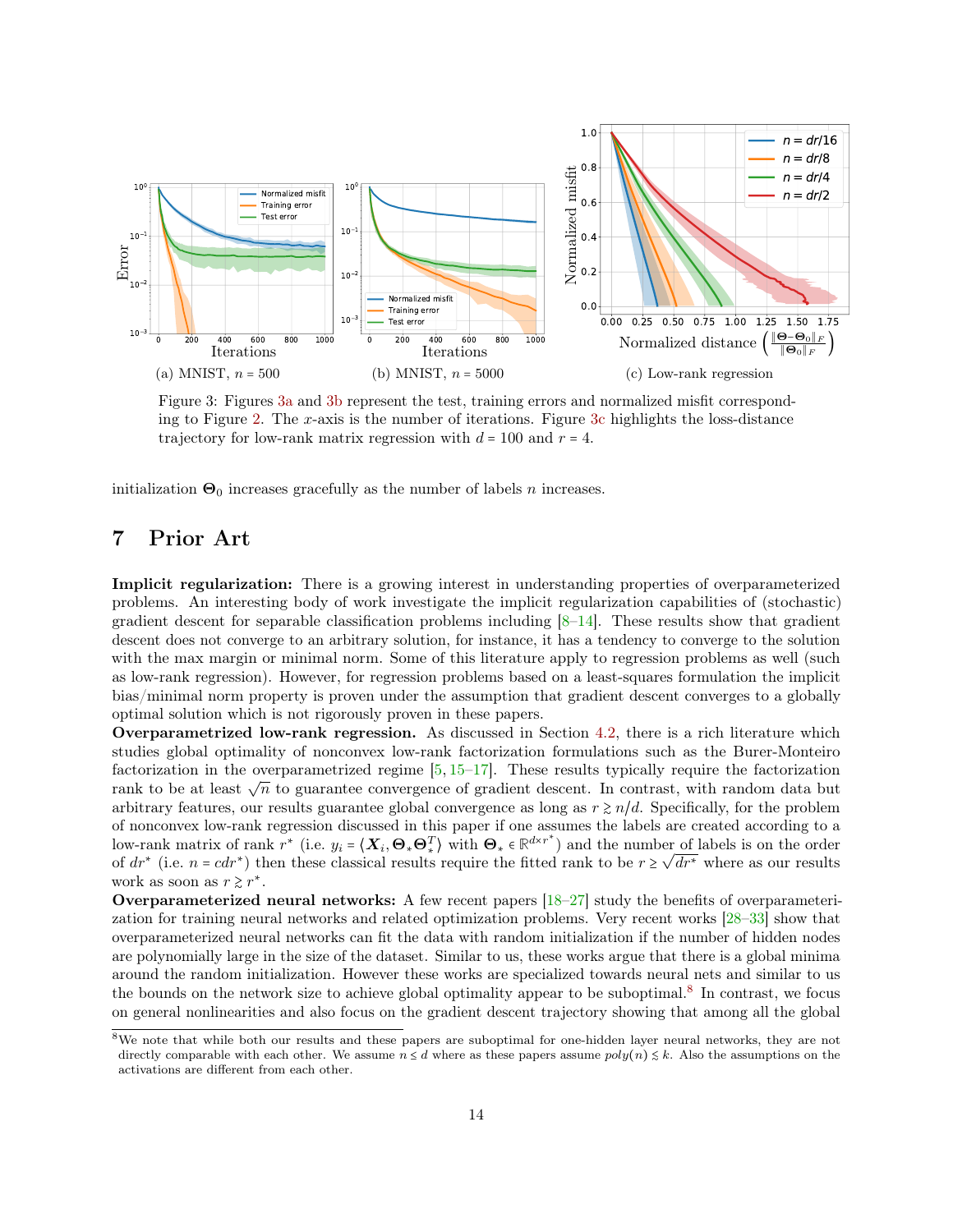Figure 3: Figures 3a and 3b represent the test, training errors and normalized misfit corresponding to Figure 2. The $x$-axis is the number of iterations. Figure 3c highlights the loss-distance trajectory for low-rank matrix regression with $d = 100$ and $r = 4$.

(a) MNIST, $n = 500$

(b) MNIST, $n = 5000$

(c) Low-rank regression

initialization $\mathbf{\Theta}_0$ increases gracefully as the number of labels $n$ increases.

# 7 Prior Art

**Implicit regularization:** There is a growing interest in understanding properties of overparameterized problems. An interesting body of work investigate the implicit regularization capabilities of (stochastic) gradient descent for separable classification problems including [8–14]. These results show that gradient descent does not converge to an arbitrary solution, for instance, it has a tendency to converge to the solution with the max margin or minimal norm. Some of this literature apply to regression problems as well (such as low-rank regression). However, for regression problems based on a least-squares formulation the implicit bias/minimal norm property is proven under the assumption that gradient descent converges to a globally optimal solution which is not rigorously proven in these papers.

**Overparametrized low-rank regression.** As discussed in Section 4.2, there is a rich literature which studies global optimality of nonconvex low-rank factorization formulations such as the Burer-Monteiro factorization in the overparametrized regime [5, 15–17]. These results typically require the factorization rank to be at least $\sqrt{n}$ to guarantee convergence of gradient descent. In contrast, with random data but arbitrary features, our results guarantee global convergence as long as $r \gtrsim n/d$. Specifically, for the problem of nonconvex low-rank regression discussed in this paper if one assumes the labels are created according to a low-rank matrix of rank $r^*$ (i.e. $y_i = \langle \boldsymbol{X}_i, \mathbf{\Theta}_* \mathbf{\Theta}_*^T \rangle$ with $\mathbf{\Theta}_* \in \mathbb{R}^{d \times r^*}$) and the number of labels is on the order of $dr^*$ (i.e. $n = cdr^*$) then these classical results require the fitted rank to be $r \geq \sqrt{dr^*}$ where as our results work as soon as $r \gtrsim r^*$.

**Overparameterized neural networks:** A few recent papers [18–27] study the benefits of overparameterization for training neural networks and related optimization problems. Very recent works [28–33] show that overparameterized neural networks can fit the data with random initialization if the number of hidden nodes are polynomially large in the size of the dataset. Similar to us, these works argue that there is a global minima around the random initialization. However these works are specialized towards neural nets and similar to us the bounds on the network size to achieve global optimality appear to be suboptimal.[8] In contrast, we focus on general nonlinearities and also focus on the gradient descent trajectory showing that among all the global

[8] We note that while both our results and these papers are suboptimal for one-hidden layer neural networks, they are not directly comparable with each other. We assume $n \lesssim d$ where as these papers assume $poly(n) \lesssim k$. Also the assumptions on the activations are different from each other.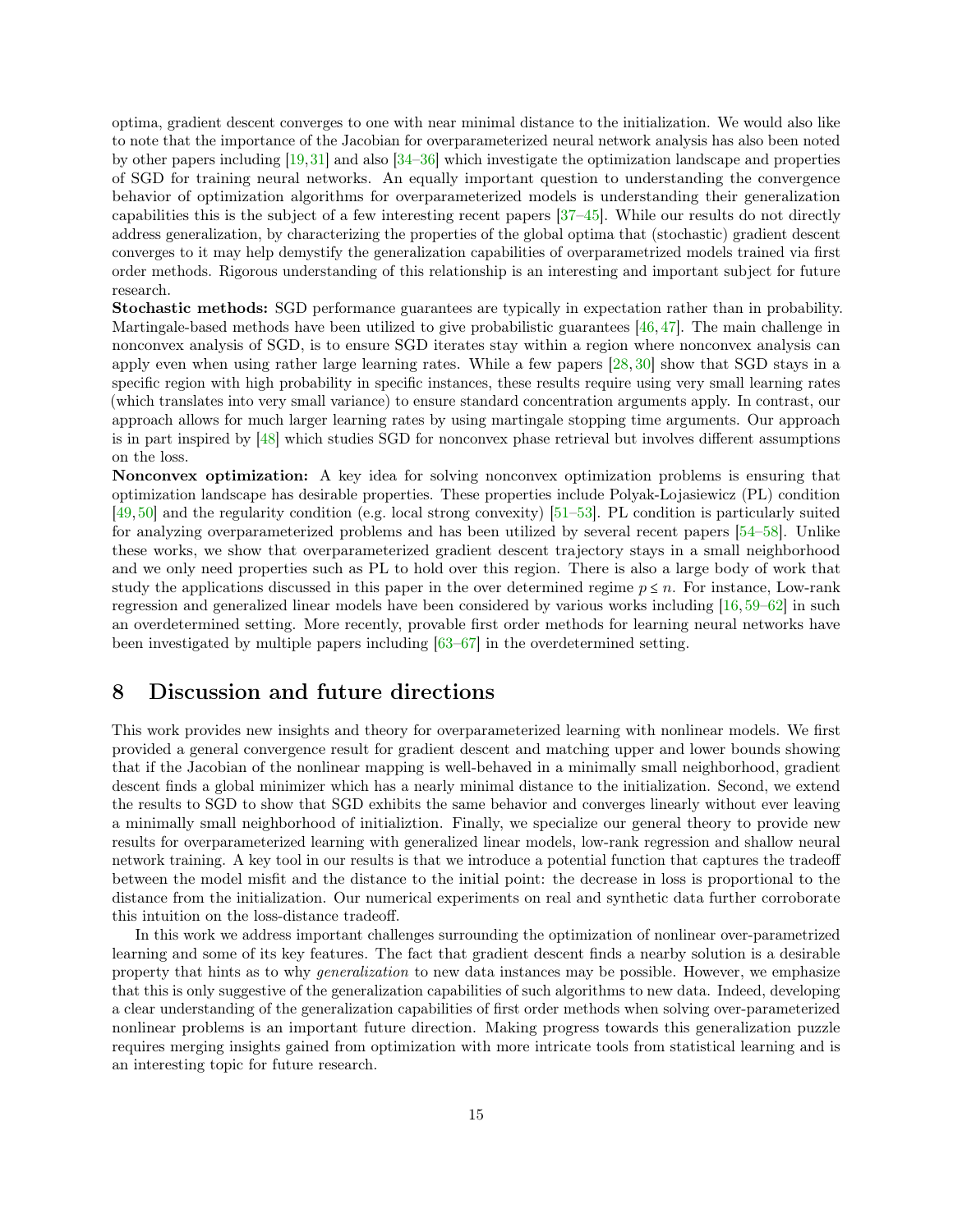optima, gradient descent converges to one with near minimal distance to the initialization. We would also like to note that the importance of the Jacobian for overparameterized neural network analysis has also been noted by other papers including [19, 31] and also [34–36] which investigate the optimization landscape and properties of SGD for training neural networks. An equally important question to understanding the convergence behavior of optimization algorithms for overparameterized models is understanding their generalization capabilities this is the subject of a few interesting recent papers [37–45]. While our results do not directly address generalization, by characterizing the properties of the global optima that (stochastic) gradient descent converges to it may help demystify the generalization capabilities of overparametrized models trained via first order methods. Rigorous understanding of this relationship is an interesting and important subject for future research.

**Stochastic methods:** SGD performance guarantees are typically in expectation rather than in probability. Martingale-based methods have been utilized to give probabilistic guarantees [46, 47]. The main challenge in nonconvex analysis of SGD, is to ensure SGD iterates stay within a region where nonconvex analysis can apply even when using rather large learning rates. While a few papers [28, 30] show that SGD stays in a specific region with high probability in specific instances, these results require using very small learning rates (which translates into very small variance) to ensure standard concentration arguments apply. In contrast, our approach allows for much larger learning rates by using martingale stopping time arguments. Our approach is in part inspired by [48] which studies SGD for nonconvex phase retrieval but involves different assumptions on the loss.

**Nonconvex optimization:** A key idea for solving nonconvex optimization problems is ensuring that optimization landscape has desirable properties. These properties include Polyak-Lojasiewicz (PL) condition [49, 50] and the regularity condition (e.g. local strong convexity) [51–53]. PL condition is particularly suited for analyzing overparameterized problems and has been utilized by several recent papers [54–58]. Unlike these works, we show that overparameterized gradient descent trajectory stays in a small neighborhood and we only need properties such as PL to hold over this region. There is also a large body of work that study the applications discussed in this paper in the over determined regime $p \le n$. For instance, Low-rank regression and generalized linear models have been considered by various works including [16, 59–62] in such an overdetermined setting. More recently, provable first order methods for learning neural networks have been investigated by multiple papers including [63–67] in the overdetermined setting.

## 8 Discussion and future directions

This work provides new insights and theory for overparameterized learning with nonlinear models. We first provided a general convergence result for gradient descent and matching upper and lower bounds showing that if the Jacobian of the nonlinear mapping is well-behaved in a minimally small neighborhood, gradient descent finds a global minimizer which has a nearly minimal distance to the initialization. Second, we extend the results to SGD to show that SGD exhibits the same behavior and converges linearly without ever leaving a minimally small neighborhood of initializtion. Finally, we specialize our general theory to provide new results for overparameterized learning with generalized linear models, low-rank regression and shallow neural network training. A key tool in our results is that we introduce a potential function that captures the tradeoff between the model misfit and the distance to the initial point: the decrease in loss is proportional to the distance from the initialization. Our numerical experiments on real and synthetic data further corroborate this intuition on the loss-distance tradeoff.

In this work we address important challenges surrounding the optimization of nonlinear over-parametrized learning and some of its key features. The fact that gradient descent finds a nearby solution is a desirable property that hints as to why *generalization* to new data instances may be possible. However, we emphasize that this is only suggestive of the generalization capabilities of such algorithms to new data. Indeed, developing a clear understanding of the generalization capabilities of first order methods when solving over-parameterized nonlinear problems is an important future direction. Making progress towards this generalization puzzle requires merging insights gained from optimization with more intricate tools from statistical learning and is an interesting topic for future research.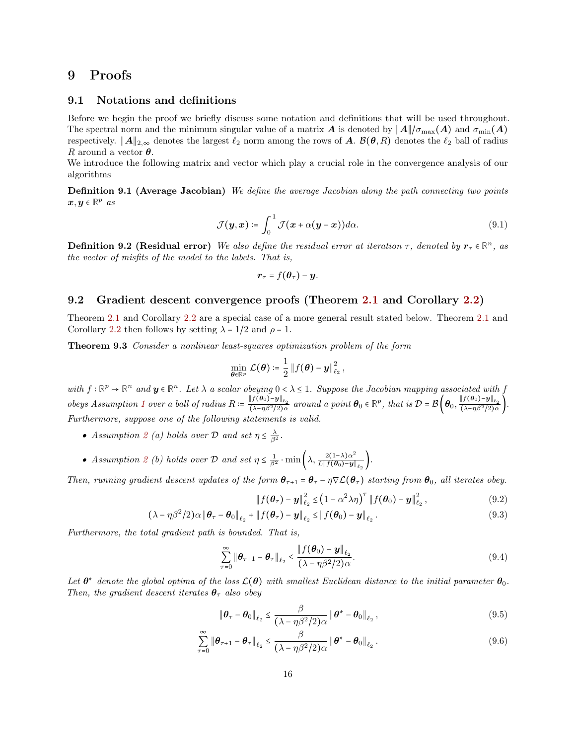# 9 Proofs

## 9.1 Notations and definitions

Before we begin the proof we briefly discuss some notation and definitions that will be used throughout. The spectral norm and the minimum singular value of a matrix $\boldsymbol{A}$ is denoted by $\|\boldsymbol{A}\|/\sigma_{\max}(\boldsymbol{A})$ and $\sigma_{\min}(\boldsymbol{A})$ respectively. $\|\boldsymbol{A}\|_{2,\infty}$ denotes the largest $\ell_2$ norm among the rows of $\boldsymbol{A}$. $\mathcal{B}(\boldsymbol{\theta}, R)$ denotes the $\ell_2$ ball of radius $R$ around a vector $\boldsymbol{\theta}$.

We introduce the following matrix and vector which play a crucial role in the convergence analysis of our algorithms

**Definition 9.1 (Average Jacobian)** *We define the average Jacobian along the path connecting two points $\boldsymbol{x}, \boldsymbol{y} \in \mathbb{R}^p$ as*

$$\mathcal{J}(\boldsymbol{y}, \boldsymbol{x}) := \int_0^1 \mathcal{J}(\boldsymbol{x} + \alpha(\boldsymbol{y} - \boldsymbol{x})) d\alpha. \tag{9.1}$$

**Definition 9.2 (Residual error)** *We also define the residual error at iteration $\tau$, denoted by $\boldsymbol{r}_\tau \in \mathbb{R}^n$, as the vector of misfits of the model to the labels. That is,*

$$\boldsymbol{r}_\tau = f(\boldsymbol{\theta}_\tau) - \boldsymbol{y}.$$

## 9.2 Gradient descent convergence proofs (Theorem 2.1 and Corollary 2.2)

Theorem 2.1 and Corollary 2.2 are a special case of a more general result stated below. Theorem 2.1 and Corollary 2.2 then follows by setting $\lambda = 1/2$ and $\rho = 1$.

**Theorem 9.3** *Consider a nonlinear least-squares optimization problem of the form*

$$\min_{\boldsymbol{\theta} \in \mathbb{R}^p} \mathcal{L}(\boldsymbol{\theta}) := \frac{1}{2} \|f(\boldsymbol{\theta}) - \boldsymbol{y}\|_{\ell_2}^2,$$

*with $f : \mathbb{R}^p \mapsto \mathbb{R}^n$ and $\boldsymbol{y} \in \mathbb{R}^n$. Let $\lambda$ a scalar obeying $0 < \lambda \leq 1$. Suppose the Jacobian mapping associated with $f$ obeys Assumption 1 over a ball of radius $R := \frac{\|f(\boldsymbol{\theta}_0) - \boldsymbol{y}\|_{\ell_2}}{(\lambda - \eta\beta^2/2)\alpha}$ around a point $\boldsymbol{\theta}_0 \in \mathbb{R}^p$, that is $\mathcal{D} = \mathcal{B}\left(\boldsymbol{\theta}_0, \frac{\|f(\boldsymbol{\theta}_0) - \boldsymbol{y}\|_{\ell_2}}{(\lambda - \eta\beta^2/2)\alpha}\right)$. Furthermore, suppose one of the following statements is valid.*

- *Assumption 2 (a) holds over $\mathcal{D}$ and set $\eta \leq \frac{\lambda}{\beta^2}$.*
- *Assumption 2 (b) holds over $\mathcal{D}$ and set $\eta \leq \frac{1}{\beta^2} \cdot \min\left(\lambda, \frac{2(1-\lambda)\alpha^2}{L\|f(\boldsymbol{\theta}_0) - \boldsymbol{y}\|_{\ell_2}}\right)$.*

*Then, running gradient descent updates of the form $\boldsymbol{\theta}_{\tau+1} = \boldsymbol{\theta}_\tau - \eta \nabla \mathcal{L}(\boldsymbol{\theta}_\tau)$ starting from $\boldsymbol{\theta}_0$, all iterates obey.*

$$\|f(\boldsymbol{\theta}_\tau) - \boldsymbol{y}\|_{\ell_2}^2 \leq \left(1 - \alpha^2\lambda\eta\right)^\tau \|f(\boldsymbol{\theta}_0) - \boldsymbol{y}\|_{\ell_2}^2, \tag{9.2}$$

$$(\lambda - \eta\beta^2/2)\alpha \|\boldsymbol{\theta}_\tau - \boldsymbol{\theta}_0\|_{\ell_2} + \|f(\boldsymbol{\theta}_\tau) - \boldsymbol{y}\|_{\ell_2} \leq \|f(\boldsymbol{\theta}_0) - \boldsymbol{y}\|_{\ell_2}. \tag{9.3}$$

*Furthermore, the total gradient path is bounded. That is,*

$$\sum_{\tau=0}^{\infty} \|\boldsymbol{\theta}_{\tau+1} - \boldsymbol{\theta}_\tau\|_{\ell_2} \leq \frac{\|f(\boldsymbol{\theta}_0) - \boldsymbol{y}\|_{\ell_2}}{(\lambda - \eta\beta^2/2)\alpha}. \tag{9.4}$$

*Let $\boldsymbol{\theta}^*$ denote the global optima of the loss $\mathcal{L}(\boldsymbol{\theta})$ with smallest Euclidean distance to the initial parameter $\boldsymbol{\theta}_0$. Then, the gradient descent iterates $\boldsymbol{\theta}_\tau$ also obey*

$$\|\boldsymbol{\theta}_\tau - \boldsymbol{\theta}_0\|_{\ell_2} \leq \frac{\beta}{(\lambda - \eta\beta^2/2)\alpha} \|\boldsymbol{\theta}^* - \boldsymbol{\theta}_0\|_{\ell_2}, \tag{9.5}$$

$$\sum_{\tau=0}^{\infty} \|\boldsymbol{\theta}_{\tau+1} - \boldsymbol{\theta}_\tau\|_{\ell_2} \leq \frac{\beta}{(\lambda - \eta\beta^2/2)\alpha} \|\boldsymbol{\theta}^* - \boldsymbol{\theta}_0\|_{\ell_2}. \tag{9.6}$$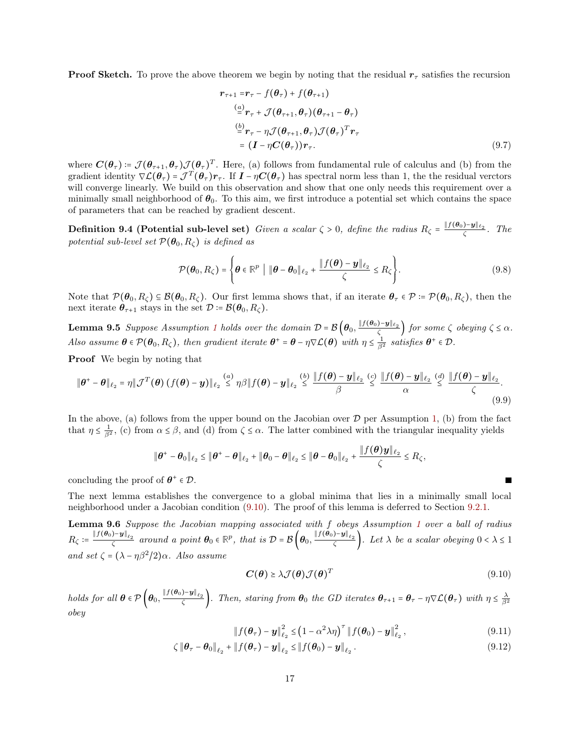**Proof Sketch.** To prove the above theorem we begin by noting that the residual $\boldsymbol{r}_\tau$ satisfies the recursion

$$
\begin{aligned}
\boldsymbol{r}_{\tau+1} =& \boldsymbol{r}_\tau - f(\boldsymbol{\theta}_\tau) + f(\boldsymbol{\theta}_{\tau+1}) \\
\overset{(a)}{=}& \boldsymbol{r}_\tau + \mathcal{J}(\boldsymbol{\theta}_{\tau+1}, \boldsymbol{\theta}_\tau)(\boldsymbol{\theta}_{\tau+1} - \boldsymbol{\theta}_\tau) \\
\overset{(b)}{=}& \boldsymbol{r}_\tau - \eta \mathcal{J}(\boldsymbol{\theta}_{\tau+1}, \boldsymbol{\theta}_\tau)\mathcal{J}(\boldsymbol{\theta}_\tau)^T \boldsymbol{r}_\tau \\
=& \left(\boldsymbol{I} - \eta \boldsymbol{C}(\boldsymbol{\theta}_\tau)\right)\boldsymbol{r}_\tau.
\end{aligned} \tag{9.7}
$$

where $\boldsymbol{C}(\boldsymbol{\theta}_\tau) \coloneqq \mathcal{J}(\boldsymbol{\theta}_{\tau+1}, \boldsymbol{\theta}_\tau)\mathcal{J}(\boldsymbol{\theta}_\tau)^T$. Here, (a) follows from fundamental rule of calculus and (b) from the gradient identity $\nabla\mathcal{L}(\boldsymbol{\theta}_\tau) = \mathcal{J}^T(\boldsymbol{\theta}_\tau)\boldsymbol{r}_\tau$. If $\boldsymbol{I} - \eta\boldsymbol{C}(\boldsymbol{\theta}_\tau)$ has spectral norm less than 1, the the residual verctors will converge linearly. We build on this observation and show that one only needs this requirement over a minimally small neighborhood of $\boldsymbol{\theta}_0$. To this aim, we first introduce a potential set which contains the space of parameters that can be reached by gradient descent.

**Definition 9.4 (Potential sub-level set)** *Given a scalar $\zeta > 0$, define the radius $R_\zeta = \frac{\|f(\boldsymbol{\theta}_0) - \boldsymbol{y}\|_{\ell_2}}{\zeta}$. The potential sub-level set $\mathcal{P}(\boldsymbol{\theta}_0, R_\zeta)$ is defined as*

$$
\mathcal{P}(\boldsymbol{\theta}_0, R_\zeta) = \left\{ \boldsymbol{\theta} \in \mathbb{R}^p \;\middle|\; \|\boldsymbol{\theta} - \boldsymbol{\theta}_0\|_{\ell_2} + \frac{\|f(\boldsymbol{\theta}) - \boldsymbol{y}\|_{\ell_2}}{\zeta} \le R_\zeta \right\}. \tag{9.8}
$$

Note that $\mathcal{P}(\boldsymbol{\theta}_0, R_\zeta) \subseteq \mathcal{B}(\boldsymbol{\theta}_0, R_\zeta)$. Our first lemma shows that, if an iterate $\boldsymbol{\theta}_\tau \in \mathcal{P} \coloneqq \mathcal{P}(\boldsymbol{\theta}_0, R_\zeta)$, then the next iterate $\boldsymbol{\theta}_{\tau+1}$ stays in the set $\mathcal{D} \coloneqq \mathcal{B}(\boldsymbol{\theta}_0, R_\zeta)$.

**Lemma 9.5** *Suppose Assumption 1 holds over the domain $\mathcal{D} = \mathcal{B}\left(\boldsymbol{\theta}_0, \frac{\|f(\boldsymbol{\theta}_0) - \boldsymbol{y}\|_{\ell_2}}{\zeta}\right)$ for some $\zeta$ obeying $\zeta \le \alpha$. Also assume $\boldsymbol{\theta} \in \mathcal{P}(\boldsymbol{\theta}_0, R_\zeta)$, then gradient iterate $\boldsymbol{\theta}^+ = \boldsymbol{\theta} - \eta\nabla\mathcal{L}(\boldsymbol{\theta})$ with $\eta \le \frac{1}{\beta^2}$ satisfies $\boldsymbol{\theta}^+ \in \mathcal{D}$.*

**Proof** We begin by noting that

$$
\|\boldsymbol{\theta}^+ - \boldsymbol{\theta}\|_{\ell_2} = \eta \|\mathcal{J}^T(\boldsymbol{\theta})\left(f(\boldsymbol{\theta}) - \boldsymbol{y}\right)\|_{\ell_2} \overset{(a)}{\le} \eta\beta\|f(\boldsymbol{\theta}) - \boldsymbol{y}\|_{\ell_2} \overset{(b)}{\le} \frac{\|f(\boldsymbol{\theta}) - \boldsymbol{y}\|_{\ell_2}}{\beta} \overset{(c)}{\le} \frac{\|f(\boldsymbol{\theta}) - \boldsymbol{y}\|_{\ell_2}}{\alpha} \overset{(d)}{\le} \frac{\|f(\boldsymbol{\theta}) - \boldsymbol{y}\|_{\ell_2}}{\zeta}. \tag{9.9}
$$

In the above, (a) follows from the upper bound on the Jacobian over $\mathcal{D}$ per Assumption 1, (b) from the fact that $\eta \le \frac{1}{\beta^2}$, (c) from $\alpha \le \beta$, and (d) from $\zeta \le \alpha$. The latter combined with the triangular inequality yields

$$
\|\boldsymbol{\theta}^+ - \boldsymbol{\theta}_0\|_{\ell_2} \le \|\boldsymbol{\theta}^+ - \boldsymbol{\theta}\|_{\ell_2} + \|\boldsymbol{\theta}_0 - \boldsymbol{\theta}\|_{\ell_2} \le \|\boldsymbol{\theta} - \boldsymbol{\theta}_0\|_{\ell_2} + \frac{\|f(\boldsymbol{\theta})\boldsymbol{y}\|_{\ell_2}}{\zeta} \le R_\zeta,
$$

concluding the proof of $\boldsymbol{\theta}^+ \in \mathcal{D}$. ■

The next lemma establishes the convergence to a global minima that lies in a minimally small local neighborhood under a Jacobian condition (9.10). The proof of this lemma is deferred to Section 9.2.1.

**Lemma 9.6** *Suppose the Jacobian mapping associated with $f$ obeys Assumption 1 over a ball of radius $R_\zeta \coloneqq \frac{\|f(\boldsymbol{\theta}_0) - \boldsymbol{y}\|_{\ell_2}}{\zeta}$ around a point $\boldsymbol{\theta}_0 \in \mathbb{R}^p$, that is $\mathcal{D} = \mathcal{B}\left(\boldsymbol{\theta}_0, \frac{\|f(\boldsymbol{\theta}_0) - \boldsymbol{y}\|_{\ell_2}}{\zeta}\right)$. Let $\lambda$ be a scalar obeying $0 < \lambda \le 1$ and set $\zeta = (\lambda - \eta\beta^2/2)\alpha$. Also assume*

$$
\boldsymbol{C}(\boldsymbol{\theta}) \succeq \lambda \mathcal{J}(\boldsymbol{\theta})\mathcal{J}(\boldsymbol{\theta})^T \tag{9.10}
$$

*holds for all $\boldsymbol{\theta} \in \mathcal{P}\left(\boldsymbol{\theta}_0, \frac{\|f(\boldsymbol{\theta}_0) - \boldsymbol{y}\|_{\ell_2}}{\zeta}\right)$. Then, staring from $\boldsymbol{\theta}_0$ the GD iterates $\boldsymbol{\theta}_{\tau+1} = \boldsymbol{\theta}_\tau - \eta\nabla\mathcal{L}(\boldsymbol{\theta}_\tau)$ with $\eta \le \frac{\lambda}{\beta^2}$ obey*

$$
\|f(\boldsymbol{\theta}_\tau) - \boldsymbol{y}\|_{\ell_2}^2 \le \left(1 - \alpha^2\lambda\eta\right)^\tau \|f(\boldsymbol{\theta}_0) - \boldsymbol{y}\|_{\ell_2}^2, \tag{9.11}
$$

$$
\zeta\|\boldsymbol{\theta}_\tau - \boldsymbol{\theta}_0\|_{\ell_2} + \|f(\boldsymbol{\theta}_\tau) - \boldsymbol{y}\|_{\ell_2} \le \|f(\boldsymbol{\theta}_0) - \boldsymbol{y}\|_{\ell_2}. \tag{9.12}
$$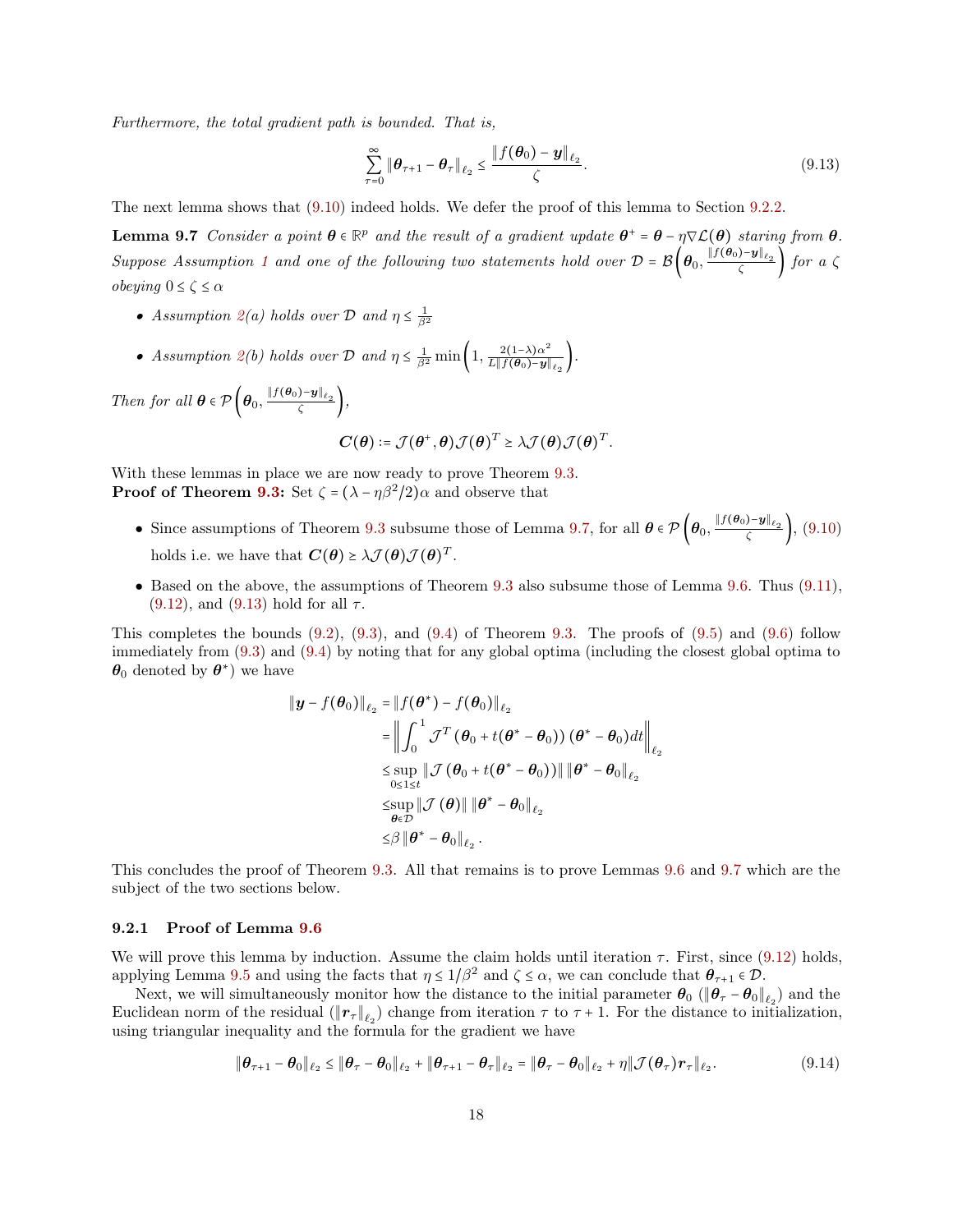*Furthermore, the total gradient path is bounded. That is,*

$$\sum_{\tau=0}^{\infty} \|\boldsymbol{\theta}_{\tau+1} - \boldsymbol{\theta}_\tau\|_{\ell_2} \leq \frac{\|f(\boldsymbol{\theta}_0) - \boldsymbol{y}\|_{\ell_2}}{\zeta}. \tag{9.13}$$

The next lemma shows that (9.10) indeed holds. We defer the proof of this lemma to Section 9.2.2.

**Lemma 9.7** *Consider a point $\boldsymbol{\theta} \in \mathbb{R}^p$ and the result of a gradient update $\boldsymbol{\theta}^+ = \boldsymbol{\theta} - \eta \nabla \mathcal{L}(\boldsymbol{\theta})$ staring from $\boldsymbol{\theta}$. Suppose Assumption 1 and one of the following two statements hold over $\mathcal{D} = \mathcal{B}\left(\boldsymbol{\theta}_0, \frac{\|f(\boldsymbol{\theta}_0)-\boldsymbol{y}\|_{\ell_2}}{\zeta}\right)$ for a $\zeta$ obeying $0 \leq \zeta \leq \alpha$*

- *Assumption 2(a) holds over $\mathcal{D}$ and $\eta \leq \frac{1}{\beta^2}$*
- *Assumption 2(b) holds over $\mathcal{D}$ and $\eta \leq \frac{1}{\beta^2}\min\left(1, \frac{2(1-\lambda)\alpha^2}{L\|f(\boldsymbol{\theta}_0)-\boldsymbol{y}\|_{\ell_2}}\right)$.*

*Then for all $\boldsymbol{\theta} \in \mathcal{P}\left(\boldsymbol{\theta}_0, \frac{\|f(\boldsymbol{\theta}_0)-\boldsymbol{y}\|_{\ell_2}}{\zeta}\right)$,*

$$\boldsymbol{C}(\boldsymbol{\theta}) := \mathcal{J}(\boldsymbol{\theta}^+, \boldsymbol{\theta})\mathcal{J}(\boldsymbol{\theta})^T \geq \lambda \mathcal{J}(\boldsymbol{\theta})\mathcal{J}(\boldsymbol{\theta})^T.$$

With these lemmas in place we are now ready to prove Theorem 9.3.
**Proof of Theorem 9.3:** Set $\zeta = (\lambda - \eta\beta^2/2)\alpha$ and observe that

- Since assumptions of Theorem 9.3 subsume those of Lemma 9.7, for all $\boldsymbol{\theta} \in \mathcal{P}\left(\boldsymbol{\theta}_0, \frac{\|f(\boldsymbol{\theta}_0)-\boldsymbol{y}\|_{\ell_2}}{\zeta}\right)$, (9.10) holds i.e. we have that $\boldsymbol{C}(\boldsymbol{\theta}) \geq \lambda \mathcal{J}(\boldsymbol{\theta})\mathcal{J}(\boldsymbol{\theta})^T$.
- Based on the above, the assumptions of Theorem 9.3 also subsume those of Lemma 9.6. Thus (9.11), (9.12), and (9.13) hold for all $\tau$.

This completes the bounds (9.2), (9.3), and (9.4) of Theorem 9.3. The proofs of (9.5) and (9.6) follow immediately from (9.3) and (9.4) by noting that for any global optima (including the closest global optima to $\boldsymbol{\theta}_0$ denoted by $\boldsymbol{\theta}^*$) we have

$$\begin{aligned}
\|\boldsymbol{y} - f(\boldsymbol{\theta}_0)\|_{\ell_2} &= \|f(\boldsymbol{\theta}^*) - f(\boldsymbol{\theta}_0)\|_{\ell_2} \\
&= \left\|\int_0^1 \mathcal{J}^T(\boldsymbol{\theta}_0 + t(\boldsymbol{\theta}^* - \boldsymbol{\theta}_0))(\boldsymbol{\theta}^* - \boldsymbol{\theta}_0)dt\right\|_{\ell_2} \\
&\leq \sup_{0\leq 1 \leq t} \|\mathcal{J}(\boldsymbol{\theta}_0 + t(\boldsymbol{\theta}^* - \boldsymbol{\theta}_0))\| \|\boldsymbol{\theta}^* - \boldsymbol{\theta}_0\|_{\ell_2} \\
&\leq \sup_{\boldsymbol{\theta} \in \mathcal{D}} \|\mathcal{J}(\boldsymbol{\theta})\| \|\boldsymbol{\theta}^* - \boldsymbol{\theta}_0\|_{\ell_2} \\
&\leq \beta \|\boldsymbol{\theta}^* - \boldsymbol{\theta}_0\|_{\ell_2}.
\end{aligned}$$

This concludes the proof of Theorem 9.3. All that remains is to prove Lemmas 9.6 and 9.7 which are the subject of the two sections below.

### 9.2.1 Proof of Lemma 9.6

We will prove this lemma by induction. Assume the claim holds until iteration $\tau$. First, since (9.12) holds, applying Lemma 9.5 and using the facts that $\eta \leq 1/\beta^2$ and $\zeta \leq \alpha$, we can conclude that $\boldsymbol{\theta}_{\tau+1} \in \mathcal{D}$.

Next, we will simultaneously monitor how the distance to the initial parameter $\boldsymbol{\theta}_0$ ($\|\boldsymbol{\theta}_\tau - \boldsymbol{\theta}_0\|_{\ell_2}$) and the Euclidean norm of the residual ($\|\boldsymbol{r}_\tau\|_{\ell_2}$) change from iteration $\tau$ to $\tau + 1$. For the distance to initialization, using triangular inequality and the formula for the gradient we have

$$\|\boldsymbol{\theta}_{\tau+1} - \boldsymbol{\theta}_0\|_{\ell_2} \leq \|\boldsymbol{\theta}_\tau - \boldsymbol{\theta}_0\|_{\ell_2} + \|\boldsymbol{\theta}_{\tau+1} - \boldsymbol{\theta}_\tau\|_{\ell_2} = \|\boldsymbol{\theta}_\tau - \boldsymbol{\theta}_0\|_{\ell_2} + \eta\|\mathcal{J}(\boldsymbol{\theta}_\tau)\boldsymbol{r}_\tau\|_{\ell_2}. \tag{9.14}$$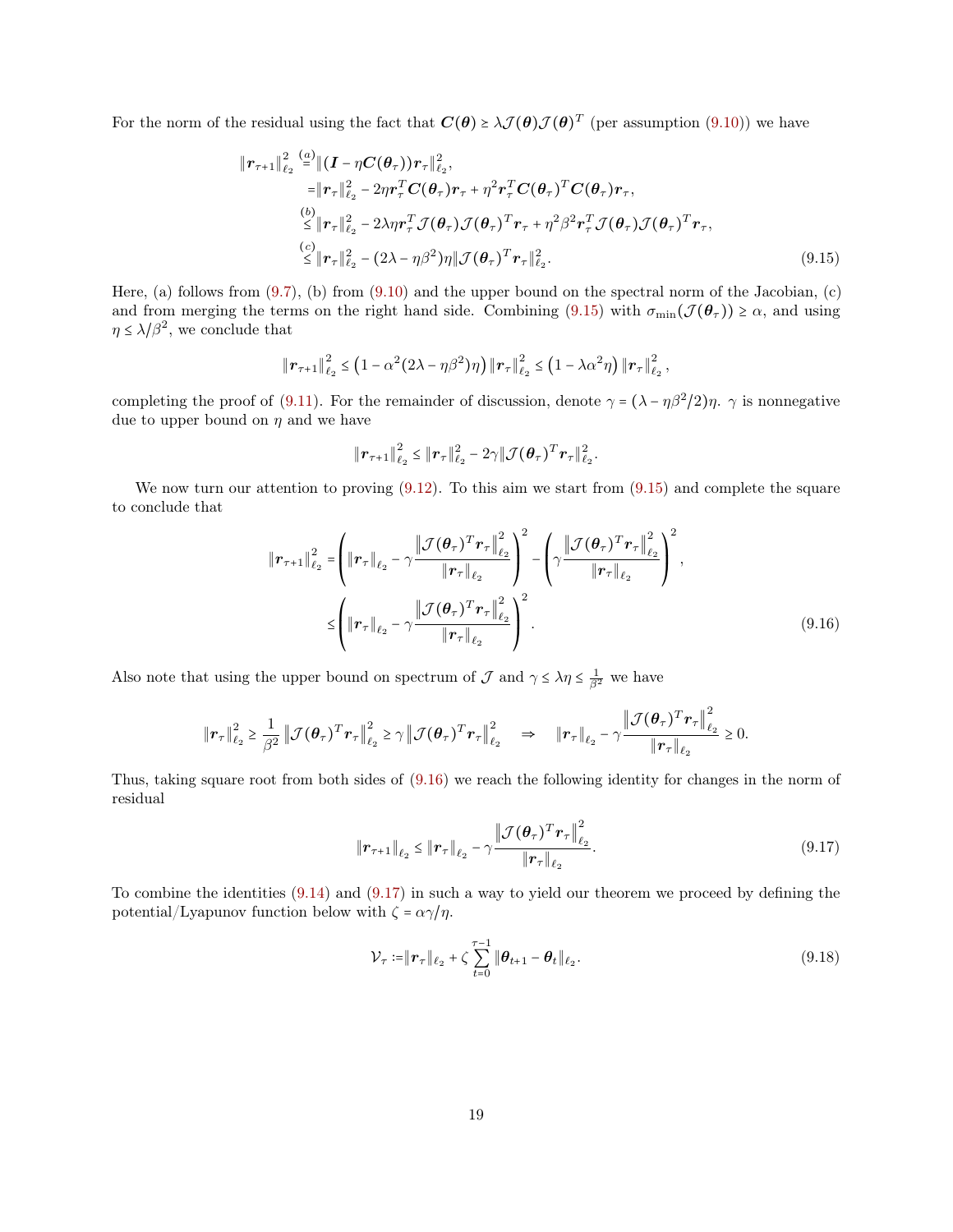For the norm of the residual using the fact that $\boldsymbol{C}(\boldsymbol{\theta}) \succeq \lambda \mathcal{J}(\boldsymbol{\theta})\mathcal{J}(\boldsymbol{\theta})^T$ (per assumption (9.10)) we have

$$
\begin{aligned}
\|\boldsymbol{r}_{\tau+1}\|_{\ell_2}^2 &\overset{(a)}{=} \|(\boldsymbol{I} - \eta \boldsymbol{C}(\boldsymbol{\theta}_\tau))\boldsymbol{r}_\tau\|_{\ell_2}^2, \\
&= \|\boldsymbol{r}_\tau\|_{\ell_2}^2 - 2\eta \boldsymbol{r}_\tau^T \boldsymbol{C}(\boldsymbol{\theta}_\tau)\boldsymbol{r}_\tau + \eta^2 \boldsymbol{r}_\tau^T \boldsymbol{C}(\boldsymbol{\theta}_\tau)^T \boldsymbol{C}(\boldsymbol{\theta}_\tau)\boldsymbol{r}_\tau, \\
&\overset{(b)}{\le} \|\boldsymbol{r}_\tau\|_{\ell_2}^2 - 2\lambda\eta \boldsymbol{r}_\tau^T \mathcal{J}(\boldsymbol{\theta}_\tau)\mathcal{J}(\boldsymbol{\theta}_\tau)^T \boldsymbol{r}_\tau + \eta^2\beta^2 \boldsymbol{r}_\tau^T \mathcal{J}(\boldsymbol{\theta}_\tau)\mathcal{J}(\boldsymbol{\theta}_\tau)^T \boldsymbol{r}_\tau, \\
&\overset{(c)}{\le} \|\boldsymbol{r}_\tau\|_{\ell_2}^2 - (2\lambda - \eta\beta^2)\eta \|\mathcal{J}(\boldsymbol{\theta}_\tau)^T \boldsymbol{r}_\tau\|_{\ell_2}^2.
\end{aligned}
\tag{9.15}
$$

Here, (a) follows from (9.7), (b) from (9.10) and the upper bound on the spectral norm of the Jacobian, (c) and from merging the terms on the right hand side. Combining (9.15) with $\sigma_{\min}(\mathcal{J}(\boldsymbol{\theta}_\tau)) \ge \alpha$, and using $\eta \le \lambda/\beta^2$, we conclude that

$$
\|\boldsymbol{r}_{\tau+1}\|_{\ell_2}^2 \le \left(1 - \alpha^2(2\lambda - \eta\beta^2)\eta\right)\|\boldsymbol{r}_\tau\|_{\ell_2}^2 \le \left(1 - \lambda\alpha^2\eta\right)\|\boldsymbol{r}_\tau\|_{\ell_2}^2,
$$

completing the proof of (9.11). For the remainder of discussion, denote $\gamma = (\lambda - \eta\beta^2/2)\eta$. $\gamma$ is nonnegative due to upper bound on $\eta$ and we have

$$
\|\boldsymbol{r}_{\tau+1}\|_{\ell_2}^2 \le \|\boldsymbol{r}_\tau\|_{\ell_2}^2 - 2\gamma\|\mathcal{J}(\boldsymbol{\theta}_\tau)^T\boldsymbol{r}_\tau\|_{\ell_2}^2.
$$

We now turn our attention to proving (9.12). To this aim we start from (9.15) and complete the square to conclude that

$$
\begin{aligned}
\|\boldsymbol{r}_{\tau+1}\|_{\ell_2}^2 &= \left(\|\boldsymbol{r}_\tau\|_{\ell_2} - \gamma\frac{\left\|\mathcal{J}(\boldsymbol{\theta}_\tau)^T\boldsymbol{r}_\tau\right\|_{\ell_2}^2}{\|\boldsymbol{r}_\tau\|_{\ell_2}}\right)^2 - \left(\gamma\frac{\left\|\mathcal{J}(\boldsymbol{\theta}_\tau)^T\boldsymbol{r}_\tau\right\|_{\ell_2}^2}{\|\boldsymbol{r}_\tau\|_{\ell_2}}\right)^2, \\
&\le \left(\|\boldsymbol{r}_\tau\|_{\ell_2} - \gamma\frac{\left\|\mathcal{J}(\boldsymbol{\theta}_\tau)^T\boldsymbol{r}_\tau\right\|_{\ell_2}^2}{\|\boldsymbol{r}_\tau\|_{\ell_2}}\right)^2.
\end{aligned}
\tag{9.16}
$$

Also note that using the upper bound on spectrum of $\mathcal{J}$ and $\gamma \le \lambda\eta \le \frac{1}{\beta^2}$ we have

$$
\|\boldsymbol{r}_\tau\|_{\ell_2}^2 \ge \frac{1}{\beta^2}\left\|\mathcal{J}(\boldsymbol{\theta}_\tau)^T\boldsymbol{r}_\tau\right\|_{\ell_2}^2 \ge \gamma\left\|\mathcal{J}(\boldsymbol{\theta}_\tau)^T\boldsymbol{r}_\tau\right\|_{\ell_2}^2 \quad \Rightarrow \quad \|\boldsymbol{r}_\tau\|_{\ell_2} - \gamma\frac{\left\|\mathcal{J}(\boldsymbol{\theta}_\tau)^T\boldsymbol{r}_\tau\right\|_{\ell_2}^2}{\|\boldsymbol{r}_\tau\|_{\ell_2}} \ge 0.
$$

Thus, taking square root from both sides of (9.16) we reach the following identity for changes in the norm of residual

$$
\|\boldsymbol{r}_{\tau+1}\|_{\ell_2} \le \|\boldsymbol{r}_\tau\|_{\ell_2} - \gamma\frac{\left\|\mathcal{J}(\boldsymbol{\theta}_\tau)^T\boldsymbol{r}_\tau\right\|_{\ell_2}^2}{\|\boldsymbol{r}_\tau\|_{\ell_2}}.
\tag{9.17}
$$

To combine the identities (9.14) and (9.17) in such a way to yield our theorem we proceed by defining the potential/Lyapunov function below with $\zeta = \alpha\gamma/\eta$.

$$
\mathcal{V}_\tau := \|\boldsymbol{r}_\tau\|_{\ell_2} + \zeta\sum_{t=0}^{\tau-1}\|\boldsymbol{\theta}_{t+1} - \boldsymbol{\theta}_t\|_{\ell_2}.
\tag{9.18}
$$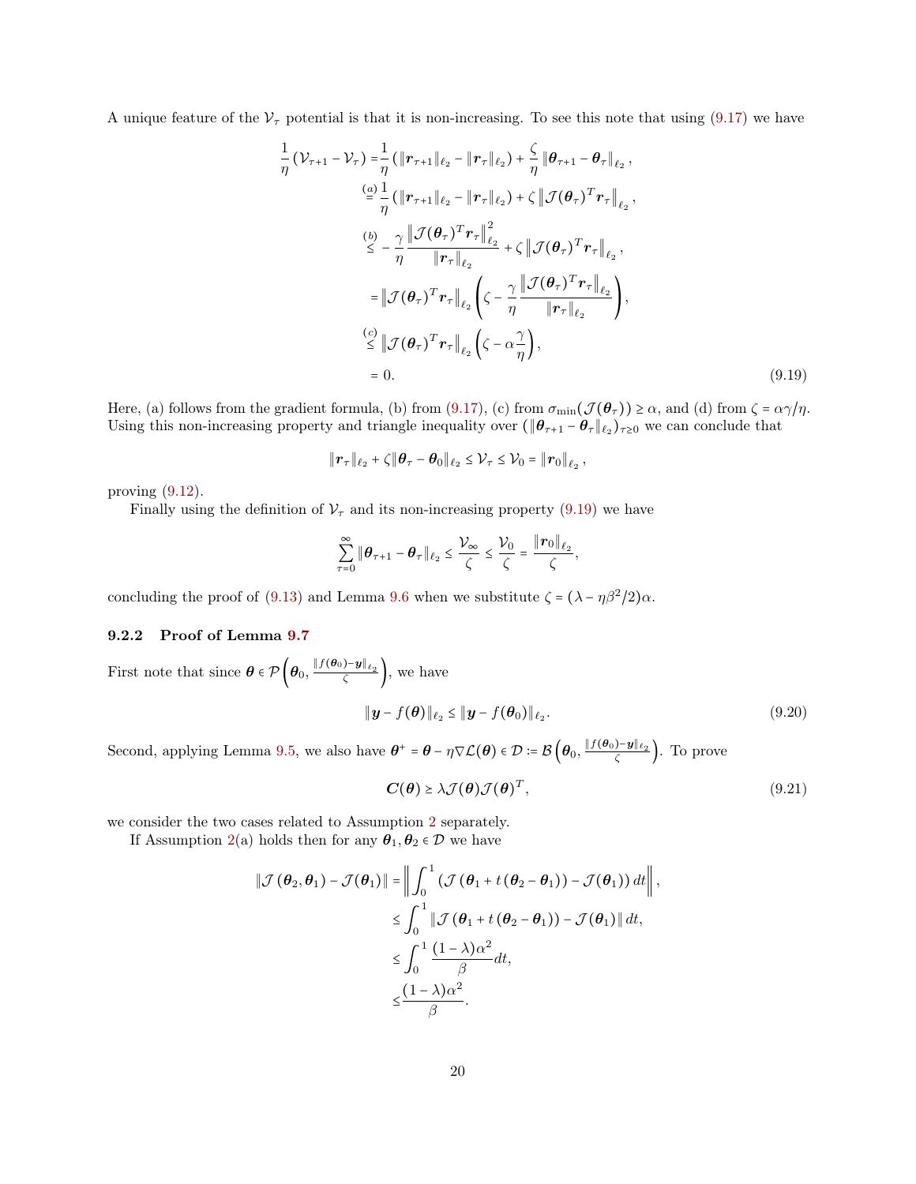A unique feature of the $\mathcal{V}_\tau$ potential is that it is non-increasing. To see this note that using (9.17) we have

$$
\begin{aligned}
\frac{1}{\eta}\left(\mathcal{V}_{\tau+1}-\mathcal{V}_\tau\right) =& \frac{1}{\eta}\left(\|\boldsymbol{r}_{\tau+1}\|_{\ell_2}-\|\boldsymbol{r}_\tau\|_{\ell_2}\right)+\frac{\zeta}{\eta}\|\boldsymbol{\theta}_{\tau+1}-\boldsymbol{\theta}_\tau\|_{\ell_2},\\
\overset{(a)}{=}& \frac{1}{\eta}\left(\|\boldsymbol{r}_{\tau+1}\|_{\ell_2}-\|\boldsymbol{r}_\tau\|_{\ell_2}\right)+\zeta\left\|\mathcal{J}(\boldsymbol{\theta}_\tau)^T\boldsymbol{r}_\tau\right\|_{\ell_2},\\
\overset{(b)}{\leq}& -\frac{\gamma}{\eta}\frac{\left\|\mathcal{J}(\boldsymbol{\theta}_\tau)^T\boldsymbol{r}_\tau\right\|_{\ell_2}^2}{\|\boldsymbol{r}_\tau\|_{\ell_2}}+\zeta\left\|\mathcal{J}(\boldsymbol{\theta}_\tau)^T\boldsymbol{r}_\tau\right\|_{\ell_2},\\
=& \left\|\mathcal{J}(\boldsymbol{\theta}_\tau)^T\boldsymbol{r}_\tau\right\|_{\ell_2}\left(\zeta-\frac{\gamma}{\eta}\frac{\left\|\mathcal{J}(\boldsymbol{\theta}_\tau)^T\boldsymbol{r}_\tau\right\|_{\ell_2}}{\|\boldsymbol{r}_\tau\|_{\ell_2}}\right),\\
\overset{(c)}{\leq}& \left\|\mathcal{J}(\boldsymbol{\theta}_\tau)^T\boldsymbol{r}_\tau\right\|_{\ell_2}\left(\zeta-\alpha\frac{\gamma}{\eta}\right),\\
=& \,0.
\end{aligned}
\tag{9.19}
$$

Here, (a) follows from the gradient formula, (b) from (9.17), (c) from $\sigma_{\min}(\mathcal{J}(\boldsymbol{\theta}_\tau))\geq\alpha$, and (d) from $\zeta=\alpha\gamma/\eta$. Using this non-increasing property and triangle inequality over $(\|\boldsymbol{\theta}_{\tau+1}-\boldsymbol{\theta}_\tau\|_{\ell_2})_{\tau\geq0}$ we can conclude that

$$
\|\boldsymbol{r}_\tau\|_{\ell_2}+\zeta\|\boldsymbol{\theta}_\tau-\boldsymbol{\theta}_0\|_{\ell_2}\leq\mathcal{V}_\tau\leq\mathcal{V}_0=\|\boldsymbol{r}_0\|_{\ell_2},
$$

proving (9.12).

Finally using the definition of $\mathcal{V}_\tau$ and its non-increasing property (9.19) we have

$$
\sum_{\tau=0}^{\infty}\|\boldsymbol{\theta}_{\tau+1}-\boldsymbol{\theta}_\tau\|_{\ell_2}\leq\frac{\mathcal{V}_\infty}{\zeta}\leq\frac{\mathcal{V}_0}{\zeta}=\frac{\|\boldsymbol{r}_0\|_{\ell_2}}{\zeta},
$$

concluding the proof of (9.13) and Lemma 9.6 when we substitute $\zeta=(\lambda-\eta\beta^2/2)\alpha$.

### 9.2.2 Proof of Lemma 9.7

First note that since $\boldsymbol{\theta}\in\mathcal{P}\left(\boldsymbol{\theta}_0,\frac{\|f(\boldsymbol{\theta}_0)-\boldsymbol{y}\|_{\ell_2}}{\zeta}\right)$, we have

$$
\|\boldsymbol{y}-f(\boldsymbol{\theta})\|_{\ell_2}\leq\|\boldsymbol{y}-f(\boldsymbol{\theta}_0)\|_{\ell_2}. \tag{9.20}
$$

Second, applying Lemma 9.5, we also have $\boldsymbol{\theta}^+=\boldsymbol{\theta}-\eta\nabla\mathcal{L}(\boldsymbol{\theta})\in\mathcal{D}:=\mathcal{B}\left(\boldsymbol{\theta}_0,\frac{\|f(\boldsymbol{\theta}_0)-\boldsymbol{y}\|_{\ell_2}}{\zeta}\right)$. To prove

$$
\boldsymbol{C}(\boldsymbol{\theta})\geq\lambda\mathcal{J}(\boldsymbol{\theta})\mathcal{J}(\boldsymbol{\theta})^T, \tag{9.21}
$$

we consider the two cases related to Assumption 2 separately.

If Assumption 2(a) holds then for any $\boldsymbol{\theta}_1,\boldsymbol{\theta}_2\in\mathcal{D}$ we have

$$
\begin{aligned}
\|\mathcal{J}(\boldsymbol{\theta}_2,\boldsymbol{\theta}_1)-\mathcal{J}(\boldsymbol{\theta}_1)\|=&\left\|\int_0^1\left(\mathcal{J}\left(\boldsymbol{\theta}_1+t\left(\boldsymbol{\theta}_2-\boldsymbol{\theta}_1\right)\right)-\mathcal{J}(\boldsymbol{\theta}_1)\right)dt\right\|,\\
\leq&\int_0^1\|\mathcal{J}\left(\boldsymbol{\theta}_1+t\left(\boldsymbol{\theta}_2-\boldsymbol{\theta}_1\right)\right)-\mathcal{J}(\boldsymbol{\theta}_1)\|\,dt,\\
\leq&\int_0^1\frac{(1-\lambda)\alpha^2}{\beta}dt,\\
\leq&\frac{(1-\lambda)\alpha^2}{\beta}.
\end{aligned}
$$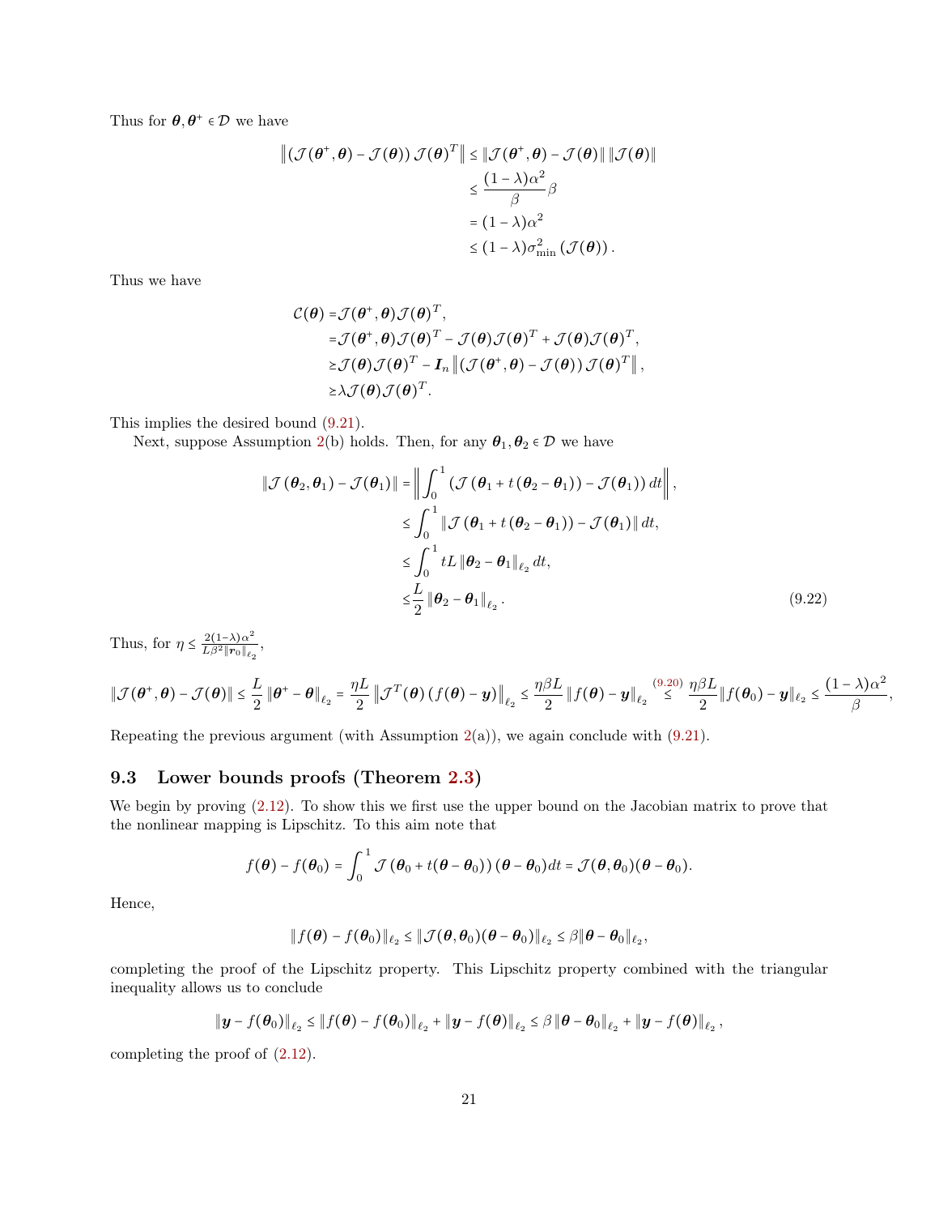Thus for $\boldsymbol{\theta}, \boldsymbol{\theta}^+ \in \mathcal{D}$ we have

$$
\begin{aligned}
\left\| \left(\mathcal{J}(\boldsymbol{\theta}^+, \boldsymbol{\theta}) - \mathcal{J}(\boldsymbol{\theta})\right) \mathcal{J}(\boldsymbol{\theta})^T \right\| &\leq \| \mathcal{J}(\boldsymbol{\theta}^+, \boldsymbol{\theta}) - \mathcal{J}(\boldsymbol{\theta}) \| \, \| \mathcal{J}(\boldsymbol{\theta}) \| \\
&\leq \frac{(1-\lambda)\alpha^2}{\beta} \beta \\
&= (1-\lambda)\alpha^2 \\
&\leq (1-\lambda)\sigma_{\min}^2 \left(\mathcal{J}(\boldsymbol{\theta})\right).
\end{aligned}
$$

Thus we have

$$
\begin{aligned}
\mathcal{C}(\boldsymbol{\theta}) =& \mathcal{J}(\boldsymbol{\theta}^+, \boldsymbol{\theta}) \mathcal{J}(\boldsymbol{\theta})^T, \\
=& \mathcal{J}(\boldsymbol{\theta}^+, \boldsymbol{\theta}) \mathcal{J}(\boldsymbol{\theta})^T - \mathcal{J}(\boldsymbol{\theta}) \mathcal{J}(\boldsymbol{\theta})^T + \mathcal{J}(\boldsymbol{\theta}) \mathcal{J}(\boldsymbol{\theta})^T, \\
\succeq& \mathcal{J}(\boldsymbol{\theta}) \mathcal{J}(\boldsymbol{\theta})^T - \boldsymbol{I}_n \left\| \left(\mathcal{J}(\boldsymbol{\theta}^+, \boldsymbol{\theta}) - \mathcal{J}(\boldsymbol{\theta})\right) \mathcal{J}(\boldsymbol{\theta})^T \right\|, \\
\succeq& \lambda \mathcal{J}(\boldsymbol{\theta}) \mathcal{J}(\boldsymbol{\theta})^T.
\end{aligned}
$$

This implies the desired bound (9.21).

Next, suppose Assumption 2(b) holds. Then, for any $\boldsymbol{\theta}_1, \boldsymbol{\theta}_2 \in \mathcal{D}$ we have

$$
\begin{aligned}
\| \mathcal{J}(\boldsymbol{\theta}_2, \boldsymbol{\theta}_1) - \mathcal{J}(\boldsymbol{\theta}_1) \| =& \left\| \int_0^1 \left( \mathcal{J}\left(\boldsymbol{\theta}_1 + t(\boldsymbol{\theta}_2 - \boldsymbol{\theta}_1)\right) - \mathcal{J}(\boldsymbol{\theta}_1) \right) dt \right\|, \\
\leq& \int_0^1 \left\| \mathcal{J}\left(\boldsymbol{\theta}_1 + t(\boldsymbol{\theta}_2 - \boldsymbol{\theta}_1)\right) - \mathcal{J}(\boldsymbol{\theta}_1) \right\| dt, \\
\leq& \int_0^1 tL \left\| \boldsymbol{\theta}_2 - \boldsymbol{\theta}_1 \right\|_{\ell_2} dt, \\
\leq& \frac{L}{2} \left\| \boldsymbol{\theta}_2 - \boldsymbol{\theta}_1 \right\|_{\ell_2}.
\end{aligned} \tag{9.22}
$$

Thus, for $\eta \leq \frac{2(1-\lambda)\alpha^2}{L\beta^2 \|\boldsymbol{r}_0\|_{\ell_2}}$,

$$
\| \mathcal{J}(\boldsymbol{\theta}^+, \boldsymbol{\theta}) - \mathcal{J}(\boldsymbol{\theta}) \| \leq \frac{L}{2} \left\| \boldsymbol{\theta}^+ - \boldsymbol{\theta} \right\|_{\ell_2} = \frac{\eta L}{2} \left\| \mathcal{J}^T(\boldsymbol{\theta}) \left( f(\boldsymbol{\theta}) - \boldsymbol{y} \right) \right\|_{\ell_2} \leq \frac{\eta \beta L}{2} \left\| f(\boldsymbol{\theta}) - \boldsymbol{y} \right\|_{\ell_2} \overset{(9.20)}{\leq} \frac{\eta \beta L}{2} \| f(\boldsymbol{\theta}_0) - \boldsymbol{y} \|_{\ell_2} \leq \frac{(1-\lambda)\alpha^2}{\beta},
$$

Repeating the previous argument (with Assumption 2(a)), we again conclude with (9.21).

## 9.3 Lower bounds proofs (Theorem 2.3)

We begin by proving (2.12). To show this we first use the upper bound on the Jacobian matrix to prove that the nonlinear mapping is Lipschitz. To this aim note that

$$
f(\boldsymbol{\theta}) - f(\boldsymbol{\theta}_0) = \int_0^1 \mathcal{J}\left(\boldsymbol{\theta}_0 + t(\boldsymbol{\theta} - \boldsymbol{\theta}_0)\right)(\boldsymbol{\theta} - \boldsymbol{\theta}_0) dt = \mathcal{J}(\boldsymbol{\theta}, \boldsymbol{\theta}_0)(\boldsymbol{\theta} - \boldsymbol{\theta}_0).
$$

Hence,

$$
\| f(\boldsymbol{\theta}) - f(\boldsymbol{\theta}_0) \|_{\ell_2} \leq \| \mathcal{J}(\boldsymbol{\theta}, \boldsymbol{\theta}_0)(\boldsymbol{\theta} - \boldsymbol{\theta}_0) \|_{\ell_2} \leq \beta \| \boldsymbol{\theta} - \boldsymbol{\theta}_0 \|_{\ell_2},
$$

completing the proof of the Lipschitz property. This Lipschitz property combined with the triangular inequality allows us to conclude

$$
\| \boldsymbol{y} - f(\boldsymbol{\theta}_0) \|_{\ell_2} \leq \| f(\boldsymbol{\theta}) - f(\boldsymbol{\theta}_0) \|_{\ell_2} + \| \boldsymbol{y} - f(\boldsymbol{\theta}) \|_{\ell_2} \leq \beta \left\| \boldsymbol{\theta} - \boldsymbol{\theta}_0 \right\|_{\ell_2} + \left\| \boldsymbol{y} - f(\boldsymbol{\theta}) \right\|_{\ell_2},
$$

completing the proof of (2.12).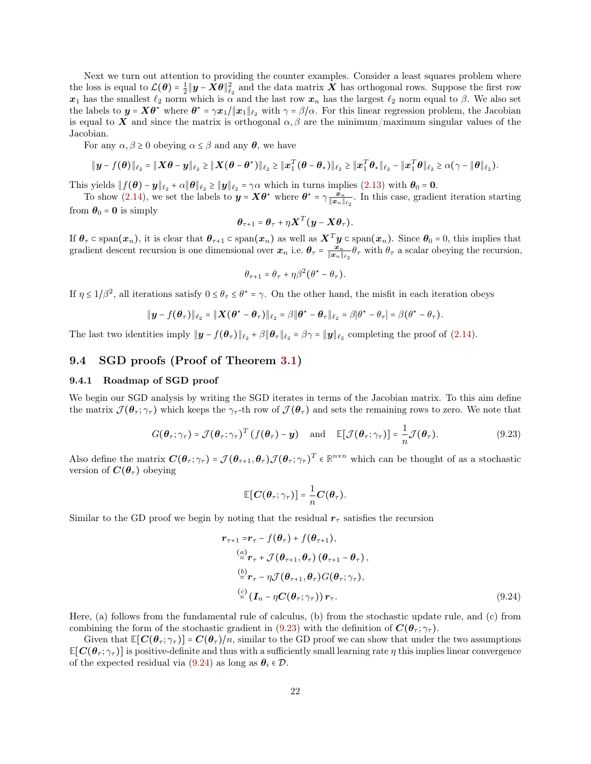Next we turn out attention to providing the counter examples. Consider a least squares problem where the loss is equal to $\mathcal{L}(\boldsymbol{\theta}) = \frac{1}{2}\|\boldsymbol{y} - \boldsymbol{X}\boldsymbol{\theta}\|_{\ell_2}^2$ and the data matrix $\boldsymbol{X}$ has orthogonal rows. Suppose the first row $\boldsymbol{x}_1$ has the smallest $\ell_2$ norm which is $\alpha$ and the last row $\boldsymbol{x}_n$ has the largest $\ell_2$ norm equal to $\beta$. We also set the labels to $\boldsymbol{y} = \boldsymbol{X}\boldsymbol{\theta}^\star$ where $\boldsymbol{\theta}^\star = \gamma \boldsymbol{x}_1 / \|\boldsymbol{x}_1\|_{\ell_2}$ with $\gamma = \beta/\alpha$. For this linear regression problem, the Jacobian is equal to $\boldsymbol{X}$ and since the matrix is orthogonal $\alpha, \beta$ are the minimum/maximum singular values of the Jacobian.

For any $\alpha, \beta \geq 0$ obeying $\alpha \leq \beta$ and any $\boldsymbol{\theta}$, we have

$$\|\boldsymbol{y} - f(\boldsymbol{\theta})\|_{\ell_2} = \|\boldsymbol{X}\boldsymbol{\theta} - \boldsymbol{y}\|_{\ell_2} \geq \|\boldsymbol{X}(\boldsymbol{\theta} - \boldsymbol{\theta}^\star)\|_{\ell_2} \geq \|\boldsymbol{x}_1^T(\boldsymbol{\theta} - \boldsymbol{\theta}_\star)\|_{\ell_2} \geq \|\boldsymbol{x}_1^T\boldsymbol{\theta}_\star\|_{\ell_2} - \|\boldsymbol{x}_1^T\boldsymbol{\theta}\|_{\ell_2} \geq \alpha(\gamma - \|\boldsymbol{\theta}\|_{\ell_2}).$$

This yields $\|f(\boldsymbol{\theta}) - \boldsymbol{y}\|_{\ell_2} + \alpha\|\boldsymbol{\theta}\|_{\ell_2} \geq \|\boldsymbol{y}\|_{\ell_2} = \gamma\alpha$ which in turns implies (2.13) with $\boldsymbol{\theta}_0 = \boldsymbol{0}$.

To show (2.14), we set the labels to $\boldsymbol{y} = \boldsymbol{X}\boldsymbol{\theta}^\star$ where $\boldsymbol{\theta}^\star = \gamma\frac{\boldsymbol{x}_n}{\|\boldsymbol{x}_n\|_{\ell_2}}$. In this case, gradient iteration starting from $\boldsymbol{\theta}_0 = \boldsymbol{0}$ is simply

$$\boldsymbol{\theta}_{\tau+1} = \boldsymbol{\theta}_\tau + \eta \boldsymbol{X}^T(\boldsymbol{y} - \boldsymbol{X}\boldsymbol{\theta}_\tau).$$

If $\boldsymbol{\theta}_\tau \subset \text{span}(\boldsymbol{x}_n)$, it is clear that $\boldsymbol{\theta}_{\tau+1} \subset \text{span}(\boldsymbol{x}_n)$ as well as $\boldsymbol{X}^T\boldsymbol{y} \subset \text{span}(\boldsymbol{x}_n)$. Since $\boldsymbol{\theta}_0 = 0$, this implies that gradient descent recursion is one dimensional over $\boldsymbol{x}_n$ i.e. $\boldsymbol{\theta}_\tau = \frac{\boldsymbol{x}_n}{\|\boldsymbol{x}_n\|_{\ell_2}}\theta_\tau$ with $\theta_\tau$ a scalar obeying the recursion,

$$\theta_{\tau+1} = \theta_\tau + \eta\beta^2(\theta^\star - \theta_\tau).$$

If $\eta \leq 1/\beta^2$, all iterations satisfy $0 \leq \theta_\tau \leq \theta^\star = \gamma$. On the other hand, the misfit in each iteration obeys

$$\|\boldsymbol{y} - f(\boldsymbol{\theta}_\tau)\|_{\ell_2} = \|\boldsymbol{X}(\boldsymbol{\theta}^\star - \boldsymbol{\theta}_\tau)\|_{\ell_2} = \beta\|\boldsymbol{\theta}^\star - \boldsymbol{\theta}_\tau\|_{\ell_2} = \beta|\theta^\star - \theta_\tau| = \beta(\theta^\star - \theta_\tau).$$

The last two identities imply $\|\boldsymbol{y} - f(\boldsymbol{\theta}_\tau)\|_{\ell_2} + \beta\|\boldsymbol{\theta}_\tau\|_{\ell_2} = \beta\gamma = \|\boldsymbol{y}\|_{\ell_2}$ completing the proof of (2.14).

## 9.4 SGD proofs (Proof of Theorem 3.1)

### 9.4.1 Roadmap of SGD proof

We begin our SGD analysis by writing the SGD iterates in terms of the Jacobian matrix. To this aim define the matrix $\mathcal{J}(\boldsymbol{\theta}_\tau; \gamma_\tau)$ which keeps the $\gamma_\tau$-th row of $\mathcal{J}(\boldsymbol{\theta}_\tau)$ and sets the remaining rows to zero. We note that

$$G(\boldsymbol{\theta}_\tau; \gamma_\tau) = \mathcal{J}(\boldsymbol{\theta}_\tau; \gamma_\tau)^T(f(\boldsymbol{\theta}_\tau) - \boldsymbol{y}) \quad \text{and} \quad \mathbb{E}[\mathcal{J}(\boldsymbol{\theta}_\tau; \gamma_\tau)] = \frac{1}{n}\mathcal{J}(\boldsymbol{\theta}_\tau). \tag{9.23}$$

Also define the matrix $\boldsymbol{C}(\boldsymbol{\theta}_\tau; \gamma_\tau) = \mathcal{J}(\boldsymbol{\theta}_{\tau+1}, \boldsymbol{\theta}_\tau)\mathcal{J}(\boldsymbol{\theta}_\tau; \gamma_\tau)^T \in \mathbb{R}^{n\times n}$ which can be thought of as a stochastic version of $\boldsymbol{C}(\boldsymbol{\theta}_\tau)$ obeying

$$\mathbb{E}[\boldsymbol{C}(\boldsymbol{\theta}_\tau; \gamma_\tau)] = \frac{1}{n}\boldsymbol{C}(\boldsymbol{\theta}_\tau).$$

Similar to the GD proof we begin by noting that the residual $\boldsymbol{r}_\tau$ satisfies the recursion

$$\begin{aligned}
\boldsymbol{r}_{\tau+1} =& \boldsymbol{r}_\tau - f(\boldsymbol{\theta}_\tau) + f(\boldsymbol{\theta}_{\tau+1}),\\
\overset{(a)}{=}& \boldsymbol{r}_\tau + \mathcal{J}(\boldsymbol{\theta}_{\tau+1}, \boldsymbol{\theta}_\tau)(\boldsymbol{\theta}_{\tau+1} - \boldsymbol{\theta}_\tau),\\
\overset{(b)}{=}& \boldsymbol{r}_\tau - \eta\mathcal{J}(\boldsymbol{\theta}_{\tau+1}, \boldsymbol{\theta}_\tau)G(\boldsymbol{\theta}_\tau; \gamma_\tau),\\
\overset{(c)}{=}& (\boldsymbol{I}_n - \eta\boldsymbol{C}(\boldsymbol{\theta}_\tau; \gamma_\tau))\boldsymbol{r}_\tau.
\end{aligned} \tag{9.24}$$

Here, (a) follows from the fundamental rule of calculus, (b) from the stochastic update rule, and (c) from combining the form of the stochastic gradient in (9.23) with the definition of $\boldsymbol{C}(\boldsymbol{\theta}_\tau; \gamma_\tau)$.

Given that $\mathbb{E}[\boldsymbol{C}(\boldsymbol{\theta}_\tau; \gamma_\tau)] = \boldsymbol{C}(\boldsymbol{\theta}_\tau)/n$, similar to the GD proof we can show that under the two assumptions $\mathbb{E}[\boldsymbol{C}(\boldsymbol{\theta}_\tau; \gamma_\tau)]$ is positive-definite and thus with a sufficiently small learning rate $\eta$ this implies linear convergence of the expected residual via (9.24) as long as $\boldsymbol{\theta}_i \in \mathcal{D}$.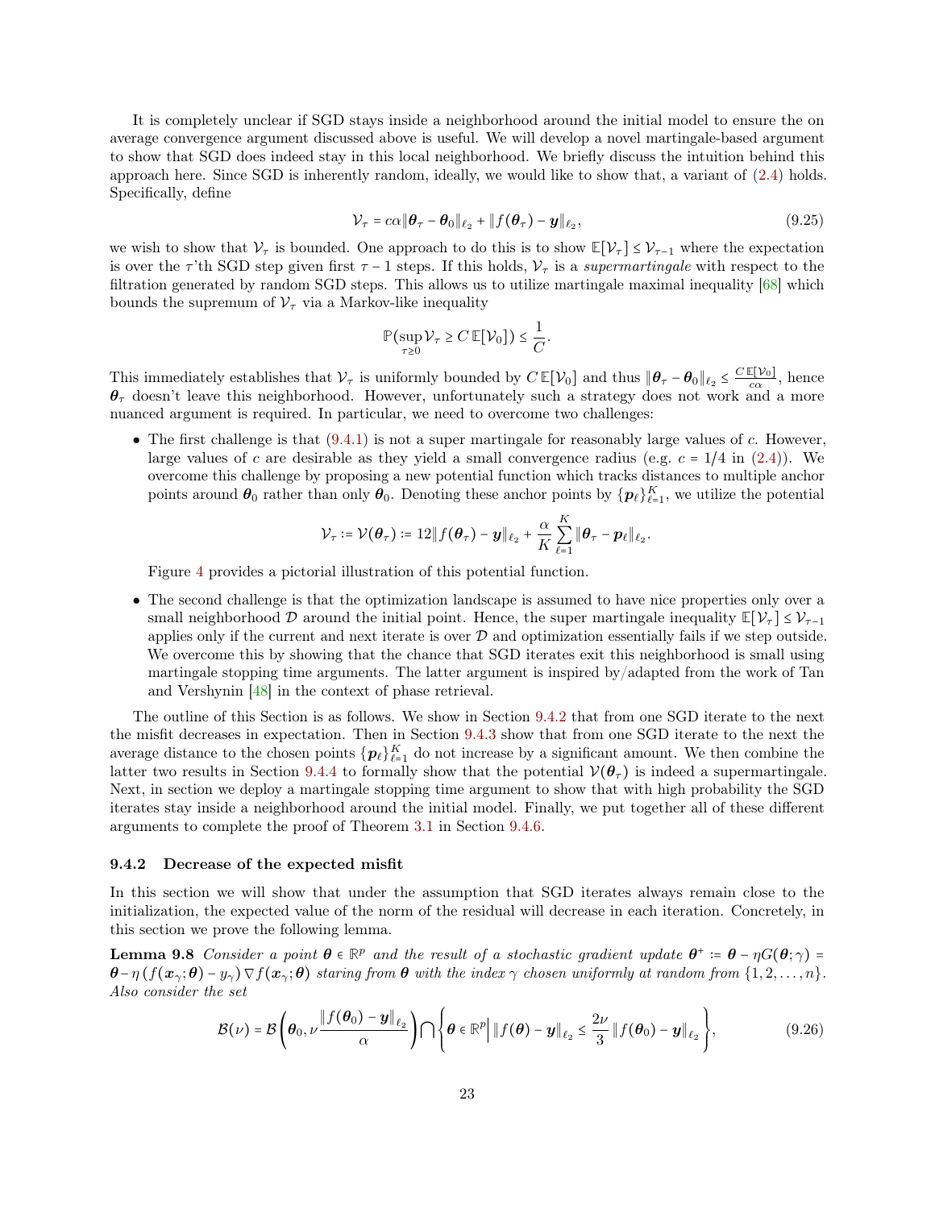It is completely unclear if SGD stays inside a neighborhood around the initial model to ensure the on average convergence argument discussed above is useful. We will develop a novel martingale-based argument to show that SGD does indeed stay in this local neighborhood. We briefly discuss the intuition behind this approach here. Since SGD is inherently random, ideally, we would like to show that, a variant of (2.4) holds. Specifically, define

$$\mathcal{V}_\tau = c\alpha \|\boldsymbol{\theta}_\tau - \boldsymbol{\theta}_0\|_{\ell_2} + \|f(\boldsymbol{\theta}_\tau) - \boldsymbol{y}\|_{\ell_2}, \tag{9.25}$$

we wish to show that $\mathcal{V}_\tau$ is bounded. One approach to do this is to show $\mathbb{E}[\mathcal{V}_\tau] \le \mathcal{V}_{\tau-1}$ where the expectation is over the $\tau$'th SGD step given first $\tau - 1$ steps. If this holds, $\mathcal{V}_\tau$ is a *supermartingale* with respect to the filtration generated by random SGD steps. This allows us to utilize martingale maximal inequality [68] which bounds the supremum of $\mathcal{V}_\tau$ via a Markov-like inequality

$$\mathbb{P}(\sup_{\tau \ge 0} \mathcal{V}_\tau \ge C\,\mathbb{E}[\mathcal{V}_0]) \le \frac{1}{C}.$$

This immediately establishes that $\mathcal{V}_\tau$ is uniformly bounded by $C\,\mathbb{E}[\mathcal{V}_0]$ and thus $\|\boldsymbol{\theta}_\tau - \boldsymbol{\theta}_0\|_{\ell_2} \le \frac{C\,\mathbb{E}[\mathcal{V}_0]}{c\alpha}$, hence $\boldsymbol{\theta}_\tau$ doesn't leave this neighborhood. However, unfortunately such a strategy does not work and a more nuanced argument is required. In particular, we need to overcome two challenges:

- The first challenge is that (9.4.1) is not a super martingale for reasonably large values of $c$. However, large values of $c$ are desirable as they yield a small convergence radius (e.g. $c = 1/4$ in (2.4)). We overcome this challenge by proposing a new potential function which tracks distances to multiple anchor points around $\boldsymbol{\theta}_0$ rather than only $\boldsymbol{\theta}_0$. Denoting these anchor points by $\{\boldsymbol{p}_\ell\}_{\ell=1}^K$, we utilize the potential

$$\mathcal{V}_\tau := \mathcal{V}(\boldsymbol{\theta}_\tau) := 12\|f(\boldsymbol{\theta}_\tau) - \boldsymbol{y}\|_{\ell_2} + \frac{\alpha}{K}\sum_{\ell=1}^K \|\boldsymbol{\theta}_\tau - \boldsymbol{p}_\ell\|_{\ell_2}.$$

  Figure 4 provides a pictorial illustration of this potential function.

- The second challenge is that the optimization landscape is assumed to have nice properties only over a small neighborhood $\mathcal{D}$ around the initial point. Hence, the super martingale inequality $\mathbb{E}[\mathcal{V}_\tau] \le \mathcal{V}_{\tau-1}$ applies only if the current and next iterate is over $\mathcal{D}$ and optimization essentially fails if we step outside. We overcome this by showing that the chance that SGD iterates exit this neighborhood is small using martingale stopping time arguments. The latter argument is inspired by/adapted from the work of Tan and Vershynin [48] in the context of phase retrieval.

The outline of this Section is as follows. We show in Section 9.4.2 that from one SGD iterate to the next the misfit decreases in expectation. Then in Section 9.4.3 show that from one SGD iterate to the next the average distance to the chosen points $\{\boldsymbol{p}_\ell\}_{\ell=1}^K$ do not increase by a significant amount. We then combine the latter two results in Section 9.4.4 to formally show that the potential $\mathcal{V}(\boldsymbol{\theta}_\tau)$ is indeed a supermartingale. Next, in section we deploy a martingale stopping time argument to show that with high probability the SGD iterates stay inside a neighborhood around the initial model. Finally, we put together all of these different arguments to complete the proof of Theorem 3.1 in Section 9.4.6.

### 9.4.2 Decrease of the expected misfit

In this section we will show that under the assumption that SGD iterates always remain close to the initialization, the expected value of the norm of the residual will decrease in each iteration. Concretely, in this section we prove the following lemma.

**Lemma 9.8** *Consider a point $\boldsymbol{\theta} \in \mathbb{R}^p$ and the result of a stochastic gradient update $\boldsymbol{\theta}^+ := \boldsymbol{\theta} - \eta G(\boldsymbol{\theta};\gamma) = \boldsymbol{\theta} - \eta\left(f(\boldsymbol{x}_\gamma;\boldsymbol{\theta}) - y_\gamma\right)\nabla f(\boldsymbol{x}_\gamma;\boldsymbol{\theta})$ staring from $\boldsymbol{\theta}$ with the index $\gamma$ chosen uniformly at random from $\{1,2,\ldots,n\}$. Also consider the set*

$$\mathcal{B}(\nu) = \mathcal{B}\left(\boldsymbol{\theta}_0, \nu\frac{\|f(\boldsymbol{\theta}_0) - \boldsymbol{y}\|_{\ell_2}}{\alpha}\right) \bigcap \left\{\boldsymbol{\theta} \in \mathbb{R}^p \middle| \|f(\boldsymbol{\theta}) - \boldsymbol{y}\|_{\ell_2} \le \frac{2\nu}{3}\|f(\boldsymbol{\theta}_0) - \boldsymbol{y}\|_{\ell_2}\right\}, \tag{9.26}$$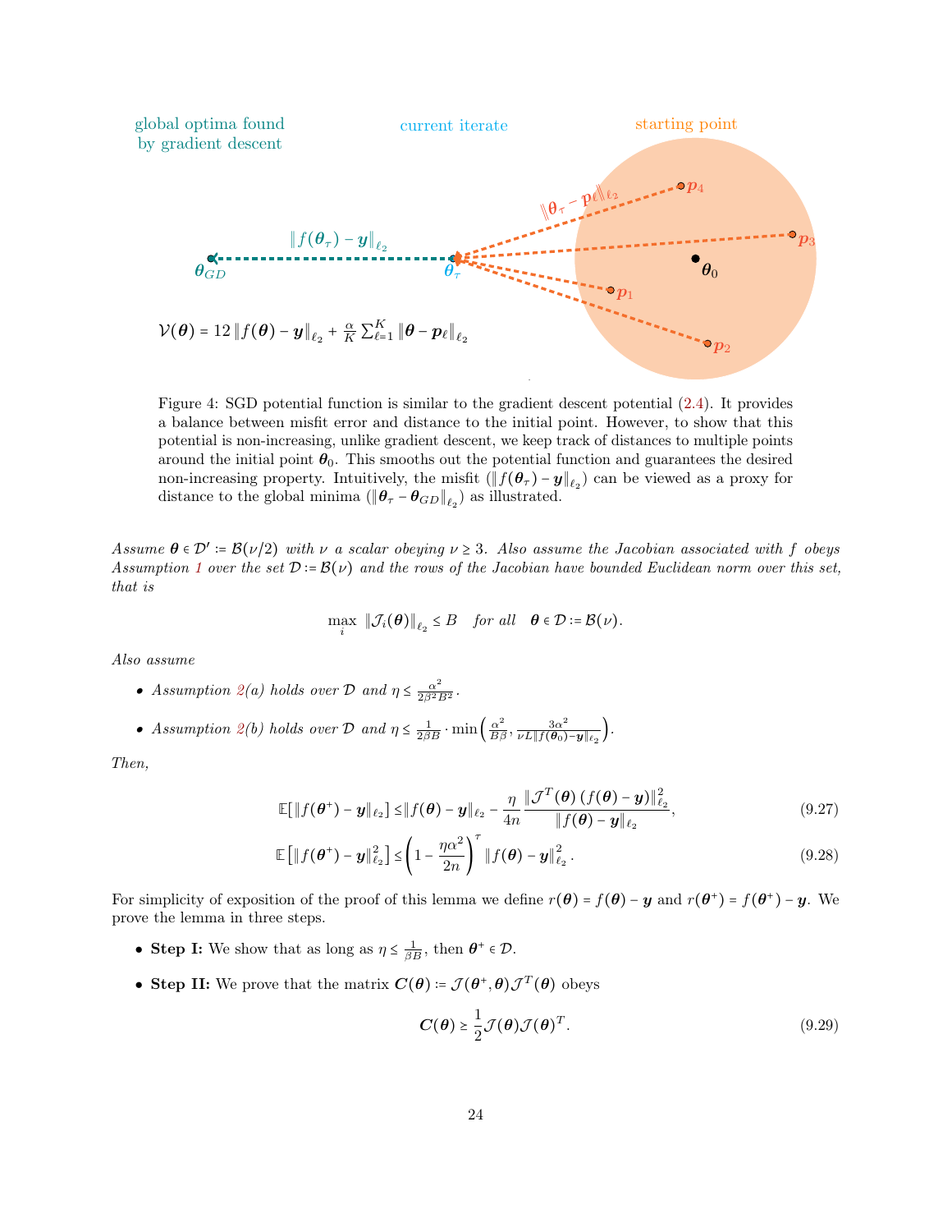global optima found by gradient descent

current iterate

starting point

$\|\boldsymbol{\theta}_\tau - \mathbf{p}_\ell\|_{\ell_2}$

$\|f(\boldsymbol{\theta}_\tau) - \boldsymbol{y}\|_{\ell_2}$

$\boldsymbol{\theta}_{GD}$ $\boldsymbol{\theta}_\tau$ $\boldsymbol{p}_1$ $\boldsymbol{p}_2$ $\boldsymbol{p}_3$ $\boldsymbol{p}_4$ $\boldsymbol{\theta}_0$

$\mathcal{V}(\boldsymbol{\theta}) = 12\left\|f(\boldsymbol{\theta}) - \boldsymbol{y}\right\|_{\ell_2} + \frac{\alpha}{K}\sum_{\ell=1}^{K}\left\|\boldsymbol{\theta} - \boldsymbol{p}_\ell\right\|_{\ell_2}$

Figure 4: SGD potential function is similar to the gradient descent potential (2.4). It provides a balance between misfit error and distance to the initial point. However, to show that this potential is non-increasing, unlike gradient descent, we keep track of distances to multiple points around the initial point $\boldsymbol{\theta}_0$. This smooths out the potential function and guarantees the desired non-increasing property. Intuitively, the misfit ($\|f(\boldsymbol{\theta}_\tau) - \boldsymbol{y}\|_{\ell_2}$) can be viewed as a proxy for distance to the global minima ($\|\boldsymbol{\theta}_\tau - \boldsymbol{\theta}_{GD}\|_{\ell_2}$) as illustrated.

*Assume $\boldsymbol{\theta} \in \mathcal{D}' := \mathcal{B}(\nu/2)$ with $\nu$ a scalar obeying $\nu \geq 3$. Also assume the Jacobian associated with $f$ obeys Assumption 1 over the set $\mathcal{D} := \mathcal{B}(\nu)$ and the rows of the Jacobian have bounded Euclidean norm over this set, that is*

$$\max_i \ \|\mathcal{J}_i(\boldsymbol{\theta})\|_{\ell_2} \leq B \quad \textit{for all} \quad \boldsymbol{\theta} \in \mathcal{D} := \mathcal{B}(\nu).$$

*Also assume*

- *Assumption 2(a) holds over $\mathcal{D}$ and $\eta \leq \frac{\alpha^2}{2\beta^2 B^2}$.*
- *Assumption 2(b) holds over $\mathcal{D}$ and $\eta \leq \frac{1}{2\beta B} \cdot \min\left(\frac{\alpha^2}{B\beta}, \frac{3\alpha^2}{\nu L\|f(\boldsymbol{\theta}_0) - \boldsymbol{y}\|_{\ell_2}}\right)$.*

*Then,*

$$\mathbb{E}[\|f(\boldsymbol{\theta}^+) - \boldsymbol{y}\|_{\ell_2}] \leq \|f(\boldsymbol{\theta}) - \boldsymbol{y}\|_{\ell_2} - \frac{\eta}{4n}\frac{\|\mathcal{J}^T(\boldsymbol{\theta})\left(f(\boldsymbol{\theta}) - \boldsymbol{y}\right)\|_{\ell_2}^2}{\|f(\boldsymbol{\theta}) - \boldsymbol{y}\|_{\ell_2}}, \tag{9.27}$$

$$\mathbb{E}\left[\|f(\boldsymbol{\theta}^+) - \boldsymbol{y}\|_{\ell_2}^2\right] \leq \left(1 - \frac{\eta\alpha^2}{2n}\right)^\tau \|f(\boldsymbol{\theta}) - \boldsymbol{y}\|_{\ell_2}^2. \tag{9.28}$$

For simplicity of exposition of the proof of this lemma we define $r(\boldsymbol{\theta}) = f(\boldsymbol{\theta}) - \boldsymbol{y}$ and $r(\boldsymbol{\theta}^+) = f(\boldsymbol{\theta}^+) - \boldsymbol{y}$. We prove the lemma in three steps.

- **Step I:** We show that as long as $\eta \leq \frac{1}{\beta B}$, then $\boldsymbol{\theta}^+ \in \mathcal{D}$.
- **Step II:** We prove that the matrix $\boldsymbol{C}(\boldsymbol{\theta}) := \mathcal{J}(\boldsymbol{\theta}^+, \boldsymbol{\theta})\mathcal{J}^T(\boldsymbol{\theta})$ obeys

$$\boldsymbol{C}(\boldsymbol{\theta}) \geq \frac{1}{2}\mathcal{J}(\boldsymbol{\theta})\mathcal{J}(\boldsymbol{\theta})^T. \tag{9.29}$$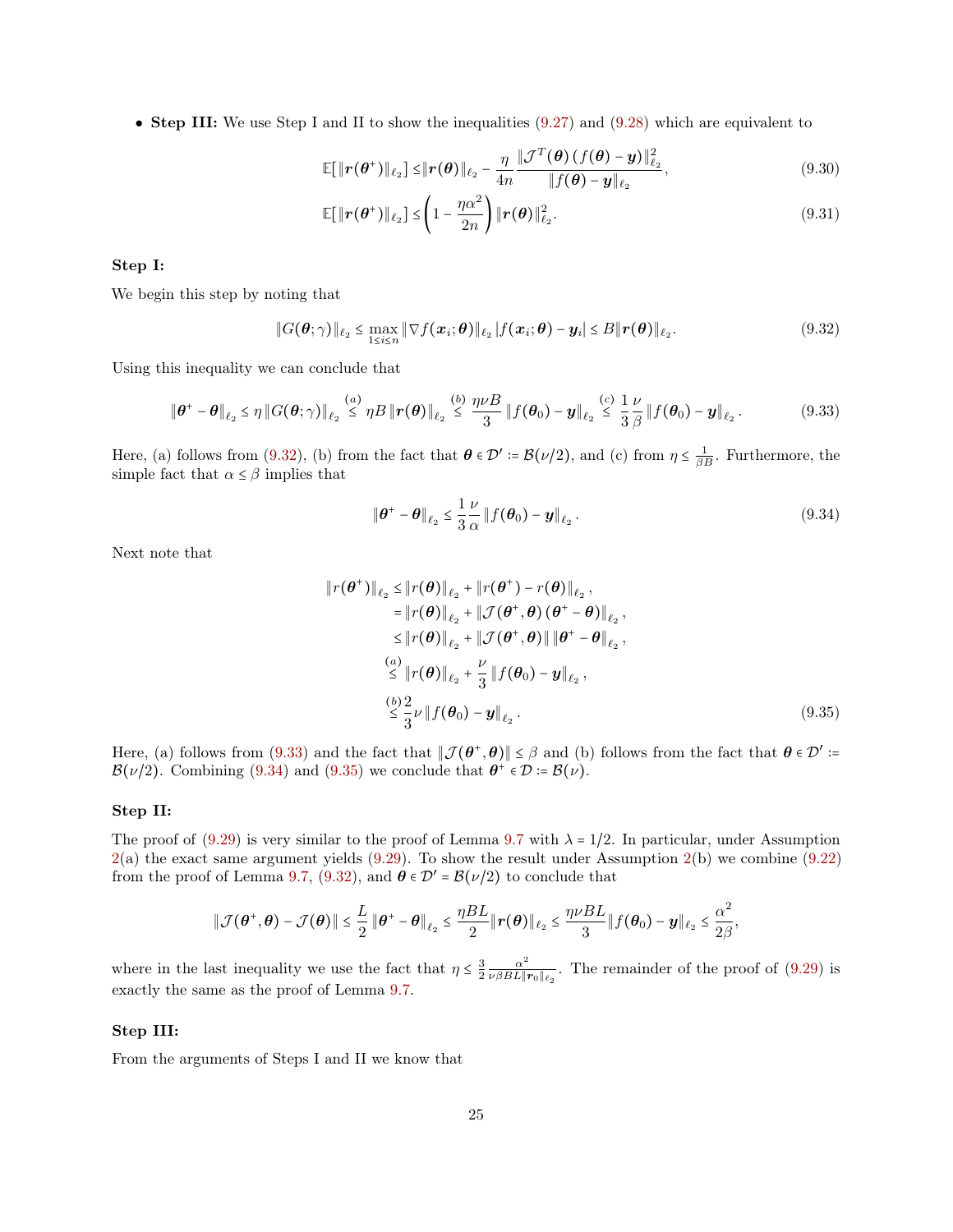- **Step III:** We use Step I and II to show the inequalities (9.27) and (9.28) which are equivalent to

$$\mathbb{E}[\|\boldsymbol{r}(\boldsymbol{\theta}^{+})\|_{\ell_2}] \leq \|\boldsymbol{r}(\boldsymbol{\theta})\|_{\ell_2} - \frac{\eta}{4n}\frac{\|\mathcal{J}^T(\boldsymbol{\theta})\left(f(\boldsymbol{\theta})-\boldsymbol{y}\right)\|_{\ell_2}^2}{\|f(\boldsymbol{\theta})-\boldsymbol{y}\|_{\ell_2}}, \tag{9.30}$$

$$\mathbb{E}[\|\boldsymbol{r}(\boldsymbol{\theta}^{+})\|_{\ell_2}] \leq \left(1-\frac{\eta\alpha^2}{2n}\right)\|\boldsymbol{r}(\boldsymbol{\theta})\|_{\ell_2}^2. \tag{9.31}$$

**Step I:**

We begin this step by noting that

$$\|G(\boldsymbol{\theta};\gamma)\|_{\ell_2} \leq \max_{1\leq i\leq n}\|\nabla f(\boldsymbol{x}_i;\boldsymbol{\theta})\|_{\ell_2}\left|f(\boldsymbol{x}_i;\boldsymbol{\theta})-\boldsymbol{y}_i\right| \leq B\|\boldsymbol{r}(\boldsymbol{\theta})\|_{\ell_2}. \tag{9.32}$$

Using this inequality we can conclude that

$$\|\boldsymbol{\theta}^{+}-\boldsymbol{\theta}\|_{\ell_2} \leq \eta\left\|G(\boldsymbol{\theta};\gamma)\right\|_{\ell_2} \overset{(a)}{\leq} \eta B\left\|\boldsymbol{r}(\boldsymbol{\theta})\right\|_{\ell_2} \overset{(b)}{\leq} \frac{\eta\nu B}{3}\left\|f(\boldsymbol{\theta}_0)-\boldsymbol{y}\right\|_{\ell_2} \overset{(c)}{\leq} \frac{1}{3}\frac{\nu}{\beta}\left\|f(\boldsymbol{\theta}_0)-\boldsymbol{y}\right\|_{\ell_2}. \tag{9.33}$$

Here, (a) follows from (9.32), (b) from the fact that $\boldsymbol{\theta}\in\mathcal{D}' := \mathcal{B}(\nu/2)$, and (c) from $\eta \leq \frac{1}{\beta B}$. Furthermore, the simple fact that $\alpha\leq\beta$ implies that

$$\|\boldsymbol{\theta}^{+}-\boldsymbol{\theta}\|_{\ell_2} \leq \frac{1}{3}\frac{\nu}{\alpha}\left\|f(\boldsymbol{\theta}_0)-\boldsymbol{y}\right\|_{\ell_2}. \tag{9.34}$$

Next note that

$$\begin{aligned}
\|r(\boldsymbol{\theta}^{+})\|_{\ell_2} &\leq \|r(\boldsymbol{\theta})\|_{\ell_2} + \|r(\boldsymbol{\theta}^{+})-r(\boldsymbol{\theta})\|_{\ell_2},\\
&= \|r(\boldsymbol{\theta})\|_{\ell_2} + \|\mathcal{J}(\boldsymbol{\theta}^{+},\boldsymbol{\theta})\left(\boldsymbol{\theta}^{+}-\boldsymbol{\theta}\right)\|_{\ell_2},\\
&\leq \|r(\boldsymbol{\theta})\|_{\ell_2} + \|\mathcal{J}(\boldsymbol{\theta}^{+},\boldsymbol{\theta})\|\,\|\boldsymbol{\theta}^{+}-\boldsymbol{\theta}\|_{\ell_2},\\
&\overset{(a)}{\leq} \|r(\boldsymbol{\theta})\|_{\ell_2} + \frac{\nu}{3}\left\|f(\boldsymbol{\theta}_0)-\boldsymbol{y}\right\|_{\ell_2},\\
&\overset{(b)}{\leq} \frac{2}{3}\nu\left\|f(\boldsymbol{\theta}_0)-\boldsymbol{y}\right\|_{\ell_2}.
\end{aligned} \tag{9.35}$$

Here, (a) follows from (9.33) and the fact that $\|\mathcal{J}(\boldsymbol{\theta}^{+},\boldsymbol{\theta})\|\leq\beta$ and (b) follows from the fact that $\boldsymbol{\theta}\in\mathcal{D}' := \mathcal{B}(\nu/2)$. Combining (9.34) and (9.35) we conclude that $\boldsymbol{\theta}^{+}\in\mathcal{D} := \mathcal{B}(\nu)$.

**Step II:**

The proof of (9.29) is very similar to the proof of Lemma 9.7 with $\lambda = 1/2$. In particular, under Assumption 2(a) the exact same argument yields (9.29). To show the result under Assumption 2(b) we combine (9.22) from the proof of Lemma 9.7, (9.32), and $\boldsymbol{\theta}\in\mathcal{D}' = \mathcal{B}(\nu/2)$ to conclude that

$$\|\mathcal{J}(\boldsymbol{\theta}^{+},\boldsymbol{\theta})-\mathcal{J}(\boldsymbol{\theta})\| \leq \frac{L}{2}\left\|\boldsymbol{\theta}^{+}-\boldsymbol{\theta}\right\|_{\ell_2} \leq \frac{\eta BL}{2}\|\boldsymbol{r}(\boldsymbol{\theta})\|_{\ell_2} \leq \frac{\eta\nu BL}{3}\|f(\boldsymbol{\theta}_0)-\boldsymbol{y}\|_{\ell_2} \leq \frac{\alpha^2}{2\beta},$$

where in the last inequality we use the fact that $\eta\leq\frac{3}{2}\frac{\alpha^2}{\nu\beta BL\|\boldsymbol{r}_0\|_{\ell_2}}$. The remainder of the proof of (9.29) is exactly the same as the proof of Lemma 9.7.

**Step III:**

From the arguments of Steps I and II we know that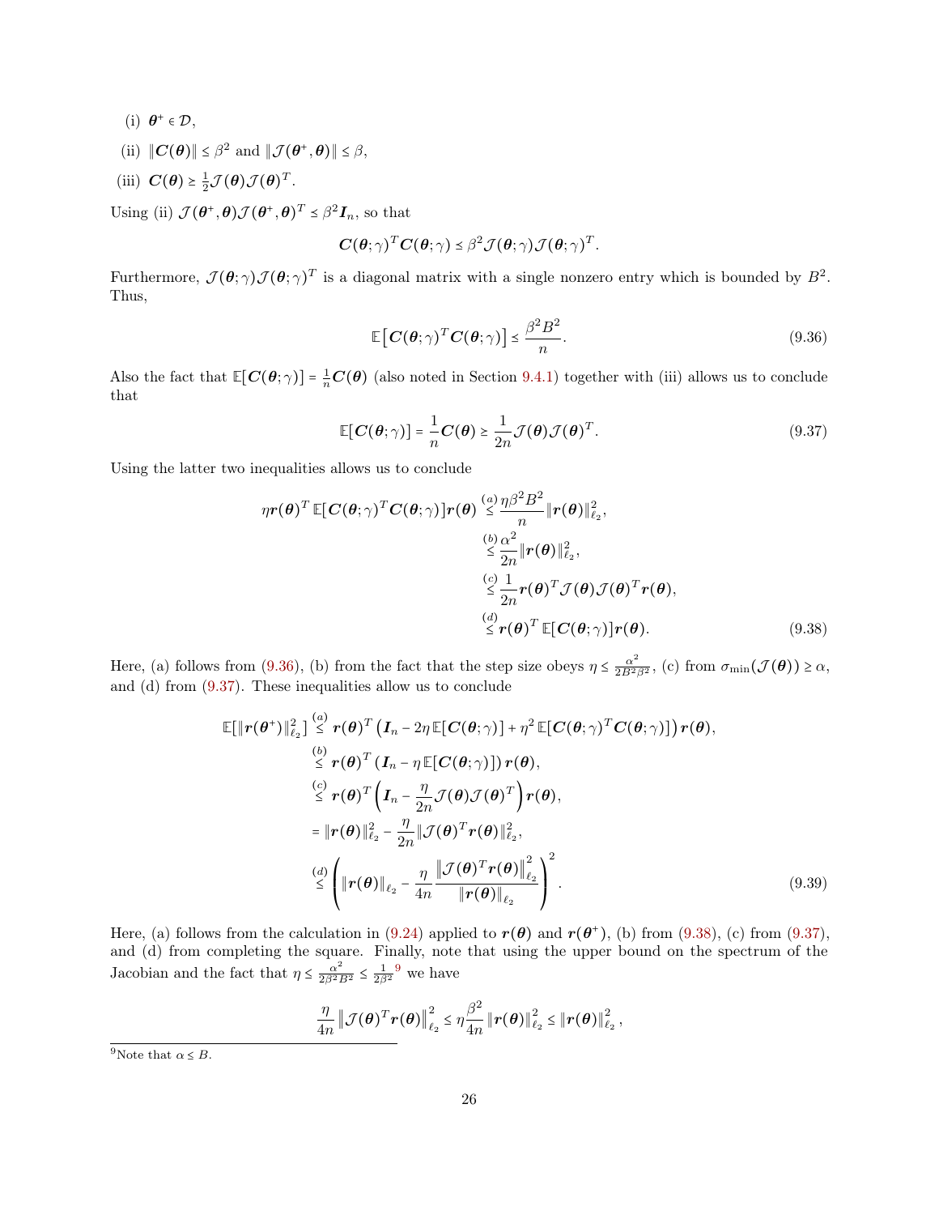(i) $\boldsymbol{\theta}^+ \in \mathcal{D}$,

(ii) $\|\boldsymbol{C}(\boldsymbol{\theta})\| \le \beta^2$ and $\|\mathcal{J}(\boldsymbol{\theta}^+, \boldsymbol{\theta})\| \le \beta$,

(iii) $\boldsymbol{C}(\boldsymbol{\theta}) \succeq \frac{1}{2}\mathcal{J}(\boldsymbol{\theta})\mathcal{J}(\boldsymbol{\theta})^T$.

Using (ii) $\mathcal{J}(\boldsymbol{\theta}^+, \boldsymbol{\theta})\mathcal{J}(\boldsymbol{\theta}^+, \boldsymbol{\theta})^T \preceq \beta^2 \boldsymbol{I}_n$, so that

$$\boldsymbol{C}(\boldsymbol{\theta};\gamma)^T \boldsymbol{C}(\boldsymbol{\theta};\gamma) \preceq \beta^2 \mathcal{J}(\boldsymbol{\theta};\gamma)\mathcal{J}(\boldsymbol{\theta};\gamma)^T.$$

Furthermore, $\mathcal{J}(\boldsymbol{\theta};\gamma)\mathcal{J}(\boldsymbol{\theta};\gamma)^T$ is a diagonal matrix with a single nonzero entry which is bounded by $B^2$. Thus,

$$\mathbb{E}\left[\boldsymbol{C}(\boldsymbol{\theta};\gamma)^T \boldsymbol{C}(\boldsymbol{\theta};\gamma)\right] \preceq \frac{\beta^2 B^2}{n}. \tag{9.36}$$

Also the fact that $\mathbb{E}[\boldsymbol{C}(\boldsymbol{\theta};\gamma)] = \frac{1}{n}\boldsymbol{C}(\boldsymbol{\theta})$ (also noted in Section 9.4.1) together with (iii) allows us to conclude that

$$\mathbb{E}[\boldsymbol{C}(\boldsymbol{\theta};\gamma)] = \frac{1}{n}\boldsymbol{C}(\boldsymbol{\theta}) \succeq \frac{1}{2n}\mathcal{J}(\boldsymbol{\theta})\mathcal{J}(\boldsymbol{\theta})^T. \tag{9.37}$$

Using the latter two inequalities allows us to conclude

$$\begin{aligned}
\eta \boldsymbol{r}(\boldsymbol{\theta})^T \, \mathbb{E}[\boldsymbol{C}(\boldsymbol{\theta};\gamma)^T \boldsymbol{C}(\boldsymbol{\theta};\gamma)] \boldsymbol{r}(\boldsymbol{\theta}) &\overset{(a)}{\le} \frac{\eta \beta^2 B^2}{n} \|\boldsymbol{r}(\boldsymbol{\theta})\|_{\ell_2}^2, \\
&\overset{(b)}{\le} \frac{\alpha^2}{2n} \|\boldsymbol{r}(\boldsymbol{\theta})\|_{\ell_2}^2, \\
&\overset{(c)}{\le} \frac{1}{2n} \boldsymbol{r}(\boldsymbol{\theta})^T \mathcal{J}(\boldsymbol{\theta})\mathcal{J}(\boldsymbol{\theta})^T \boldsymbol{r}(\boldsymbol{\theta}), \\
&\overset{(d)}{\le} \boldsymbol{r}(\boldsymbol{\theta})^T \, \mathbb{E}[\boldsymbol{C}(\boldsymbol{\theta};\gamma)] \boldsymbol{r}(\boldsymbol{\theta}).
\end{aligned} \tag{9.38}$$

Here, (a) follows from (9.36), (b) from the fact that the step size obeys $\eta \le \frac{\alpha^2}{2B^2\beta^2}$, (c) from $\sigma_{\min}(\mathcal{J}(\boldsymbol{\theta})) \ge \alpha$, and (d) from (9.37). These inequalities allow us to conclude

$$\begin{aligned}
\mathbb{E}[\|\boldsymbol{r}(\boldsymbol{\theta}^+)\|_{\ell_2}^2] &\overset{(a)}{\le} \boldsymbol{r}(\boldsymbol{\theta})^T \left(\boldsymbol{I}_n - 2\eta \, \mathbb{E}[\boldsymbol{C}(\boldsymbol{\theta};\gamma)] + \eta^2 \, \mathbb{E}[\boldsymbol{C}(\boldsymbol{\theta};\gamma)^T \boldsymbol{C}(\boldsymbol{\theta};\gamma)]\right) \boldsymbol{r}(\boldsymbol{\theta}), \\
&\overset{(b)}{\le} \boldsymbol{r}(\boldsymbol{\theta})^T \left(\boldsymbol{I}_n - \eta \, \mathbb{E}[\boldsymbol{C}(\boldsymbol{\theta};\gamma)]\right) \boldsymbol{r}(\boldsymbol{\theta}), \\
&\overset{(c)}{\le} \boldsymbol{r}(\boldsymbol{\theta})^T \left(\boldsymbol{I}_n - \frac{\eta}{2n}\mathcal{J}(\boldsymbol{\theta})\mathcal{J}(\boldsymbol{\theta})^T\right) \boldsymbol{r}(\boldsymbol{\theta}), \\
&= \|\boldsymbol{r}(\boldsymbol{\theta})\|_{\ell_2}^2 - \frac{\eta}{2n}\|\mathcal{J}(\boldsymbol{\theta})^T \boldsymbol{r}(\boldsymbol{\theta})\|_{\ell_2}^2, \\
&\overset{(d)}{\le} \left(\|\boldsymbol{r}(\boldsymbol{\theta})\|_{\ell_2} - \frac{\eta}{4n}\frac{\left\|\mathcal{J}(\boldsymbol{\theta})^T \boldsymbol{r}(\boldsymbol{\theta})\right\|_{\ell_2}^2}{\|\boldsymbol{r}(\boldsymbol{\theta})\|_{\ell_2}}\right)^2.
\end{aligned} \tag{9.39}$$

Here, (a) follows from the calculation in (9.24) applied to $\boldsymbol{r}(\boldsymbol{\theta})$ and $\boldsymbol{r}(\boldsymbol{\theta}^+)$, (b) from (9.38), (c) from (9.37), and (d) from completing the square. Finally, note that using the upper bound on the spectrum of the Jacobian and the fact that $\eta \le \frac{\alpha^2}{2\beta^2 B^2} \le \frac{1}{2\beta^2}$[9] we have

$$\frac{\eta}{4n}\left\|\mathcal{J}(\boldsymbol{\theta})^T \boldsymbol{r}(\boldsymbol{\theta})\right\|_{\ell_2}^2 \le \eta \frac{\beta^2}{4n}\|\boldsymbol{r}(\boldsymbol{\theta})\|_{\ell_2}^2 \le \|\boldsymbol{r}(\boldsymbol{\theta})\|_{\ell_2}^2,$$

[9] Note that $\alpha \le B$.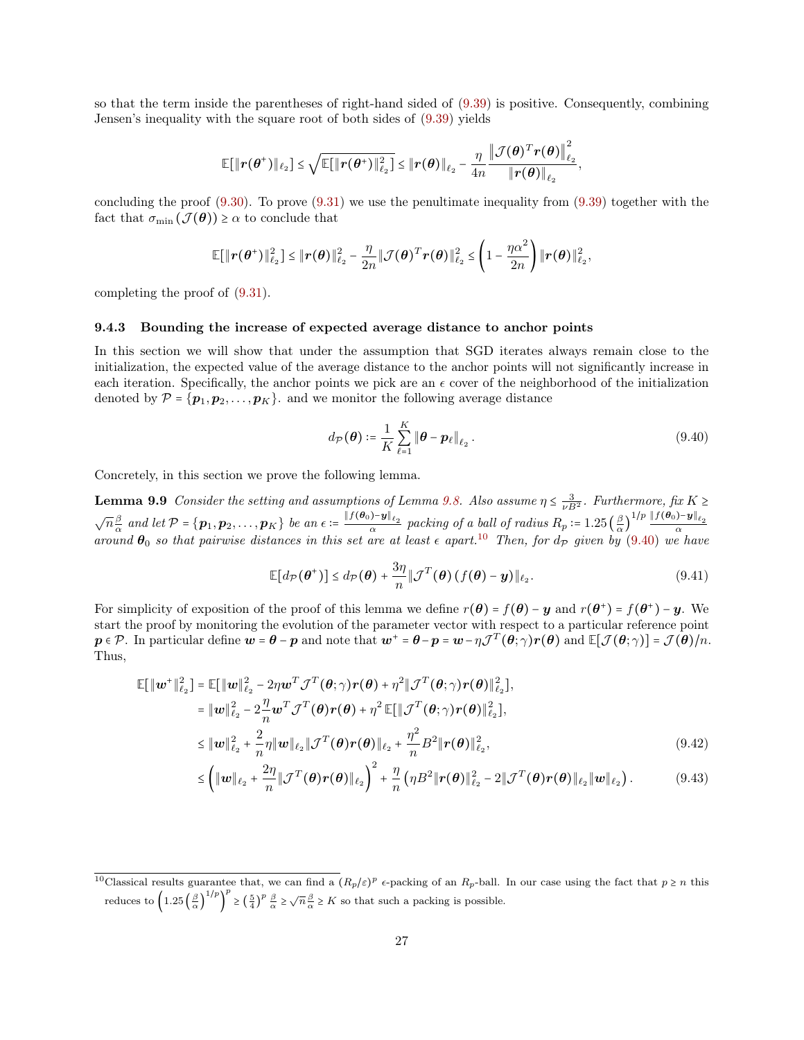so that the term inside the parentheses of right-hand sided of (9.39) is positive. Consequently, combining Jensen's inequality with the square root of both sides of (9.39) yields

$$\mathbb{E}[\|\boldsymbol{r}(\boldsymbol{\theta}^+)\|_{\ell_2}] \le \sqrt{\mathbb{E}[\|\boldsymbol{r}(\boldsymbol{\theta}^+)\|_{\ell_2}^2]} \le \|\boldsymbol{r}(\boldsymbol{\theta})\|_{\ell_2} - \frac{\eta}{4n}\frac{\left\|\mathcal{J}(\boldsymbol{\theta})^T\boldsymbol{r}(\boldsymbol{\theta})\right\|_{\ell_2}^2}{\|\boldsymbol{r}(\boldsymbol{\theta})\|_{\ell_2}},$$

concluding the proof (9.30). To prove (9.31) we use the penultimate inequality from (9.39) together with the fact that $\sigma_{\min}(\mathcal{J}(\boldsymbol{\theta})) \ge \alpha$ to conclude that

$$\mathbb{E}[\|\boldsymbol{r}(\boldsymbol{\theta}^+)\|_{\ell_2}^2] \le \|\boldsymbol{r}(\boldsymbol{\theta})\|_{\ell_2}^2 - \frac{\eta}{2n}\|\mathcal{J}(\boldsymbol{\theta})^T\boldsymbol{r}(\boldsymbol{\theta})\|_{\ell_2}^2 \le \left(1 - \frac{\eta\alpha^2}{2n}\right)\|\boldsymbol{r}(\boldsymbol{\theta})\|_{\ell_2}^2,$$

completing the proof of (9.31).

### 9.4.3 Bounding the increase of expected average distance to anchor points

In this section we will show that under the assumption that SGD iterates always remain close to the initialization, the expected value of the average distance to the anchor points will not significantly increase in each iteration. Specifically, the anchor points we pick are an $\epsilon$ cover of the neighborhood of the initialization denoted by $\mathcal{P} = \{\boldsymbol{p}_1, \boldsymbol{p}_2, \ldots, \boldsymbol{p}_K\}$. and we monitor the following average distance

$$d_{\mathcal{P}}(\boldsymbol{\theta}) := \frac{1}{K}\sum_{\ell=1}^{K}\|\boldsymbol{\theta} - \boldsymbol{p}_\ell\|_{\ell_2}. \tag{9.40}$$

Concretely, in this section we prove the following lemma.

**Lemma 9.9** *Consider the setting and assumptions of Lemma 9.8. Also assume $\eta \le \frac{3}{\nu B^2}$. Furthermore, fix $K \ge \sqrt{n}\frac{\beta}{\alpha}$ and let $\mathcal{P} = \{\boldsymbol{p}_1, \boldsymbol{p}_2, \ldots, \boldsymbol{p}_K\}$ be an $\epsilon := \frac{\|f(\boldsymbol{\theta}_0)-\boldsymbol{y}\|_{\ell_2}}{\alpha}$ packing of a ball of radius $R_p := 1.25\left(\frac{\beta}{\alpha}\right)^{1/p}\frac{\|f(\boldsymbol{\theta}_0)-\boldsymbol{y}\|_{\ell_2}}{\alpha}$ around $\boldsymbol{\theta}_0$ so that pairwise distances in this set are at least $\epsilon$ apart.*[10] *Then, for $d_{\mathcal{P}}$ given by (9.40) we have*

$$\mathbb{E}[d_{\mathcal{P}}(\boldsymbol{\theta}^+)] \le d_{\mathcal{P}}(\boldsymbol{\theta}) + \frac{3\eta}{n}\|\mathcal{J}^T(\boldsymbol{\theta})(f(\boldsymbol{\theta}) - \boldsymbol{y})\|_{\ell_2}. \tag{9.41}$$

For simplicity of exposition of the proof of this lemma we define $r(\boldsymbol{\theta}) = f(\boldsymbol{\theta}) - \boldsymbol{y}$ and $r(\boldsymbol{\theta}^+) = f(\boldsymbol{\theta}^+) - \boldsymbol{y}$. We start the proof by monitoring the evolution of the parameter vector with respect to a particular reference point $\boldsymbol{p} \in \mathcal{P}$. In particular define $\boldsymbol{w} = \boldsymbol{\theta} - \boldsymbol{p}$ and note that $\boldsymbol{w}^+ = \boldsymbol{\theta} - \boldsymbol{p} = \boldsymbol{w} - \eta\mathcal{J}^T(\boldsymbol{\theta};\gamma)\boldsymbol{r}(\boldsymbol{\theta})$ and $\mathbb{E}[\mathcal{J}(\boldsymbol{\theta};\gamma)] = \mathcal{J}(\boldsymbol{\theta})/n$. Thus,

$$\begin{aligned}
\mathbb{E}[\|\boldsymbol{w}^+\|_{\ell_2}^2] &= \mathbb{E}[\|\boldsymbol{w}\|_{\ell_2}^2 - 2\eta\boldsymbol{w}^T\mathcal{J}^T(\boldsymbol{\theta};\gamma)\boldsymbol{r}(\boldsymbol{\theta}) + \eta^2\|\mathcal{J}^T(\boldsymbol{\theta};\gamma)\boldsymbol{r}(\boldsymbol{\theta})\|_{\ell_2}^2],\\
&= \|\boldsymbol{w}\|_{\ell_2}^2 - 2\frac{\eta}{n}\boldsymbol{w}^T\mathcal{J}^T(\boldsymbol{\theta})\boldsymbol{r}(\boldsymbol{\theta}) + \eta^2\,\mathbb{E}[\|\mathcal{J}^T(\boldsymbol{\theta};\gamma)\boldsymbol{r}(\boldsymbol{\theta})\|_{\ell_2}^2],\\
&\le \|\boldsymbol{w}\|_{\ell_2}^2 + \frac{2}{n}\eta\|\boldsymbol{w}\|_{\ell_2}\|\mathcal{J}^T(\boldsymbol{\theta})\boldsymbol{r}(\boldsymbol{\theta})\|_{\ell_2} + \frac{\eta^2}{n}B^2\|\boldsymbol{r}(\boldsymbol{\theta})\|_{\ell_2}^2, && (9.42)\\
&\le \left(\|\boldsymbol{w}\|_{\ell_2} + \frac{2\eta}{n}\|\mathcal{J}^T(\boldsymbol{\theta})\boldsymbol{r}(\boldsymbol{\theta})\|_{\ell_2}\right)^2 + \frac{\eta}{n}\left(\eta B^2\|\boldsymbol{r}(\boldsymbol{\theta})\|_{\ell_2}^2 - 2\|\mathcal{J}^T(\boldsymbol{\theta})\boldsymbol{r}(\boldsymbol{\theta})\|_{\ell_2}\|\boldsymbol{w}\|_{\ell_2}\right). && (9.43)
\end{aligned}$$

---

[10] Classical results guarantee that, we can find a $(R_p/\varepsilon)^p$ $\epsilon$-packing of an $R_p$-ball. In our case using the fact that $p \ge n$ this reduces to $\left(1.25\left(\frac{\beta}{\alpha}\right)^{1/p}\right)^p \ge \left(\frac{5}{4}\right)^p\frac{\beta}{\alpha} \ge \sqrt{n}\frac{\beta}{\alpha} \ge K$ so that such a packing is possible.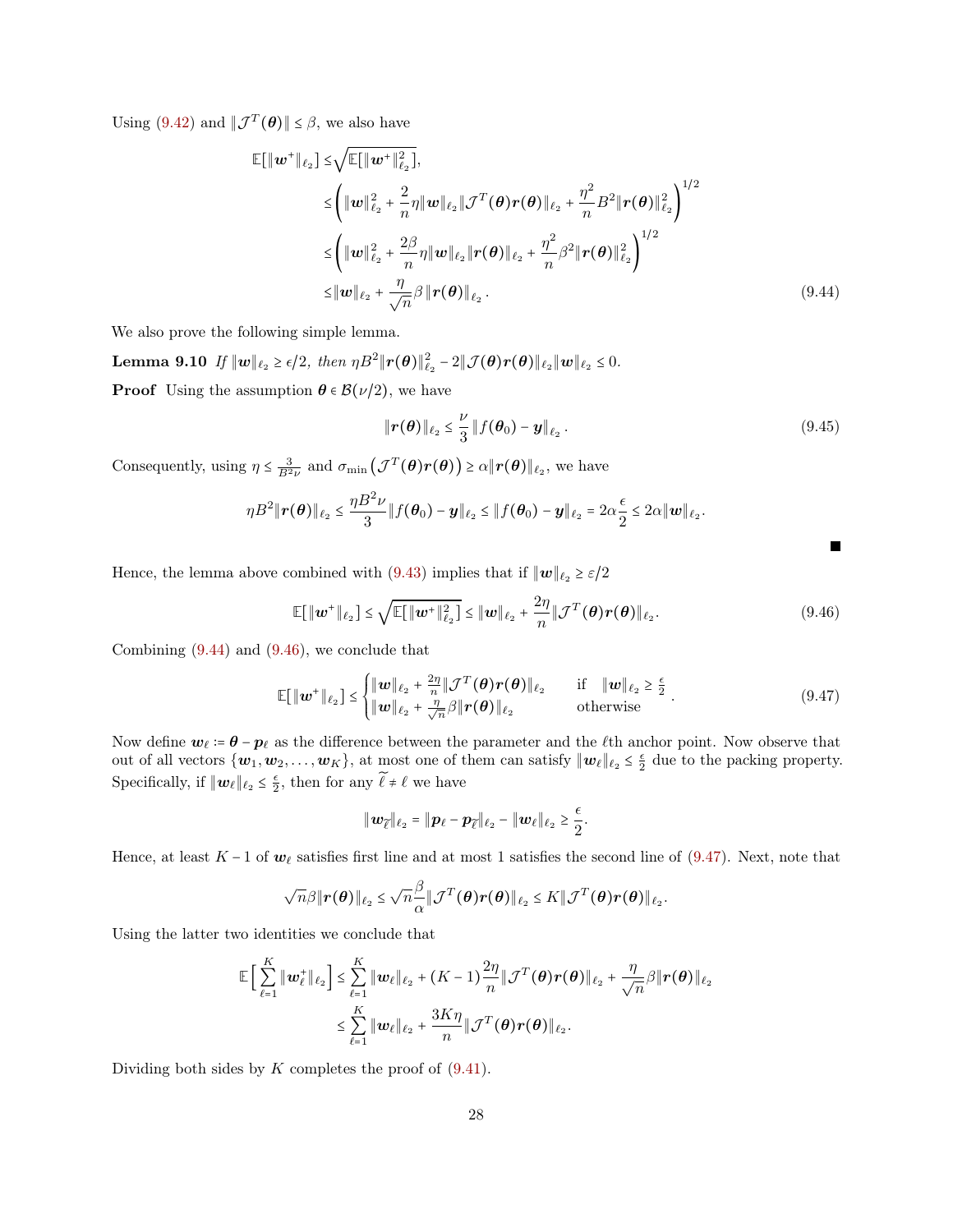Using (9.42) and $\|\mathcal{J}^T(\boldsymbol{\theta})\| \le \beta$, we also have

$$
\begin{aligned}
\mathbb{E}[\|\boldsymbol{w}^+\|_{\ell_2}] \le & \sqrt{\mathbb{E}[\|\boldsymbol{w}^+\|_{\ell_2}^2]}, \\
\le & \left( \|\boldsymbol{w}\|_{\ell_2}^2 + \frac{2}{n}\eta \|\boldsymbol{w}\|_{\ell_2} \|\mathcal{J}^T(\boldsymbol{\theta})\boldsymbol{r}(\boldsymbol{\theta})\|_{\ell_2} + \frac{\eta^2}{n} B^2 \|\boldsymbol{r}(\boldsymbol{\theta})\|_{\ell_2}^2 \right)^{1/2} \\
\le & \left( \|\boldsymbol{w}\|_{\ell_2}^2 + \frac{2\beta}{n}\eta \|\boldsymbol{w}\|_{\ell_2} \|\boldsymbol{r}(\boldsymbol{\theta})\|_{\ell_2} + \frac{\eta^2}{n} \beta^2 \|\boldsymbol{r}(\boldsymbol{\theta})\|_{\ell_2}^2 \right)^{1/2} \\
\le & \|\boldsymbol{w}\|_{\ell_2} + \frac{\eta}{\sqrt{n}} \beta \|\boldsymbol{r}(\boldsymbol{\theta})\|_{\ell_2}.
\end{aligned} \tag{9.44}
$$

We also prove the following simple lemma.

**Lemma 9.10** *If $\|\boldsymbol{w}\|_{\ell_2} \ge \epsilon/2$, then $\eta B^2 \|\boldsymbol{r}(\boldsymbol{\theta})\|_{\ell_2}^2 - 2\|\mathcal{J}(\boldsymbol{\theta})\boldsymbol{r}(\boldsymbol{\theta})\|_{\ell_2} \|\boldsymbol{w}\|_{\ell_2} \le 0$.*

**Proof** Using the assumption $\boldsymbol{\theta} \in \mathcal{B}(\nu/2)$, we have

$$
\|\boldsymbol{r}(\boldsymbol{\theta})\|_{\ell_2} \le \frac{\nu}{3} \|f(\boldsymbol{\theta}_0) - \boldsymbol{y}\|_{\ell_2}. \tag{9.45}
$$

Consequently, using $\eta \le \frac{3}{B^2 \nu}$ and $\sigma_{\min}\left(\mathcal{J}^T(\boldsymbol{\theta})\boldsymbol{r}(\boldsymbol{\theta})\right) \ge \alpha \|\boldsymbol{r}(\boldsymbol{\theta})\|_{\ell_2}$, we have

$$
\eta B^2 \|\boldsymbol{r}(\boldsymbol{\theta})\|_{\ell_2} \le \frac{\eta B^2 \nu}{3} \|f(\boldsymbol{\theta}_0) - \boldsymbol{y}\|_{\ell_2} \le \|f(\boldsymbol{\theta}_0) - \boldsymbol{y}\|_{\ell_2} = 2\alpha \frac{\epsilon}{2} \le 2\alpha \|\boldsymbol{w}\|_{\ell_2}.
$$

■

Hence, the lemma above combined with (9.43) implies that if $\|\boldsymbol{w}\|_{\ell_2} \ge \varepsilon/2$

$$
\mathbb{E}[\|\boldsymbol{w}^+\|_{\ell_2}] \le \sqrt{\mathbb{E}[\|\boldsymbol{w}^+\|_{\ell_2}^2]} \le \|\boldsymbol{w}\|_{\ell_2} + \frac{2\eta}{n} \|\mathcal{J}^T(\boldsymbol{\theta})\boldsymbol{r}(\boldsymbol{\theta})\|_{\ell_2}. \tag{9.46}
$$

Combining (9.44) and (9.46), we conclude that

$$
\mathbb{E}[\|\boldsymbol{w}^+\|_{\ell_2}] \le \begin{cases} \|\boldsymbol{w}\|_{\ell_2} + \frac{2\eta}{n} \|\mathcal{J}^T(\boldsymbol{\theta})\boldsymbol{r}(\boldsymbol{\theta})\|_{\ell_2} & \text{if} \quad \|\boldsymbol{w}\|_{\ell_2} \ge \frac{\epsilon}{2} \\ \|\boldsymbol{w}\|_{\ell_2} + \frac{\eta}{\sqrt{n}} \beta \|\boldsymbol{r}(\boldsymbol{\theta})\|_{\ell_2} & \text{otherwise} \end{cases}. \tag{9.47}
$$

Now define $\boldsymbol{w}_\ell \coloneqq \boldsymbol{\theta} - \boldsymbol{p}_\ell$ as the difference between the parameter and the $\ell$th anchor point. Now observe that out of all vectors $\{\boldsymbol{w}_1, \boldsymbol{w}_2, \dots, \boldsymbol{w}_K\}$, at most one of them can satisfy $\|\boldsymbol{w}_\ell\|_{\ell_2} \le \frac{\epsilon}{2}$ due to the packing property. Specifically, if $\|\boldsymbol{w}_\ell\|_{\ell_2} \le \frac{\epsilon}{2}$, then for any $\widetilde{\ell} \ne \ell$ we have

$$
\|\boldsymbol{w}_{\widetilde{\ell}}\|_{\ell_2} = \|\boldsymbol{p}_\ell - \boldsymbol{p}_{\widetilde{\ell}}\|_{\ell_2} - \|\boldsymbol{w}_\ell\|_{\ell_2} \ge \frac{\epsilon}{2}.
$$

Hence, at least $K-1$ of $\boldsymbol{w}_\ell$ satisfies first line and at most 1 satisfies the second line of (9.47). Next, note that

$$
\sqrt{n}\beta \|\boldsymbol{r}(\boldsymbol{\theta})\|_{\ell_2} \le \sqrt{n}\frac{\beta}{\alpha} \|\mathcal{J}^T(\boldsymbol{\theta})\boldsymbol{r}(\boldsymbol{\theta})\|_{\ell_2} \le K \|\mathcal{J}^T(\boldsymbol{\theta})\boldsymbol{r}(\boldsymbol{\theta})\|_{\ell_2}.
$$

Using the latter two identities we conclude that

$$
\begin{aligned}
\mathbb{E}\Big[\sum_{\ell=1}^K \|\boldsymbol{w}_\ell^+\|_{\ell_2}\Big] \le & \sum_{\ell=1}^K \|\boldsymbol{w}_\ell\|_{\ell_2} + (K-1)\frac{2\eta}{n} \|\mathcal{J}^T(\boldsymbol{\theta})\boldsymbol{r}(\boldsymbol{\theta})\|_{\ell_2} + \frac{\eta}{\sqrt{n}} \beta \|\boldsymbol{r}(\boldsymbol{\theta})\|_{\ell_2} \\
\le & \sum_{\ell=1}^K \|\boldsymbol{w}_\ell\|_{\ell_2} + \frac{3K\eta}{n} \|\mathcal{J}^T(\boldsymbol{\theta})\boldsymbol{r}(\boldsymbol{\theta})\|_{\ell_2}.
\end{aligned}
$$

Dividing both sides by $K$ completes the proof of (9.41).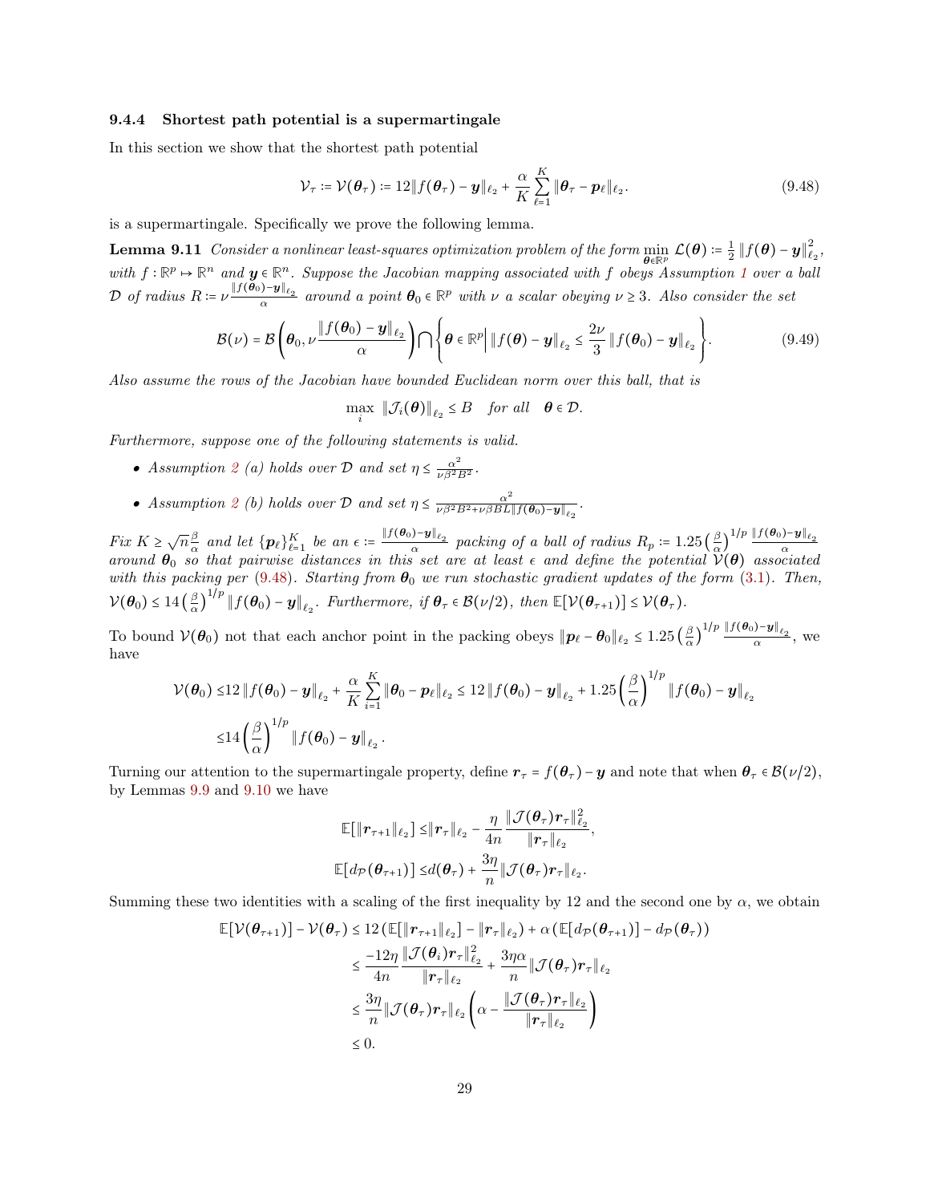### 9.4.4 Shortest path potential is a supermartingale

In this section we show that the shortest path potential

$$\mathcal{V}_\tau := \mathcal{V}(\boldsymbol{\theta}_\tau) := 12\|f(\boldsymbol{\theta}_\tau) - \boldsymbol{y}\|_{\ell_2} + \frac{\alpha}{K}\sum_{\ell=1}^{K}\|\boldsymbol{\theta}_\tau - \boldsymbol{p}_\ell\|_{\ell_2}. \tag{9.48}$$

is a supermartingale. Specifically we prove the following lemma.

**Lemma 9.11** *Consider a nonlinear least-squares optimization problem of the form* $\min_{\boldsymbol{\theta}\in\mathbb{R}^p} \mathcal{L}(\boldsymbol{\theta}) := \frac{1}{2}\|f(\boldsymbol{\theta}) - \boldsymbol{y}\|_{\ell_2}^2$, *with* $f : \mathbb{R}^p \mapsto \mathbb{R}^n$ *and* $\boldsymbol{y} \in \mathbb{R}^n$. *Suppose the Jacobian mapping associated with* $f$ *obeys Assumption 1 over a ball* $\mathcal{D}$ *of radius* $R := \nu\frac{\|f(\boldsymbol{\theta}_0)-\boldsymbol{y}\|_{\ell_2}}{\alpha}$ *around a point* $\boldsymbol{\theta}_0 \in \mathbb{R}^p$ *with* $\nu$ *a scalar obeying* $\nu \geq 3$. *Also consider the set*

$$\mathcal{B}(\nu) = \mathcal{B}\left(\boldsymbol{\theta}_0, \nu\frac{\|f(\boldsymbol{\theta}_0) - \boldsymbol{y}\|_{\ell_2}}{\alpha}\right)\bigcap\left\{\boldsymbol{\theta}\in\mathbb{R}^p \,\Big|\, \|f(\boldsymbol{\theta}) - \boldsymbol{y}\|_{\ell_2} \leq \frac{2\nu}{3}\|f(\boldsymbol{\theta}_0) - \boldsymbol{y}\|_{\ell_2}\right\}. \tag{9.49}$$

*Also assume the rows of the Jacobian have bounded Euclidean norm over this ball, that is*

$$\max_i \|\mathcal{J}_i(\boldsymbol{\theta})\|_{\ell_2} \leq B \quad \text{for all} \quad \boldsymbol{\theta}\in\mathcal{D}.$$

*Furthermore, suppose one of the following statements is valid.*

- *Assumption 2 (a) holds over* $\mathcal{D}$ *and set* $\eta \leq \frac{\alpha^2}{\nu\beta^2B^2}$.
- *Assumption 2 (b) holds over* $\mathcal{D}$ *and set* $\eta \leq \frac{\alpha^2}{\nu\beta^2B^2 + \nu\beta BL\|f(\boldsymbol{\theta}_0)-\boldsymbol{y}\|_{\ell_2}}$.

*Fix* $K \geq \sqrt{n}\frac{\beta}{\alpha}$ *and let* $\{\boldsymbol{p}_\ell\}_{\ell=1}^K$ *be an* $\epsilon := \frac{\|f(\boldsymbol{\theta}_0)-\boldsymbol{y}\|_{\ell_2}}{\alpha}$ *packing of a ball of radius* $R_p := 1.25\left(\frac{\beta}{\alpha}\right)^{1/p}\frac{\|f(\boldsymbol{\theta}_0)-\boldsymbol{y}\|_{\ell_2}}{\alpha}$ *around* $\boldsymbol{\theta}_0$ *so that pairwise distances in this set are at least* $\epsilon$ *and define the potential* $\mathcal{V}(\boldsymbol{\theta})$ *associated with this packing per (9.48). Starting from* $\boldsymbol{\theta}_0$ *we run stochastic gradient updates of the form (3.1). Then,* $\mathcal{V}(\boldsymbol{\theta}_0) \leq 14\left(\frac{\beta}{\alpha}\right)^{1/p}\|f(\boldsymbol{\theta}_0) - \boldsymbol{y}\|_{\ell_2}$. *Furthermore, if* $\boldsymbol{\theta}_\tau \in \mathcal{B}(\nu/2)$, *then* $\mathbb{E}[\mathcal{V}(\boldsymbol{\theta}_{\tau+1})] \leq \mathcal{V}(\boldsymbol{\theta}_\tau)$.

To bound $\mathcal{V}(\boldsymbol{\theta}_0)$ not that each anchor point in the packing obeys $\|\boldsymbol{p}_\ell - \boldsymbol{\theta}_0\|_{\ell_2} \leq 1.25\left(\frac{\beta}{\alpha}\right)^{1/p}\frac{\|f(\boldsymbol{\theta}_0)-\boldsymbol{y}\|_{\ell_2}}{\alpha}$, we have

$$\begin{aligned}
\mathcal{V}(\boldsymbol{\theta}_0) \leq& 12\|f(\boldsymbol{\theta}_0) - \boldsymbol{y}\|_{\ell_2} + \frac{\alpha}{K}\sum_{i=1}^{K}\|\boldsymbol{\theta}_0 - \boldsymbol{p}_\ell\|_{\ell_2} \leq 12\|f(\boldsymbol{\theta}_0) - \boldsymbol{y}\|_{\ell_2} + 1.25\left(\frac{\beta}{\alpha}\right)^{1/p}\|f(\boldsymbol{\theta}_0) - \boldsymbol{y}\|_{\ell_2} \\
\leq& 14\left(\frac{\beta}{\alpha}\right)^{1/p}\|f(\boldsymbol{\theta}_0) - \boldsymbol{y}\|_{\ell_2}.
\end{aligned}$$

Turning our attention to the supermartingale property, define $\boldsymbol{r}_\tau = f(\boldsymbol{\theta}_\tau) - \boldsymbol{y}$ and note that when $\boldsymbol{\theta}_\tau \in \mathcal{B}(\nu/2)$, by Lemmas 9.9 and 9.10 we have

$$\begin{aligned}
\mathbb{E}[\|\boldsymbol{r}_{\tau+1}\|_{\ell_2}] \leq& \|\boldsymbol{r}_\tau\|_{\ell_2} - \frac{\eta}{4n}\frac{\|\mathcal{J}(\boldsymbol{\theta}_\tau)\boldsymbol{r}_\tau\|_{\ell_2}^2}{\|\boldsymbol{r}_\tau\|_{\ell_2}}, \\
\mathbb{E}[d_{\mathcal{P}}(\boldsymbol{\theta}_{\tau+1})] \leq& d(\boldsymbol{\theta}_\tau) + \frac{3\eta}{n}\|\mathcal{J}(\boldsymbol{\theta}_\tau)\boldsymbol{r}_\tau\|_{\ell_2}.
\end{aligned}$$

Summing these two identities with a scaling of the first inequality by 12 and the second one by $\alpha$, we obtain

$$\begin{aligned}
\mathbb{E}[\mathcal{V}(\boldsymbol{\theta}_{\tau+1})] - \mathcal{V}(\boldsymbol{\theta}_\tau) \leq& 12\left(\mathbb{E}[\|\boldsymbol{r}_{\tau+1}\|_{\ell_2}] - \|\boldsymbol{r}_\tau\|_{\ell_2}\right) + \alpha\left(\mathbb{E}[d_{\mathcal{P}}(\boldsymbol{\theta}_{\tau+1})] - d_{\mathcal{P}}(\boldsymbol{\theta}_\tau)\right) \\
\leq& \frac{-12\eta}{4n}\frac{\|\mathcal{J}(\boldsymbol{\theta}_i)\boldsymbol{r}_\tau\|_{\ell_2}^2}{\|\boldsymbol{r}_\tau\|_{\ell_2}} + \frac{3\eta\alpha}{n}\|\mathcal{J}(\boldsymbol{\theta}_\tau)\boldsymbol{r}_\tau\|_{\ell_2} \\
\leq& \frac{3\eta}{n}\|\mathcal{J}(\boldsymbol{\theta}_\tau)\boldsymbol{r}_\tau\|_{\ell_2}\left(\alpha - \frac{\|\mathcal{J}(\boldsymbol{\theta}_\tau)\boldsymbol{r}_\tau\|_{\ell_2}}{\|\boldsymbol{r}_\tau\|_{\ell_2}}\right) \\
\leq& 0.
\end{aligned}$$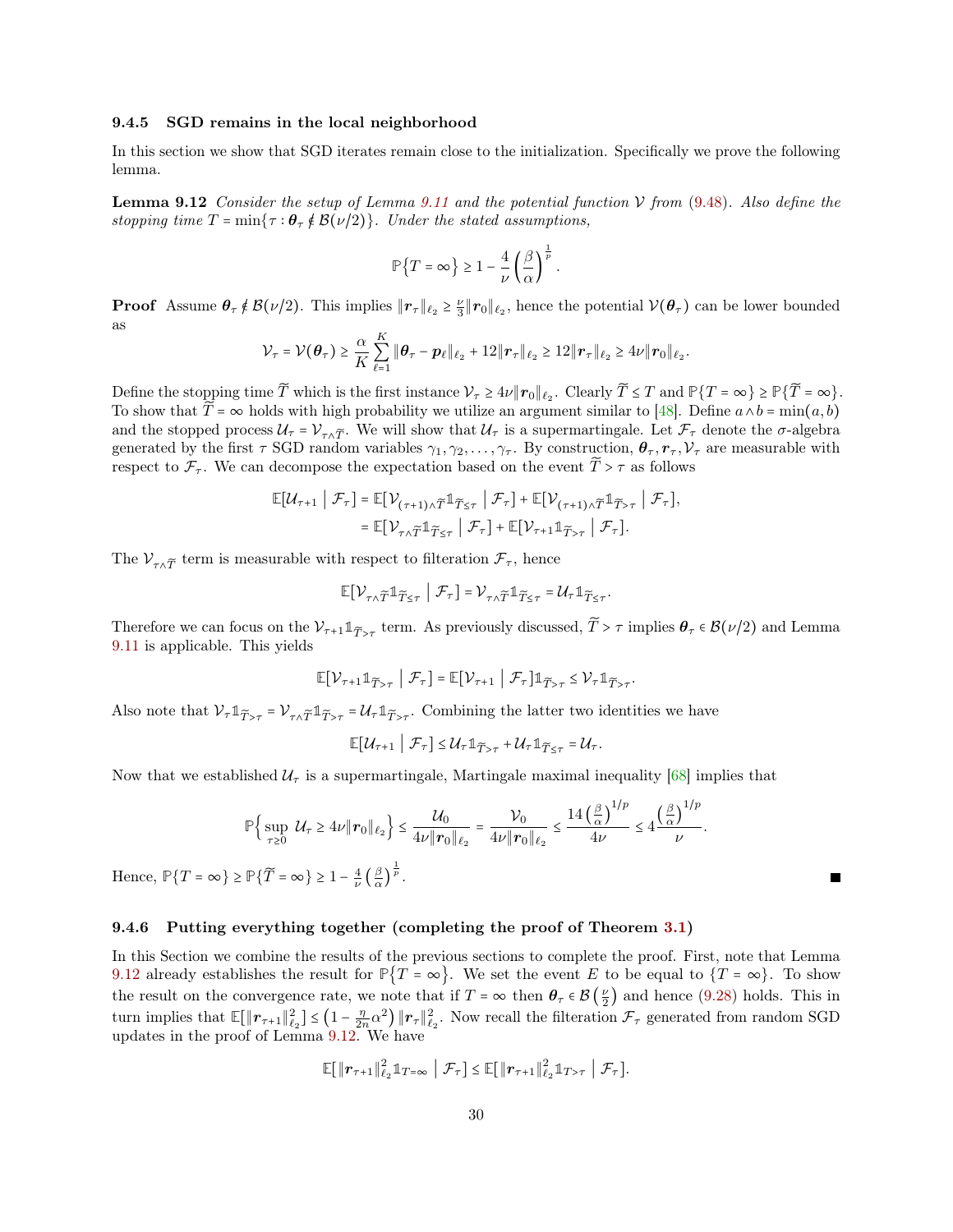### 9.4.5 SGD remains in the local neighborhood

In this section we show that SGD iterates remain close to the initialization. Specifically we prove the following lemma.

**Lemma 9.12** *Consider the setup of Lemma 9.11 and the potential function $\mathcal{V}$ from (9.48). Also define the stopping time $T = \min\{\tau : \boldsymbol{\theta}_\tau \notin \mathcal{B}(\nu/2)\}$. Under the stated assumptions,*

$$\mathbb{P}\{T = \infty\} \geq 1 - \frac{4}{\nu}\left(\frac{\beta}{\alpha}\right)^{\frac{1}{p}}.$$

**Proof** Assume $\boldsymbol{\theta}_\tau \notin \mathcal{B}(\nu/2)$. This implies $\|\boldsymbol{r}_\tau\|_{\ell_2} \geq \frac{\nu}{3}\|\boldsymbol{r}_0\|_{\ell_2}$, hence the potential $\mathcal{V}(\boldsymbol{\theta}_\tau)$ can be lower bounded as

$$\mathcal{V}_\tau = \mathcal{V}(\boldsymbol{\theta}_\tau) \geq \frac{\alpha}{K}\sum_{\ell=1}^{K}\|\boldsymbol{\theta}_\tau - \boldsymbol{p}_\ell\|_{\ell_2} + 12\|\boldsymbol{r}_\tau\|_{\ell_2} \geq 12\|\boldsymbol{r}_\tau\|_{\ell_2} \geq 4\nu\|\boldsymbol{r}_0\|_{\ell_2}.$$

Define the stopping time $\widetilde{T}$ which is the first instance $\mathcal{V}_\tau \geq 4\nu\|\boldsymbol{r}_0\|_{\ell_2}$. Clearly $\widetilde{T} \leq T$ and $\mathbb{P}\{T = \infty\} \geq \mathbb{P}\{\widetilde{T} = \infty\}$. To show that $\widetilde{T} = \infty$ holds with high probability we utilize an argument similar to [48]. Define $a \wedge b = \min(a, b)$ and the stopped process $\mathcal{U}_\tau = \mathcal{V}_{\tau\wedge\widetilde{T}}$. We will show that $\mathcal{U}_\tau$ is a supermartingale. Let $\mathcal{F}_\tau$ denote the $\sigma$-algebra generated by the first $\tau$ SGD random variables $\gamma_1, \gamma_2, \ldots, \gamma_\tau$. By construction, $\boldsymbol{\theta}_\tau, \boldsymbol{r}_\tau, \mathcal{V}_\tau$ are measurable with respect to $\mathcal{F}_\tau$. We can decompose the expectation based on the event $\widetilde{T} > \tau$ as follows

$$\begin{aligned}\mathbb{E}[\mathcal{U}_{\tau+1} \mid \mathcal{F}_\tau] &= \mathbb{E}[\mathcal{V}_{(\tau+1)\wedge\widetilde{T}}\mathbb{1}_{\widetilde{T}\leq\tau} \mid \mathcal{F}_\tau] + \mathbb{E}[\mathcal{V}_{(\tau+1)\wedge\widetilde{T}}\mathbb{1}_{\widetilde{T}>\tau} \mid \mathcal{F}_\tau],\\ &= \mathbb{E}[\mathcal{V}_{\tau\wedge\widetilde{T}}\mathbb{1}_{\widetilde{T}\leq\tau} \mid \mathcal{F}_\tau] + \mathbb{E}[\mathcal{V}_{\tau+1}\mathbb{1}_{\widetilde{T}>\tau} \mid \mathcal{F}_\tau].\end{aligned}$$

The $\mathcal{V}_{\tau\wedge\widetilde{T}}$ term is measurable with respect to filteration $\mathcal{F}_\tau$, hence

$$\mathbb{E}[\mathcal{V}_{\tau\wedge\widetilde{T}}\mathbb{1}_{\widetilde{T}\leq\tau} \mid \mathcal{F}_\tau] = \mathcal{V}_{\tau\wedge\widetilde{T}}\mathbb{1}_{\widetilde{T}\leq\tau} = \mathcal{U}_\tau\mathbb{1}_{\widetilde{T}\leq\tau}.$$

Therefore we can focus on the $\mathcal{V}_{\tau+1}\mathbb{1}_{\widetilde{T}>\tau}$ term. As previously discussed, $\widetilde{T} > \tau$ implies $\boldsymbol{\theta}_\tau \in \mathcal{B}(\nu/2)$ and Lemma 9.11 is applicable. This yields

$$\mathbb{E}[\mathcal{V}_{\tau+1}\mathbb{1}_{\widetilde{T}>\tau} \mid \mathcal{F}_\tau] = \mathbb{E}[\mathcal{V}_{\tau+1} \mid \mathcal{F}_\tau]\mathbb{1}_{\widetilde{T}>\tau} \leq \mathcal{V}_\tau\mathbb{1}_{\widetilde{T}>\tau}.$$

Also note that $\mathcal{V}_\tau\mathbb{1}_{\widetilde{T}>\tau} = \mathcal{V}_{\tau\wedge\widetilde{T}}\mathbb{1}_{\widetilde{T}>\tau} = \mathcal{U}_\tau\mathbb{1}_{\widetilde{T}>\tau}$. Combining the latter two identities we have

$$\mathbb{E}[\mathcal{U}_{\tau+1} \mid \mathcal{F}_\tau] \leq \mathcal{U}_\tau\mathbb{1}_{\widetilde{T}>\tau} + \mathcal{U}_\tau\mathbb{1}_{\widetilde{T}\leq\tau} = \mathcal{U}_\tau.$$

Now that we established $\mathcal{U}_\tau$ is a supermartingale, Martingale maximal inequality [68] implies that

$$\mathbb{P}\Big\{\sup_{\tau\geq 0}\mathcal{U}_\tau \geq 4\nu\|\boldsymbol{r}_0\|_{\ell_2}\Big\} \leq \frac{\mathcal{U}_0}{4\nu\|\boldsymbol{r}_0\|_{\ell_2}} = \frac{\mathcal{V}_0}{4\nu\|\boldsymbol{r}_0\|_{\ell_2}} \leq \frac{14\left(\frac{\beta}{\alpha}\right)^{1/p}}{4\nu} \leq 4\frac{\left(\frac{\beta}{\alpha}\right)^{1/p}}{\nu}.$$

Hence, $\mathbb{P}\{T = \infty\} \geq \mathbb{P}\{\widetilde{T} = \infty\} \geq 1 - \frac{4}{\nu}\left(\frac{\beta}{\alpha}\right)^{\frac{1}{p}}$. ∎

### 9.4.6 Putting everything together (completing the proof of Theorem 3.1)

In this Section we combine the results of the previous sections to complete the proof. First, note that Lemma 9.12 already establishes the result for $\mathbb{P}\{T = \infty\}$. We set the event $E$ to be equal to $\{T = \infty\}$. To show the result on the convergence rate, we note that if $T = \infty$ then $\boldsymbol{\theta}_\tau \in \mathcal{B}\left(\frac{\nu}{2}\right)$ and hence (9.28) holds. This in turn implies that $\mathbb{E}[\|\boldsymbol{r}_{\tau+1}\|_{\ell_2}^2] \leq \left(1 - \frac{\eta}{2n}\alpha^2\right)\|\boldsymbol{r}_\tau\|_{\ell_2}^2$. Now recall the filteration $\mathcal{F}_\tau$ generated from random SGD updates in the proof of Lemma 9.12. We have

$$\mathbb{E}[\|\boldsymbol{r}_{\tau+1}\|_{\ell_2}^2\mathbb{1}_{T=\infty} \mid \mathcal{F}_\tau] \leq \mathbb{E}[\|\boldsymbol{r}_{\tau+1}\|_{\ell_2}^2\mathbb{1}_{T>\tau} \mid \mathcal{F}_\tau].$$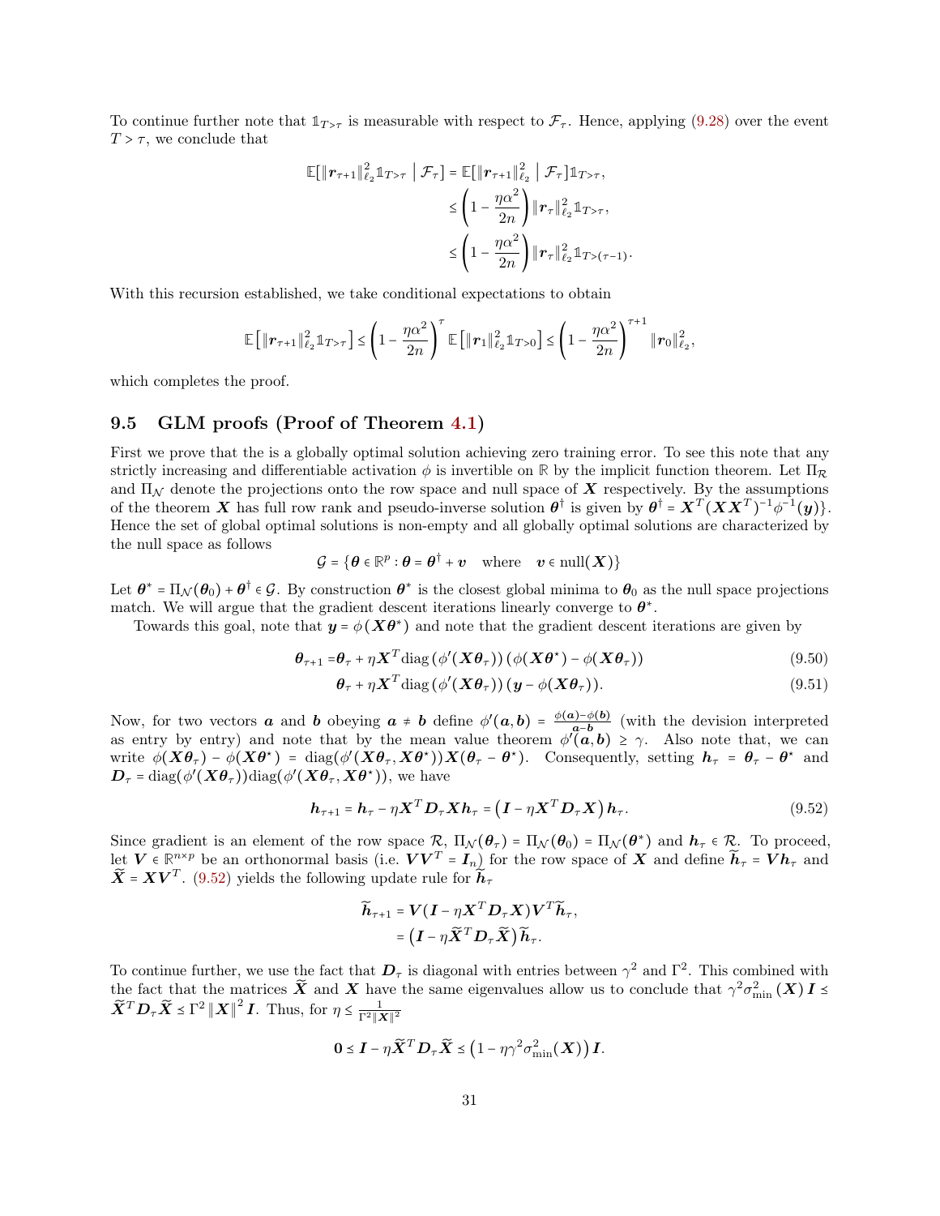To continue further note that $\mathbb{1}_{T>\tau}$ is measurable with respect to $\mathcal{F}_\tau$. Hence, applying (9.28) over the event $T > \tau$, we conclude that

$$
\begin{aligned}
\mathbb{E}[\|\boldsymbol{r}_{\tau+1}\|_{\ell_2}^2 \mathbb{1}_{T>\tau} \mid \mathcal{F}_\tau] &= \mathbb{E}[\|\boldsymbol{r}_{\tau+1}\|_{\ell_2}^2 \mid \mathcal{F}_\tau]\mathbb{1}_{T>\tau}, \\
&\le \left(1 - \frac{\eta\alpha^2}{2n}\right)\|\boldsymbol{r}_\tau\|_{\ell_2}^2 \mathbb{1}_{T>\tau}, \\
&\le \left(1 - \frac{\eta\alpha^2}{2n}\right)\|\boldsymbol{r}_\tau\|_{\ell_2}^2 \mathbb{1}_{T>(\tau-1)}.
\end{aligned}
$$

With this recursion established, we take conditional expectations to obtain

$$
\mathbb{E}\left[\|\boldsymbol{r}_{\tau+1}\|_{\ell_2}^2 \mathbb{1}_{T>\tau}\right] \le \left(1 - \frac{\eta\alpha^2}{2n}\right)^\tau \mathbb{E}\left[\|\boldsymbol{r}_1\|_{\ell_2}^2 \mathbb{1}_{T>0}\right] \le \left(1 - \frac{\eta\alpha^2}{2n}\right)^{\tau+1} \|\boldsymbol{r}_0\|_{\ell_2}^2,
$$

which completes the proof.

## 9.5 GLM proofs (Proof of Theorem 4.1)

First we prove that the is a globally optimal solution achieving zero training error. To see this note that any strictly increasing and differentiable activation $\phi$ is invertible on $\mathbb{R}$ by the implicit function theorem. Let $\Pi_{\mathcal{R}}$ and $\Pi_{\mathcal{N}}$ denote the projections onto the row space and null space of $\boldsymbol{X}$ respectively. By the assumptions of the theorem $\boldsymbol{X}$ has full row rank and pseudo-inverse solution $\boldsymbol{\theta}^\dagger$ is given by $\boldsymbol{\theta}^\dagger = \boldsymbol{X}^T(\boldsymbol{X}\boldsymbol{X}^T)^{-1}\phi^{-1}(\boldsymbol{y})\}$. Hence the set of global optimal solutions is non-empty and all globally optimal solutions are characterized by the null space as follows

$$
\mathcal{G} = \{\boldsymbol{\theta} \in \mathbb{R}^p : \boldsymbol{\theta} = \boldsymbol{\theta}^\dagger + \boldsymbol{v} \quad \text{where} \quad \boldsymbol{v} \in \text{null}(\boldsymbol{X})\}
$$

Let $\boldsymbol{\theta}^* = \Pi_{\mathcal{N}}(\boldsymbol{\theta}_0) + \boldsymbol{\theta}^\dagger \in \mathcal{G}$. By construction $\boldsymbol{\theta}^*$ is the closest global minima to $\boldsymbol{\theta}_0$ as the null space projections match. We will argue that the gradient descent iterations linearly converge to $\boldsymbol{\theta}^*$.

Towards this goal, note that $\boldsymbol{y} = \phi(\boldsymbol{X}\boldsymbol{\theta}^*)$ and note that the gradient descent iterations are given by

$$
\begin{aligned}
\boldsymbol{\theta}_{\tau+1} = &\boldsymbol{\theta}_\tau + \eta\boldsymbol{X}^T\text{diag}\left(\phi'(\boldsymbol{X}\boldsymbol{\theta}_\tau)\right)\left(\phi(\boldsymbol{X}\boldsymbol{\theta}^\star) - \phi(\boldsymbol{X}\boldsymbol{\theta}_\tau)\right) &(9.50)\\
&\boldsymbol{\theta}_\tau + \eta\boldsymbol{X}^T\text{diag}\left(\phi'(\boldsymbol{X}\boldsymbol{\theta}_\tau)\right)(\boldsymbol{y} - \phi(\boldsymbol{X}\boldsymbol{\theta}_\tau)). &(9.51)
\end{aligned}
$$

Now, for two vectors $\boldsymbol{a}$ and $\boldsymbol{b}$ obeying $\boldsymbol{a} \ne \boldsymbol{b}$ define $\phi'(\boldsymbol{a}, \boldsymbol{b}) = \frac{\phi(\boldsymbol{a}) - \phi(\boldsymbol{b})}{\boldsymbol{a} - \boldsymbol{b}}$ (with the devision interpreted as entry by entry) and note that by the mean value theorem $\phi'(\boldsymbol{a}, \boldsymbol{b}) \ge \gamma$. Also note that, we can write $\phi(\boldsymbol{X}\boldsymbol{\theta}_\tau) - \phi(\boldsymbol{X}\boldsymbol{\theta}^\star) = \text{diag}(\phi'(\boldsymbol{X}\boldsymbol{\theta}_\tau, \boldsymbol{X}\boldsymbol{\theta}^\star))\boldsymbol{X}(\boldsymbol{\theta}_\tau - \boldsymbol{\theta}^\star)$. Consequently, setting $\boldsymbol{h}_\tau = \boldsymbol{\theta}_\tau - \boldsymbol{\theta}^\star$ and $\boldsymbol{D}_\tau = \text{diag}(\phi'(\boldsymbol{X}\boldsymbol{\theta}_\tau))\text{diag}(\phi'(\boldsymbol{X}\boldsymbol{\theta}_\tau, \boldsymbol{X}\boldsymbol{\theta}^\star))$, we have

$$
\boldsymbol{h}_{\tau+1} = \boldsymbol{h}_\tau - \eta\boldsymbol{X}^T\boldsymbol{D}_\tau\boldsymbol{X}\boldsymbol{h}_\tau = \left(\boldsymbol{I} - \eta\boldsymbol{X}^T\boldsymbol{D}_\tau\boldsymbol{X}\right)\boldsymbol{h}_\tau. \tag{9.52}
$$

Since gradient is an element of the row space $\mathcal{R}$, $\Pi_{\mathcal{N}}(\boldsymbol{\theta}_\tau) = \Pi_{\mathcal{N}}(\boldsymbol{\theta}_0) = \Pi_{\mathcal{N}}(\boldsymbol{\theta}^*)$ and $\boldsymbol{h}_\tau \in \mathcal{R}$. To proceed, let $\boldsymbol{V} \in \mathbb{R}^{n\times p}$ be an orthonormal basis (i.e. $\boldsymbol{V}\boldsymbol{V}^T = \boldsymbol{I}_n$) for the row space of $\boldsymbol{X}$ and define $\widetilde{\boldsymbol{h}}_\tau = \boldsymbol{V}\boldsymbol{h}_\tau$ and $\widetilde{\boldsymbol{X}} = \boldsymbol{X}\boldsymbol{V}^T$. (9.52) yields the following update rule for $\widetilde{\boldsymbol{h}}_\tau$

$$
\begin{aligned}
\widetilde{\boldsymbol{h}}_{\tau+1} &= \boldsymbol{V}(\boldsymbol{I} - \eta\boldsymbol{X}^T\boldsymbol{D}_\tau\boldsymbol{X})\boldsymbol{V}^T\widetilde{\boldsymbol{h}}_\tau, \\
&= \left(\boldsymbol{I} - \eta\widetilde{\boldsymbol{X}}^T\boldsymbol{D}_\tau\widetilde{\boldsymbol{X}}\right)\widetilde{\boldsymbol{h}}_\tau.
\end{aligned}
$$

To continue further, we use the fact that $\boldsymbol{D}_\tau$ is diagonal with entries between $\gamma^2$ and $\Gamma^2$. This combined with the fact that the matrices $\widetilde{\boldsymbol{X}}$ and $\boldsymbol{X}$ have the same eigenvalues allow us to conclude that $\gamma^2\sigma_{\min}^2(\boldsymbol{X})\boldsymbol{I} \preceq \widetilde{\boldsymbol{X}}^T\boldsymbol{D}_\tau\widetilde{\boldsymbol{X}} \preceq \Gamma^2\|\boldsymbol{X}\|^2\boldsymbol{I}$. Thus, for $\eta \le \frac{1}{\Gamma^2\|\boldsymbol{X}\|^2}$

$$
\boldsymbol{0} \preceq \boldsymbol{I} - \eta\widetilde{\boldsymbol{X}}^T\boldsymbol{D}_\tau\widetilde{\boldsymbol{X}} \preceq \left(1 - \eta\gamma^2\sigma_{\min}^2(\boldsymbol{X})\right)\boldsymbol{I}.
$$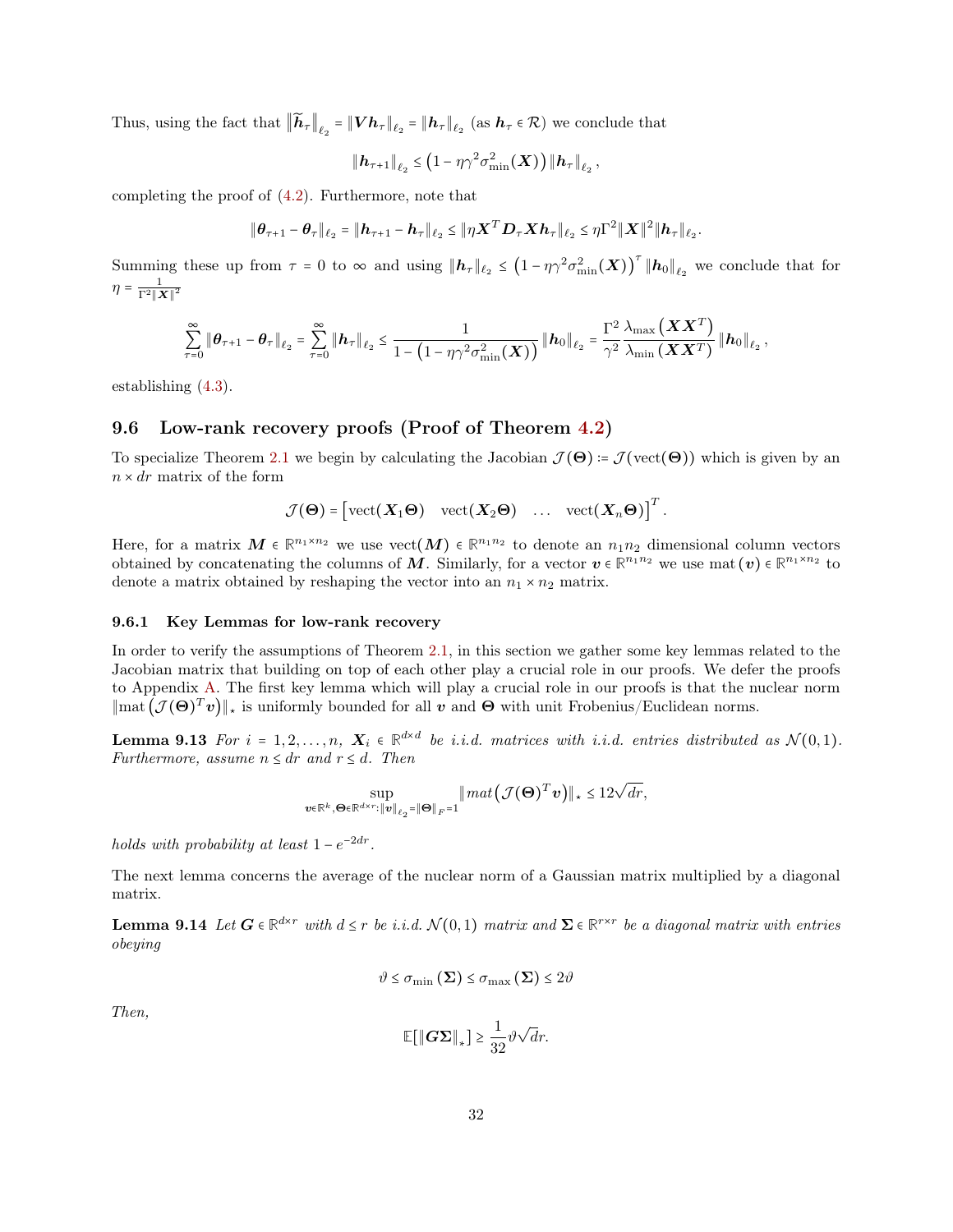Thus, using the fact that $\|\widetilde{\boldsymbol{h}}_\tau\|_{\ell_2} = \|\boldsymbol{V}\boldsymbol{h}_\tau\|_{\ell_2} = \|\boldsymbol{h}_\tau\|_{\ell_2}$ (as $\boldsymbol{h}_\tau \in \mathcal{R}$) we conclude that

$$\|\boldsymbol{h}_{\tau+1}\|_{\ell_2} \le \left(1 - \eta\gamma^2\sigma_{\min}^2(\boldsymbol{X})\right)\|\boldsymbol{h}_\tau\|_{\ell_2},$$

completing the proof of (4.2). Furthermore, note that

$$\|\boldsymbol{\theta}_{\tau+1} - \boldsymbol{\theta}_\tau\|_{\ell_2} = \|\boldsymbol{h}_{\tau+1} - \boldsymbol{h}_\tau\|_{\ell_2} \le \|\eta\boldsymbol{X}^T\boldsymbol{D}_\tau\boldsymbol{X}\boldsymbol{h}_\tau\|_{\ell_2} \le \eta\Gamma^2\|\boldsymbol{X}\|^2\|\boldsymbol{h}_\tau\|_{\ell_2}.$$

Summing these up from $\tau = 0$ to $\infty$ and using $\|\boldsymbol{h}_\tau\|_{\ell_2} \le \left(1 - \eta\gamma^2\sigma_{\min}^2(\boldsymbol{X})\right)^\tau\|\boldsymbol{h}_0\|_{\ell_2}$ we conclude that for $\eta = \frac{1}{\Gamma^2\|\boldsymbol{X}\|^2}$

$$\sum_{\tau=0}^{\infty}\|\boldsymbol{\theta}_{\tau+1} - \boldsymbol{\theta}_\tau\|_{\ell_2} = \sum_{\tau=0}^{\infty}\|\boldsymbol{h}_\tau\|_{\ell_2} \le \frac{1}{1 - \left(1 - \eta\gamma^2\sigma_{\min}^2(\boldsymbol{X})\right)}\|\boldsymbol{h}_0\|_{\ell_2} = \frac{\Gamma^2}{\gamma^2}\frac{\lambda_{\max}\left(\boldsymbol{X}\boldsymbol{X}^T\right)}{\lambda_{\min}\left(\boldsymbol{X}\boldsymbol{X}^T\right)}\|\boldsymbol{h}_0\|_{\ell_2},$$

establishing (4.3).

## 9.6 Low-rank recovery proofs (Proof of Theorem 4.2)

To specialize Theorem 2.1 we begin by calculating the Jacobian $\mathcal{J}(\boldsymbol{\Theta}) \coloneqq \mathcal{J}(\text{vect}(\boldsymbol{\Theta}))$ which is given by an $n \times dr$ matrix of the form

$$\mathcal{J}(\boldsymbol{\Theta}) = \begin{bmatrix}\text{vect}(\boldsymbol{X}_1\boldsymbol{\Theta}) & \text{vect}(\boldsymbol{X}_2\boldsymbol{\Theta}) & \dots & \text{vect}(\boldsymbol{X}_n\boldsymbol{\Theta})\end{bmatrix}^T.$$

Here, for a matrix $\boldsymbol{M} \in \mathbb{R}^{n_1\times n_2}$ we use $\text{vect}(\boldsymbol{M}) \in \mathbb{R}^{n_1 n_2}$ to denote an $n_1 n_2$ dimensional column vectors obtained by concatenating the columns of $\boldsymbol{M}$. Similarly, for a vector $\boldsymbol{v} \in \mathbb{R}^{n_1 n_2}$ we use $\text{mat}(\boldsymbol{v}) \in \mathbb{R}^{n_1\times n_2}$ to denote a matrix obtained by reshaping the vector into an $n_1 \times n_2$ matrix.

### 9.6.1 Key Lemmas for low-rank recovery

In order to verify the assumptions of Theorem 2.1, in this section we gather some key lemmas related to the Jacobian matrix that building on top of each other play a crucial role in our proofs. We defer the proofs to Appendix A. The first key lemma which will play a crucial role in our proofs is that the nuclear norm $\|\text{mat}\left(\mathcal{J}(\boldsymbol{\Theta})^T\boldsymbol{v}\right)\|_\star$ is uniformly bounded for all $\boldsymbol{v}$ and $\boldsymbol{\Theta}$ with unit Frobenius/Euclidean norms.

**Lemma 9.13** *For $i = 1, 2, \dots, n$, $\boldsymbol{X}_i \in \mathbb{R}^{d\times d}$ be i.i.d. matrices with i.i.d. entries distributed as $\mathcal{N}(0,1)$. Furthermore, assume $n \le dr$ and $r \le d$. Then*

$$\sup_{\boldsymbol{v}\in\mathbb{R}^k, \boldsymbol{\Theta}\in\mathbb{R}^{d\times r}: \|\boldsymbol{v}\|_{\ell_2} = \|\boldsymbol{\Theta}\|_F = 1}\|mat\left(\mathcal{J}(\boldsymbol{\Theta})^T\boldsymbol{v}\right)\|_\star \le 12\sqrt{dr},$$

*holds with probability at least $1 - e^{-2dr}$.*

The next lemma concerns the average of the nuclear norm of a Gaussian matrix multiplied by a diagonal matrix.

**Lemma 9.14** *Let $\boldsymbol{G} \in \mathbb{R}^{d\times r}$ with $d \le r$ be i.i.d. $\mathcal{N}(0,1)$ matrix and $\boldsymbol{\Sigma} \in \mathbb{R}^{r\times r}$ be a diagonal matrix with entries obeying*

$$\vartheta \le \sigma_{\min}(\boldsymbol{\Sigma}) \le \sigma_{\max}(\boldsymbol{\Sigma}) \le 2\vartheta$$

*Then,*

$$\mathbb{E}[\|\boldsymbol{G}\boldsymbol{\Sigma}\|_*] \ge \frac{1}{32}\vartheta\sqrt{dr}.$$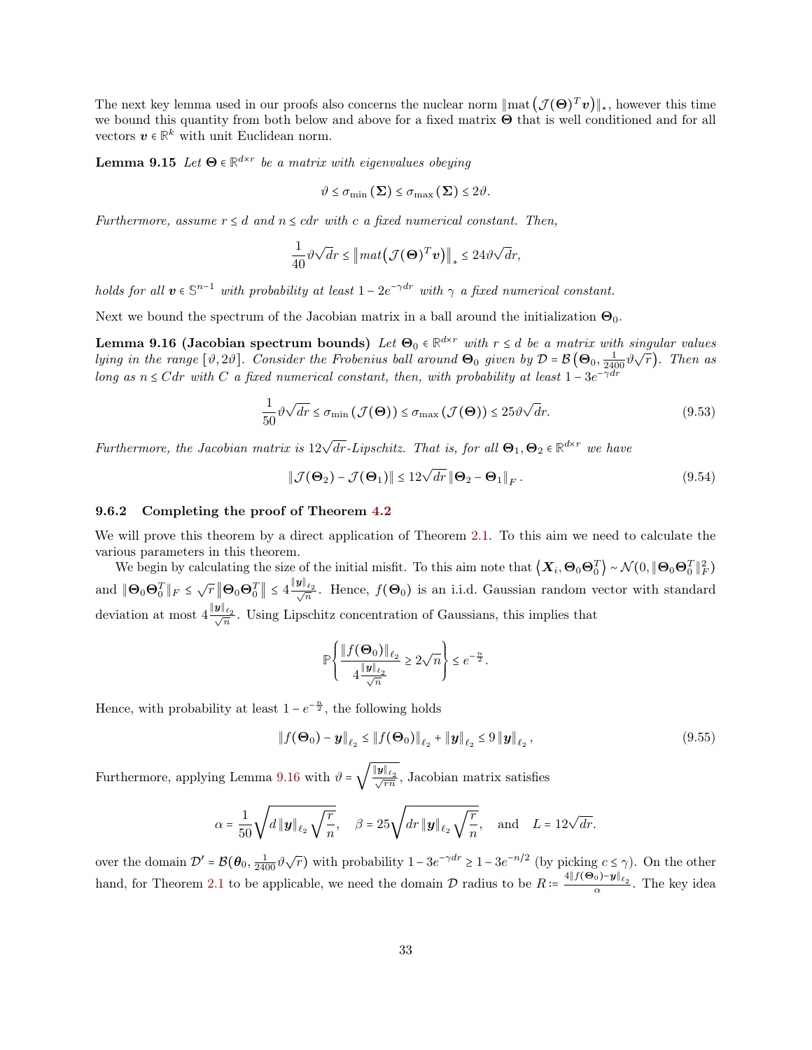The next key lemma used in our proofs also concerns the nuclear norm $\|\text{mat}\left(\mathcal{J}(\boldsymbol{\Theta})^T\boldsymbol{v}\right)\|_\star$, however this time we bound this quantity from both below and above for a fixed matrix $\boldsymbol{\Theta}$ that is well conditioned and for all vectors $\boldsymbol{v}\in\mathbb{R}^k$ with unit Euclidean norm.

**Lemma 9.15** *Let $\boldsymbol{\Theta}\in\mathbb{R}^{d\times r}$ be a matrix with eigenvalues obeying*

$$\vartheta \le \sigma_{\min}\left(\boldsymbol{\Sigma}\right) \le \sigma_{\max}\left(\boldsymbol{\Sigma}\right) \le 2\vartheta.$$

*Furthermore, assume $r\le d$ and $n\le cdr$ with $c$ a fixed numerical constant. Then,*

$$\frac{1}{40}\vartheta\sqrt{dr} \le \left\|mat\left(\mathcal{J}(\boldsymbol{\Theta})^T\boldsymbol{v}\right)\right\|_* \le 24\vartheta\sqrt{dr},$$

*holds for all $\boldsymbol{v}\in\mathbb{S}^{n-1}$ with probability at least $1-2e^{-\gamma dr}$ with $\gamma$ a fixed numerical constant.*

Next we bound the spectrum of the Jacobian matrix in a ball around the initialization $\boldsymbol{\Theta}_0$.

**Lemma 9.16 (Jacobian spectrum bounds)** *Let $\boldsymbol{\Theta}_0\in\mathbb{R}^{d\times r}$ with $r\le d$ be a matrix with singular values lying in the range $[\vartheta, 2\vartheta]$. Consider the Frobenius ball around $\boldsymbol{\Theta}_0$ given by $\mathcal{D}=\mathcal{B}\left(\boldsymbol{\Theta}_0,\frac{1}{2400}\vartheta\sqrt{r}\right)$. Then as long as $n\le Cdr$ with $C$ a fixed numerical constant, then, with probability at least $1-3e^{-\gamma dr}$*

$$\frac{1}{50}\vartheta\sqrt{dr} \le \sigma_{\min}\left(\mathcal{J}(\boldsymbol{\Theta})\right) \le \sigma_{\max}\left(\mathcal{J}(\boldsymbol{\Theta})\right) \le 25\vartheta\sqrt{dr}. \tag{9.53}$$

*Furthermore, the Jacobian matrix is $12\sqrt{dr}$-Lipschitz. That is, for all $\boldsymbol{\Theta}_1,\boldsymbol{\Theta}_2\in\mathbb{R}^{d\times r}$ we have*

$$\left\|\mathcal{J}(\boldsymbol{\Theta}_2)-\mathcal{J}(\boldsymbol{\Theta}_1)\right\| \le 12\sqrt{dr}\left\|\boldsymbol{\Theta}_2-\boldsymbol{\Theta}_1\right\|_F. \tag{9.54}$$

### 9.6.2 Completing the proof of Theorem 4.2

We will prove this theorem by a direct application of Theorem 2.1. To this aim we need to calculate the various parameters in this theorem.

We begin by calculating the size of the initial misfit. To this aim note that $\left\langle \boldsymbol{X}_i, \boldsymbol{\Theta}_0\boldsymbol{\Theta}_0^T\right\rangle \sim \mathcal{N}(0, \|\boldsymbol{\Theta}_0\boldsymbol{\Theta}_0^T\|_F^2)$ and $\|\boldsymbol{\Theta}_0\boldsymbol{\Theta}_0^T\|_F \le \sqrt{r}\left\|\boldsymbol{\Theta}_0\boldsymbol{\Theta}_0^T\right\| \le 4\frac{\|\boldsymbol{y}\|_{\ell_2}}{\sqrt{n}}$. Hence, $f(\boldsymbol{\Theta}_0)$ is an i.i.d. Gaussian random vector with standard deviation at most $4\frac{\|\boldsymbol{y}\|_{\ell_2}}{\sqrt{n}}$. Using Lipschitz concentration of Gaussians, this implies that

$$\mathbb{P}\left\{\frac{\|f(\boldsymbol{\Theta}_0)\|_{\ell_2}}{4\frac{\|\boldsymbol{y}\|_{\ell_2}}{\sqrt{n}}} \ge 2\sqrt{n}\right\} \le e^{-\frac{n}{2}}.$$

Hence, with probability at least $1-e^{-\frac{n}{2}}$, the following holds

$$\|f(\boldsymbol{\Theta}_0)-\boldsymbol{y}\|_{\ell_2} \le \|f(\boldsymbol{\Theta}_0)\|_{\ell_2}+\|\boldsymbol{y}\|_{\ell_2} \le 9\|\boldsymbol{y}\|_{\ell_2}, \tag{9.55}$$

Furthermore, applying Lemma 9.16 with $\vartheta=\sqrt{\frac{\|\boldsymbol{y}\|_{\ell_2}}{\sqrt{rn}}}$, Jacobian matrix satisfies

$$\alpha=\frac{1}{50}\sqrt{d\|\boldsymbol{y}\|_{\ell_2}\sqrt{\frac{r}{n}}},\quad \beta=25\sqrt{dr\|\boldsymbol{y}\|_{\ell_2}\sqrt{\frac{r}{n}}},\quad\text{and}\quad L=12\sqrt{dr}.$$

over the domain $\mathcal{D}'=\mathcal{B}(\boldsymbol{\theta}_0,\frac{1}{2400}\vartheta\sqrt{r})$ with probability $1-3e^{-\gamma dr}\ge 1-3e^{-n/2}$ (by picking $c\le\gamma$). On the other hand, for Theorem 2.1 to be applicable, we need the domain $\mathcal{D}$ radius to be $R:=\frac{4\|f(\boldsymbol{\Theta}_0)-\boldsymbol{y}\|_{\ell_2}}{\alpha}$. The key idea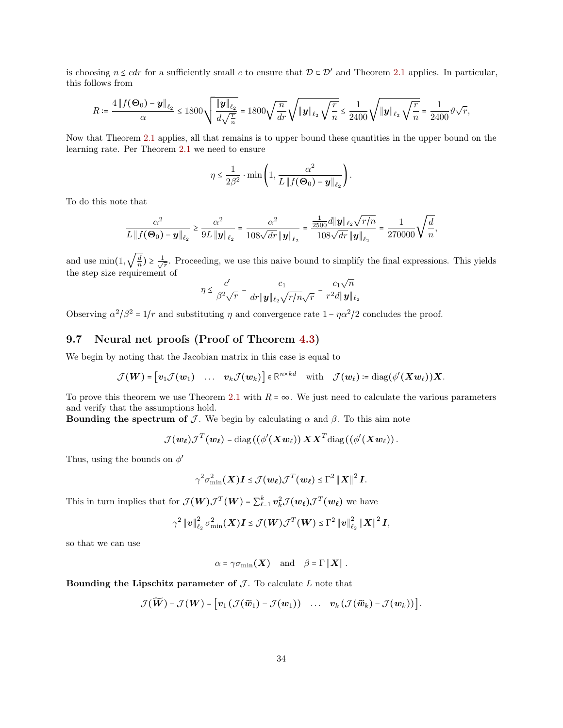is choosing $n \le cdr$ for a sufficiently small $c$ to ensure that $\mathcal{D} \subset \mathcal{D}'$ and Theorem 2.1 applies. In particular, this follows from

$$R := \frac{4\|f(\mathbf{\Theta}_0) - \mathbf{y}\|_{\ell_2}}{\alpha} \le 1800\sqrt{\frac{\|\mathbf{y}\|_{\ell_2}}{d\sqrt{\frac{r}{n}}}} = 1800\sqrt{\frac{n}{dr}}\sqrt{\|\mathbf{y}\|_{\ell_2}\sqrt{\frac{r}{n}}} \le \frac{1}{2400}\sqrt{\|\mathbf{y}\|_{\ell_2}\sqrt{\frac{r}{n}}} = \frac{1}{2400}\vartheta\sqrt{r},$$

Now that Theorem 2.1 applies, all that remains is to upper bound these quantities in the upper bound on the learning rate. Per Theorem 2.1 we need to ensure

$$\eta \le \frac{1}{2\beta^2}\cdot \min\left(1, \frac{\alpha^2}{L\|f(\mathbf{\Theta}_0) - \mathbf{y}\|_{\ell_2}}\right).$$

To do this note that

$$\frac{\alpha^2}{L\|f(\mathbf{\Theta}_0) - \mathbf{y}\|_{\ell_2}} \ge \frac{\alpha^2}{9L\|\mathbf{y}\|_{\ell_2}} = \frac{\alpha^2}{108\sqrt{dr}\|\mathbf{y}\|_{\ell_2}} = \frac{\frac{1}{2500}d\|\mathbf{y}\|_{\ell_2}\sqrt{r/n}}{108\sqrt{dr}\|\mathbf{y}\|_{\ell_2}} = \frac{1}{270000}\sqrt{\frac{d}{n}},$$

and use $\min(1, \sqrt{\frac{d}{n}}) \ge \frac{1}{\sqrt{r}}$. Proceeding, we use this naive bound to simplify the final expressions. This yields the step size requirement of

$$\eta \le \frac{c'}{\beta^2\sqrt{r}} = \frac{c_1}{dr\|\mathbf{y}\|_{\ell_2}\sqrt{r/n}\sqrt{r}} = \frac{c_1\sqrt{n}}{r^2 d\|\mathbf{y}\|_{\ell_2}}$$

Observing $\alpha^2/\beta^2 = 1/r$ and substituting $\eta$ and convergence rate $1 - \eta\alpha^2/2$ concludes the proof.

## 9.7 Neural net proofs (Proof of Theorem 4.3)

We begin by noting that the Jacobian matrix in this case is equal to

$$\mathcal{J}(\mathbf{W}) = \begin{bmatrix} \mathbf{v}_1\mathcal{J}(\mathbf{w}_1) & \dots & \mathbf{v}_k\mathcal{J}(\mathbf{w}_k)\end{bmatrix} \in \mathbb{R}^{n\times kd} \quad \text{with} \quad \mathcal{J}(\mathbf{w}_\ell) := \text{diag}(\phi'(\mathbf{X}\mathbf{w}_\ell))\mathbf{X}.$$

To prove this theorem we use Theorem 2.1 with $R = \infty$. We just need to calculate the various parameters and verify that the assumptions hold.

**Bounding the spectrum of $\mathcal{J}$.** We begin by calculating $\alpha$ and $\beta$. To this aim note

$$\mathcal{J}(\mathbf{w}_\ell)\mathcal{J}^T(\mathbf{w}_\ell) = \text{diag}\left((\phi'(\mathbf{X}\mathbf{w}_\ell)\right)\mathbf{X}\mathbf{X}^T\text{diag}\left((\phi'(\mathbf{X}\mathbf{w}_\ell)\right).$$

Thus, using the bounds on $\phi'$

$$\gamma^2\sigma^2_{\min}(\mathbf{X})\mathbf{I} \le \mathcal{J}(\mathbf{w}_\ell)\mathcal{J}^T(\mathbf{w}_\ell) \le \Gamma^2\|\mathbf{X}\|^2\mathbf{I}.$$

This in turn implies that for $\mathcal{J}(\mathbf{W})\mathcal{J}^T(\mathbf{W}) = \sum_{\ell=1}^k \mathbf{v}_k^2\mathcal{J}(\mathbf{w}_\ell)\mathcal{J}^T(\mathbf{w}_\ell)$ we have

$$\gamma^2\|\mathbf{v}\|^2_{\ell_2}\sigma^2_{\min}(\mathbf{X})\mathbf{I} \le \mathcal{J}(\mathbf{W})\mathcal{J}^T(\mathbf{W}) \le \Gamma^2\|\mathbf{v}\|^2_{\ell_2}\|\mathbf{X}\|^2\mathbf{I},$$

so that we can use

$$\alpha = \gamma\sigma_{\min}(\mathbf{X}) \quad \text{and} \quad \beta = \Gamma\|\mathbf{X}\|.$$

**Bounding the Lipschitz parameter of $\mathcal{J}$.** To calculate $L$ note that

$$\mathcal{J}(\widetilde{\mathbf{W}}) - \mathcal{J}(\mathbf{W}) = \begin{bmatrix}\mathbf{v}_1\left(\mathcal{J}(\widetilde{\mathbf{w}}_1) - \mathcal{J}(\mathbf{w}_1)\right) & \dots & \mathbf{v}_k\left(\mathcal{J}(\widetilde{\mathbf{w}}_k) - \mathcal{J}(\mathbf{w}_k)\right)\end{bmatrix}.$$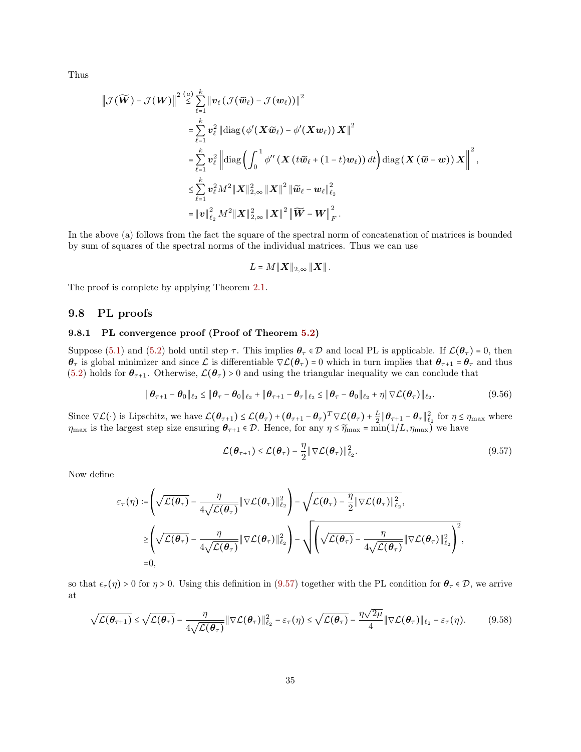Thus

$$
\begin{aligned}
\left\|\mathcal{J}(\widetilde{\boldsymbol{W}})-\mathcal{J}(\boldsymbol{W})\right\|^2 &\overset{(a)}{\leq} \sum_{\ell=1}^{k}\left\|\boldsymbol{v}_\ell\left(\mathcal{J}(\widetilde{\boldsymbol{w}}_\ell)-\mathcal{J}(\boldsymbol{w}_\ell)\right)\right\|^2 \\
&= \sum_{\ell=1}^{k}\boldsymbol{v}_\ell^2\left\|\operatorname{diag}\left(\phi'(\boldsymbol{X}\widetilde{\boldsymbol{w}}_\ell)-\phi'(\boldsymbol{X}\boldsymbol{w}_\ell)\right)\boldsymbol{X}\right\|^2 \\
&= \sum_{\ell=1}^{k}\boldsymbol{v}_\ell^2\left\|\operatorname{diag}\left(\int_0^1\phi''\left(\boldsymbol{X}\left(t\widetilde{\boldsymbol{w}}_\ell+(1-t)\boldsymbol{w}_\ell\right)\right)dt\right)\operatorname{diag}\left(\boldsymbol{X}\left(\widetilde{\boldsymbol{w}}-\boldsymbol{w}\right)\right)\boldsymbol{X}\right\|^2, \\
&\leq \sum_{\ell=1}^{k}\boldsymbol{v}_\ell^2 M^2\|\boldsymbol{X}\|_{2,\infty}^2\left\|\boldsymbol{X}\right\|^2\left\|\widetilde{\boldsymbol{w}}_\ell-\boldsymbol{w}_\ell\right\|_{\ell_2}^2 \\
&= \|\boldsymbol{v}\|_{\ell_2}^2 M^2\|\boldsymbol{X}\|_{2,\infty}^2\left\|\boldsymbol{X}\right\|^2\left\|\widetilde{\boldsymbol{W}}-\boldsymbol{W}\right\|_F^2.
\end{aligned}
$$

In the above (a) follows from the fact the square of the spectral norm of concatenation of matrices is bounded by sum of squares of the spectral norms of the individual matrices. Thus we can use

$$
L = M\|\boldsymbol{X}\|_{2,\infty}\left\|\boldsymbol{X}\right\|.
$$

The proof is complete by applying Theorem 2.1.

## 9.8 PL proofs

### 9.8.1 PL convergence proof (Proof of Theorem 5.2)

Suppose (5.1) and (5.2) hold until step $\tau$. This implies $\boldsymbol{\theta}_\tau\in\mathcal{D}$ and local PL is applicable. If $\mathcal{L}(\boldsymbol{\theta}_\tau)=0$, then $\boldsymbol{\theta}_\tau$ is global minimizer and since $\mathcal{L}$ is differentiable $\nabla\mathcal{L}(\boldsymbol{\theta}_\tau)=0$ which in turn implies that $\boldsymbol{\theta}_{\tau+1}=\boldsymbol{\theta}_\tau$ and thus (5.2) holds for $\boldsymbol{\theta}_{\tau+1}$. Otherwise, $\mathcal{L}(\boldsymbol{\theta}_\tau)>0$ and using the triangular inequality we can conclude that

$$
\|\boldsymbol{\theta}_{\tau+1}-\boldsymbol{\theta}_0\|_{\ell_2}\leq\|\boldsymbol{\theta}_\tau-\boldsymbol{\theta}_0\|_{\ell_2}+\|\boldsymbol{\theta}_{\tau+1}-\boldsymbol{\theta}_\tau\|_{\ell_2}\leq\|\boldsymbol{\theta}_\tau-\boldsymbol{\theta}_0\|_{\ell_2}+\eta\|\nabla\mathcal{L}(\boldsymbol{\theta}_\tau)\|_{\ell_2}. \tag{9.56}
$$

Since $\nabla\mathcal{L}(\cdot)$ is Lipschitz, we have $\mathcal{L}(\boldsymbol{\theta}_{\tau+1})\leq\mathcal{L}(\boldsymbol{\theta}_\tau)+(\boldsymbol{\theta}_{\tau+1}-\boldsymbol{\theta}_\tau)^T\nabla\mathcal{L}(\boldsymbol{\theta}_\tau)+\frac{L}{2}\|\boldsymbol{\theta}_{\tau+1}-\boldsymbol{\theta}_\tau\|_{\ell_2}^2$ for $\eta\leq\eta_{\max}$ where $\eta_{\max}$ is the largest step size ensuring $\boldsymbol{\theta}_{\tau+1}\in\mathcal{D}$. Hence, for any $\eta\leq\widetilde{\eta}_{\max}=\min(1/L,\eta_{\max})$ we have

$$
\mathcal{L}(\boldsymbol{\theta}_{\tau+1})\leq\mathcal{L}(\boldsymbol{\theta}_\tau)-\frac{\eta}{2}\|\nabla\mathcal{L}(\boldsymbol{\theta}_\tau)\|_{\ell_2}^2. \tag{9.57}
$$

Now define

$$
\begin{aligned}
\varepsilon_\tau(\eta) &:= \left(\sqrt{\mathcal{L}(\boldsymbol{\theta}_\tau)}-\frac{\eta}{4\sqrt{\mathcal{L}(\boldsymbol{\theta}_\tau)}}\|\nabla\mathcal{L}(\boldsymbol{\theta}_\tau)\|_{\ell_2}^2\right)-\sqrt{\mathcal{L}(\boldsymbol{\theta}_\tau)-\frac{\eta}{2}\|\nabla\mathcal{L}(\boldsymbol{\theta}_\tau)\|_{\ell_2}^2}, \\
&\geq \left(\sqrt{\mathcal{L}(\boldsymbol{\theta}_\tau)}-\frac{\eta}{4\sqrt{\mathcal{L}(\boldsymbol{\theta}_\tau)}}\|\nabla\mathcal{L}(\boldsymbol{\theta}_\tau)\|_{\ell_2}^2\right)-\sqrt{\left(\sqrt{\mathcal{L}(\boldsymbol{\theta}_\tau)}-\frac{\eta}{4\sqrt{\mathcal{L}(\boldsymbol{\theta}_\tau)}}\|\nabla\mathcal{L}(\boldsymbol{\theta}_\tau)\|_{\ell_2}^2\right)^2}, \\
&= 0,
\end{aligned}
$$

so that $\epsilon_\tau(\eta)>0$ for $\eta>0$. Using this definition in (9.57) together with the PL condition for $\boldsymbol{\theta}_\tau\in\mathcal{D}$, we arrive at

$$
\sqrt{\mathcal{L}(\boldsymbol{\theta}_{\tau+1})}\leq\sqrt{\mathcal{L}(\boldsymbol{\theta}_\tau)}-\frac{\eta}{4\sqrt{\mathcal{L}(\boldsymbol{\theta}_\tau)}}\|\nabla\mathcal{L}(\boldsymbol{\theta}_\tau)\|_{\ell_2}^2-\varepsilon_\tau(\eta)\leq\sqrt{\mathcal{L}(\boldsymbol{\theta}_\tau)}-\frac{\eta\sqrt{2\mu}}{4}\|\nabla\mathcal{L}(\boldsymbol{\theta}_\tau)\|_{\ell_2}-\varepsilon_\tau(\eta). \tag{9.58}
$$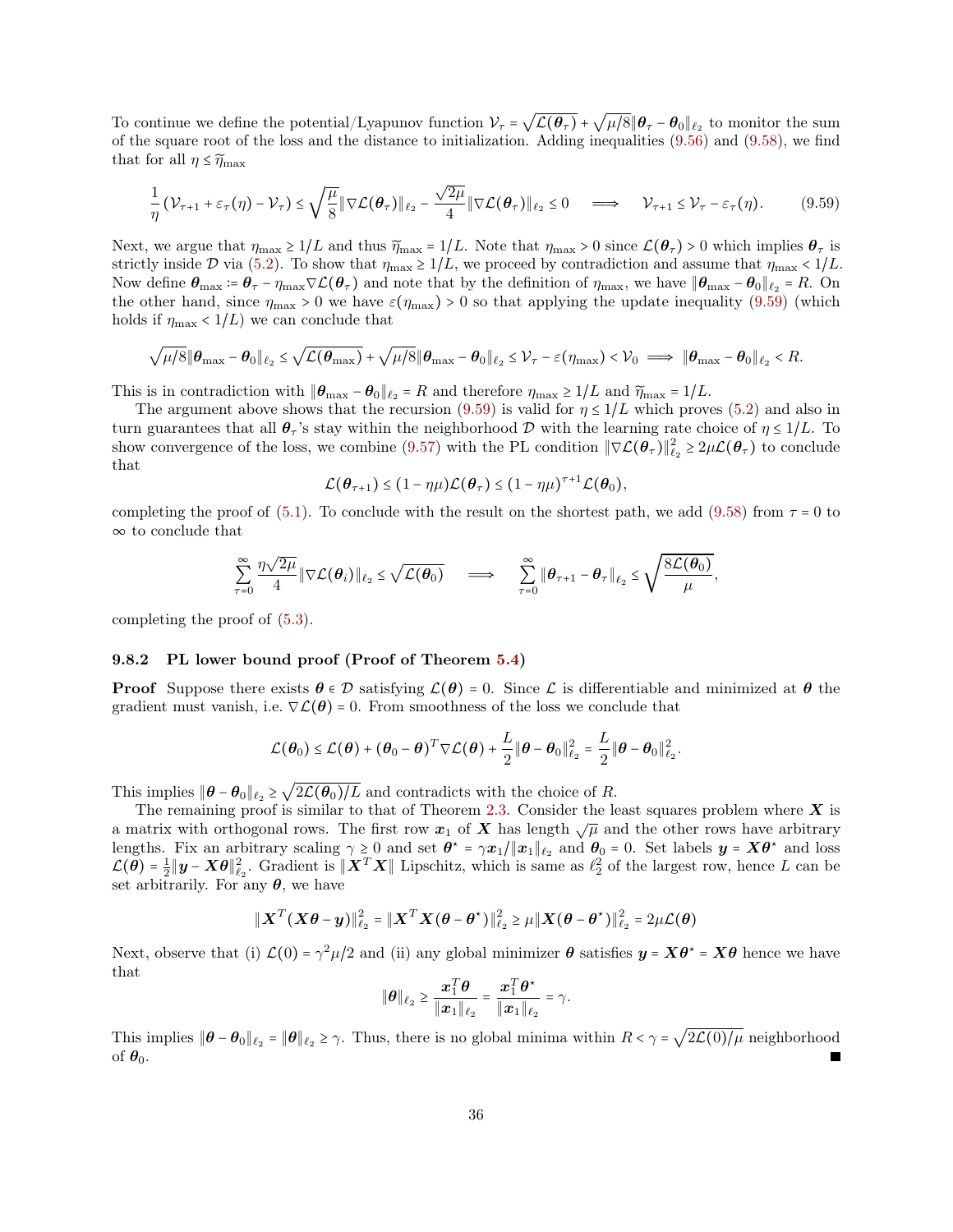To continue we define the potential/Lyapunov function $\mathcal{V}_\tau = \sqrt{\mathcal{L}(\boldsymbol{\theta}_\tau)} + \sqrt{\mu/8}\|\boldsymbol{\theta}_\tau - \boldsymbol{\theta}_0\|_{\ell_2}$ to monitor the sum of the square root of the loss and the distance to initialization. Adding inequalities (9.56) and (9.58), we find that for all $\eta \le \widetilde{\eta}_{\max}$

$$\frac{1}{\eta}\left(\mathcal{V}_{\tau+1} + \varepsilon_\tau(\eta) - \mathcal{V}_\tau\right) \le \sqrt{\frac{\mu}{8}}\|\nabla\mathcal{L}(\boldsymbol{\theta}_\tau)\|_{\ell_2} - \frac{\sqrt{2\mu}}{4}\|\nabla\mathcal{L}(\boldsymbol{\theta}_\tau)\|_{\ell_2} \le 0 \quad\Longrightarrow\quad \mathcal{V}_{\tau+1} \le \mathcal{V}_\tau - \varepsilon_\tau(\eta). \tag{9.59}$$

Next, we argue that $\eta_{\max} \ge 1/L$ and thus $\widetilde{\eta}_{\max} = 1/L$. Note that $\eta_{\max} > 0$ since $\mathcal{L}(\boldsymbol{\theta}_\tau) > 0$ which implies $\boldsymbol{\theta}_\tau$ is strictly inside $\mathcal{D}$ via (5.2). To show that $\eta_{\max} \ge 1/L$, we proceed by contradiction and assume that $\eta_{\max} < 1/L$. Now define $\boldsymbol{\theta}_{\max} \coloneqq \boldsymbol{\theta}_\tau - \eta_{\max}\nabla\mathcal{L}(\boldsymbol{\theta}_\tau)$ and note that by the definition of $\eta_{\max}$, we have $\|\boldsymbol{\theta}_{\max} - \boldsymbol{\theta}_0\|_{\ell_2} = R$. On the other hand, since $\eta_{\max} > 0$ we have $\varepsilon(\eta_{\max}) > 0$ so that applying the update inequality (9.59) (which holds if $\eta_{\max} < 1/L$) we can conclude that

$$\sqrt{\mu/8}\|\boldsymbol{\theta}_{\max} - \boldsymbol{\theta}_0\|_{\ell_2} \le \sqrt{\mathcal{L}(\boldsymbol{\theta}_{\max})} + \sqrt{\mu/8}\|\boldsymbol{\theta}_{\max} - \boldsymbol{\theta}_0\|_{\ell_2} \le \mathcal{V}_\tau - \varepsilon(\eta_{\max}) < \mathcal{V}_0 \implies \|\boldsymbol{\theta}_{\max} - \boldsymbol{\theta}_0\|_{\ell_2} < R.$$

This is in contradiction with $\|\boldsymbol{\theta}_{\max} - \boldsymbol{\theta}_0\|_{\ell_2} = R$ and therefore $\eta_{\max} \ge 1/L$ and $\widetilde{\eta}_{\max} = 1/L$.

The argument above shows that the recursion (9.59) is valid for $\eta \le 1/L$ which proves (5.2) and also in turn guarantees that all $\boldsymbol{\theta}_\tau$'s stay within the neighborhood $\mathcal{D}$ with the learning rate choice of $\eta \le 1/L$. To show convergence of the loss, we combine (9.57) with the PL condition $\|\nabla\mathcal{L}(\boldsymbol{\theta}_\tau)\|_{\ell_2}^2 \ge 2\mu\mathcal{L}(\boldsymbol{\theta}_\tau)$ to conclude that

$$\mathcal{L}(\boldsymbol{\theta}_{\tau+1}) \le (1 - \eta\mu)\mathcal{L}(\boldsymbol{\theta}_\tau) \le (1 - \eta\mu)^{\tau+1}\mathcal{L}(\boldsymbol{\theta}_0),$$

completing the proof of (5.1). To conclude with the result on the shortest path, we add (9.58) from $\tau = 0$ to $\infty$ to conclude that

$$\sum_{\tau=0}^{\infty}\frac{\eta\sqrt{2\mu}}{4}\|\nabla\mathcal{L}(\boldsymbol{\theta}_i)\|_{\ell_2} \le \sqrt{\mathcal{L}(\boldsymbol{\theta}_0)} \quad\Longrightarrow\quad \sum_{\tau=0}^{\infty}\|\boldsymbol{\theta}_{\tau+1} - \boldsymbol{\theta}_\tau\|_{\ell_2} \le \sqrt{\frac{8\mathcal{L}(\boldsymbol{\theta}_0)}{\mu}},$$

completing the proof of (5.3).

### 9.8.2 PL lower bound proof (Proof of Theorem 5.4)

**Proof** Suppose there exists $\boldsymbol{\theta} \in \mathcal{D}$ satisfying $\mathcal{L}(\boldsymbol{\theta}) = 0$. Since $\mathcal{L}$ is differentiable and minimized at $\boldsymbol{\theta}$ the gradient must vanish, i.e. $\nabla\mathcal{L}(\boldsymbol{\theta}) = 0$. From smoothness of the loss we conclude that

$$\mathcal{L}(\boldsymbol{\theta}_0) \le \mathcal{L}(\boldsymbol{\theta}) + (\boldsymbol{\theta}_0 - \boldsymbol{\theta})^T\nabla\mathcal{L}(\boldsymbol{\theta}) + \frac{L}{2}\|\boldsymbol{\theta} - \boldsymbol{\theta}_0\|_{\ell_2}^2 = \frac{L}{2}\|\boldsymbol{\theta} - \boldsymbol{\theta}_0\|_{\ell_2}^2.$$

This implies $\|\boldsymbol{\theta} - \boldsymbol{\theta}_0\|_{\ell_2} \ge \sqrt{2\mathcal{L}(\boldsymbol{\theta}_0)/L}$ and contradicts with the choice of $R$.

The remaining proof is similar to that of Theorem 2.3. Consider the least squares problem where $\boldsymbol{X}$ is a matrix with orthogonal rows. The first row $\boldsymbol{x}_1$ of $\boldsymbol{X}$ has length $\sqrt{\mu}$ and the other rows have arbitrary lengths. Fix an arbitrary scaling $\gamma \ge 0$ and set $\boldsymbol{\theta}^\star = \gamma\boldsymbol{x}_1/\|\boldsymbol{x}_1\|_{\ell_2}$ and $\boldsymbol{\theta}_0 = 0$. Set labels $\boldsymbol{y} = \boldsymbol{X}\boldsymbol{\theta}^\star$ and loss $\mathcal{L}(\boldsymbol{\theta}) = \frac{1}{2}\|\boldsymbol{y} - \boldsymbol{X}\boldsymbol{\theta}\|_{\ell_2}^2$. Gradient is $\|\boldsymbol{X}^T\boldsymbol{X}\|$ Lipschitz, which is same as $\ell_2^2$ of the largest row, hence $L$ can be set arbitrarily. For any $\boldsymbol{\theta}$, we have

$$\|\boldsymbol{X}^T(\boldsymbol{X}\boldsymbol{\theta} - \boldsymbol{y})\|_{\ell_2}^2 = \|\boldsymbol{X}^T\boldsymbol{X}(\boldsymbol{\theta} - \boldsymbol{\theta}^\star)\|_{\ell_2}^2 \ge \mu\|\boldsymbol{X}(\boldsymbol{\theta} - \boldsymbol{\theta}^\star)\|_{\ell_2}^2 = 2\mu\mathcal{L}(\boldsymbol{\theta})$$

Next, observe that (i) $\mathcal{L}(0) = \gamma^2\mu/2$ and (ii) any global minimizer $\boldsymbol{\theta}$ satisfies $\boldsymbol{y} = \boldsymbol{X}\boldsymbol{\theta}^\star = \boldsymbol{X}\boldsymbol{\theta}$ hence we have that

$$\|\boldsymbol{\theta}\|_{\ell_2} \ge \frac{\boldsymbol{x}_1^T\boldsymbol{\theta}}{\|\boldsymbol{x}_1\|_{\ell_2}} = \frac{\boldsymbol{x}_1^T\boldsymbol{\theta}^\star}{\|\boldsymbol{x}_1\|_{\ell_2}} = \gamma.$$

This implies $\|\boldsymbol{\theta} - \boldsymbol{\theta}_0\|_{\ell_2} = \|\boldsymbol{\theta}\|_{\ell_2} \ge \gamma$. Thus, there is no global minima within $R < \gamma = \sqrt{2\mathcal{L}(0)/\mu}$ neighborhood of $\boldsymbol{\theta}_0$. ∎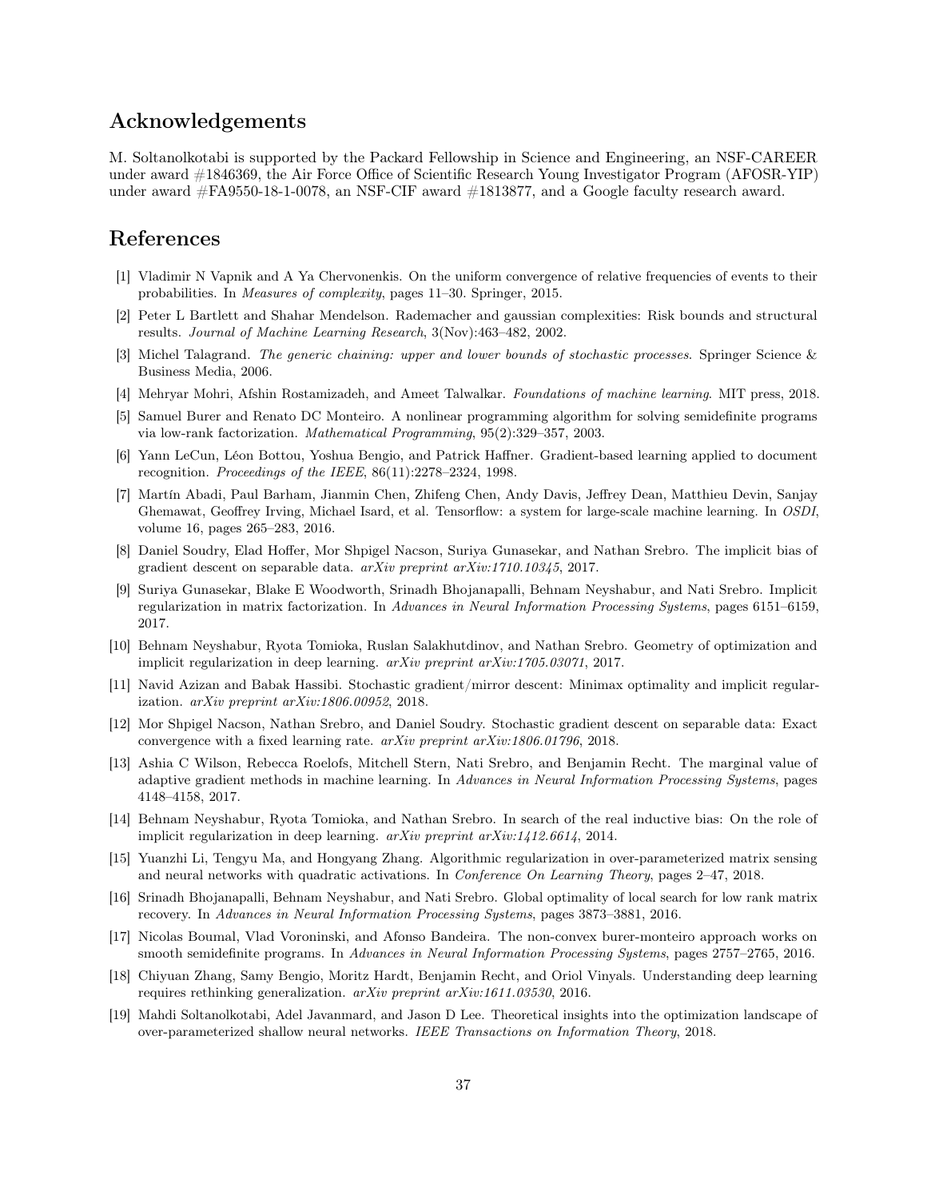## Acknowledgements

M. Soltanolkotabi is supported by the Packard Fellowship in Science and Engineering, an NSF-CAREER under award #1846369, the Air Force Office of Scientific Research Young Investigator Program (AFOSR-YIP) under award #FA9550-18-1-0078, an NSF-CIF award #1813877, and a Google faculty research award.

## References

[1] Vladimir N Vapnik and A Ya Chervonenkis. On the uniform convergence of relative frequencies of events to their probabilities. In *Measures of complexity*, pages 11–30. Springer, 2015.

[2] Peter L Bartlett and Shahar Mendelson. Rademacher and gaussian complexities: Risk bounds and structural results. *Journal of Machine Learning Research*, 3(Nov):463–482, 2002.

[3] Michel Talagrand. *The generic chaining: upper and lower bounds of stochastic processes*. Springer Science & Business Media, 2006.

[4] Mehryar Mohri, Afshin Rostamizadeh, and Ameet Talwalkar. *Foundations of machine learning*. MIT press, 2018.

[5] Samuel Burer and Renato DC Monteiro. A nonlinear programming algorithm for solving semidefinite programs via low-rank factorization. *Mathematical Programming*, 95(2):329–357, 2003.

[6] Yann LeCun, Léon Bottou, Yoshua Bengio, and Patrick Haffner. Gradient-based learning applied to document recognition. *Proceedings of the IEEE*, 86(11):2278–2324, 1998.

[7] Martín Abadi, Paul Barham, Jianmin Chen, Zhifeng Chen, Andy Davis, Jeffrey Dean, Matthieu Devin, Sanjay Ghemawat, Geoffrey Irving, Michael Isard, et al. Tensorflow: a system for large-scale machine learning. In *OSDI*, volume 16, pages 265–283, 2016.

[8] Daniel Soudry, Elad Hoffer, Mor Shpigel Nacson, Suriya Gunasekar, and Nathan Srebro. The implicit bias of gradient descent on separable data. *arXiv preprint arXiv:1710.10345*, 2017.

[9] Suriya Gunasekar, Blake E Woodworth, Srinadh Bhojanapalli, Behnam Neyshabur, and Nati Srebro. Implicit regularization in matrix factorization. In *Advances in Neural Information Processing Systems*, pages 6151–6159, 2017.

[10] Behnam Neyshabur, Ryota Tomioka, Ruslan Salakhutdinov, and Nathan Srebro. Geometry of optimization and implicit regularization in deep learning. *arXiv preprint arXiv:1705.03071*, 2017.

[11] Navid Azizan and Babak Hassibi. Stochastic gradient/mirror descent: Minimax optimality and implicit regularization. *arXiv preprint arXiv:1806.00952*, 2018.

[12] Mor Shpigel Nacson, Nathan Srebro, and Daniel Soudry. Stochastic gradient descent on separable data: Exact convergence with a fixed learning rate. *arXiv preprint arXiv:1806.01796*, 2018.

[13] Ashia C Wilson, Rebecca Roelofs, Mitchell Stern, Nati Srebro, and Benjamin Recht. The marginal value of adaptive gradient methods in machine learning. In *Advances in Neural Information Processing Systems*, pages 4148–4158, 2017.

[14] Behnam Neyshabur, Ryota Tomioka, and Nathan Srebro. In search of the real inductive bias: On the role of implicit regularization in deep learning. *arXiv preprint arXiv:1412.6614*, 2014.

[15] Yuanzhi Li, Tengyu Ma, and Hongyang Zhang. Algorithmic regularization in over-parameterized matrix sensing and neural networks with quadratic activations. In *Conference On Learning Theory*, pages 2–47, 2018.

[16] Srinadh Bhojanapalli, Behnam Neyshabur, and Nati Srebro. Global optimality of local search for low rank matrix recovery. In *Advances in Neural Information Processing Systems*, pages 3873–3881, 2016.

[17] Nicolas Boumal, Vlad Voroninski, and Afonso Bandeira. The non-convex burer-monteiro approach works on smooth semidefinite programs. In *Advances in Neural Information Processing Systems*, pages 2757–2765, 2016.

[18] Chiyuan Zhang, Samy Bengio, Moritz Hardt, Benjamin Recht, and Oriol Vinyals. Understanding deep learning requires rethinking generalization. *arXiv preprint arXiv:1611.03530*, 2016.

[19] Mahdi Soltanolkotabi, Adel Javanmard, and Jason D Lee. Theoretical insights into the optimization landscape of over-parameterized shallow neural networks. *IEEE Transactions on Information Theory*, 2018.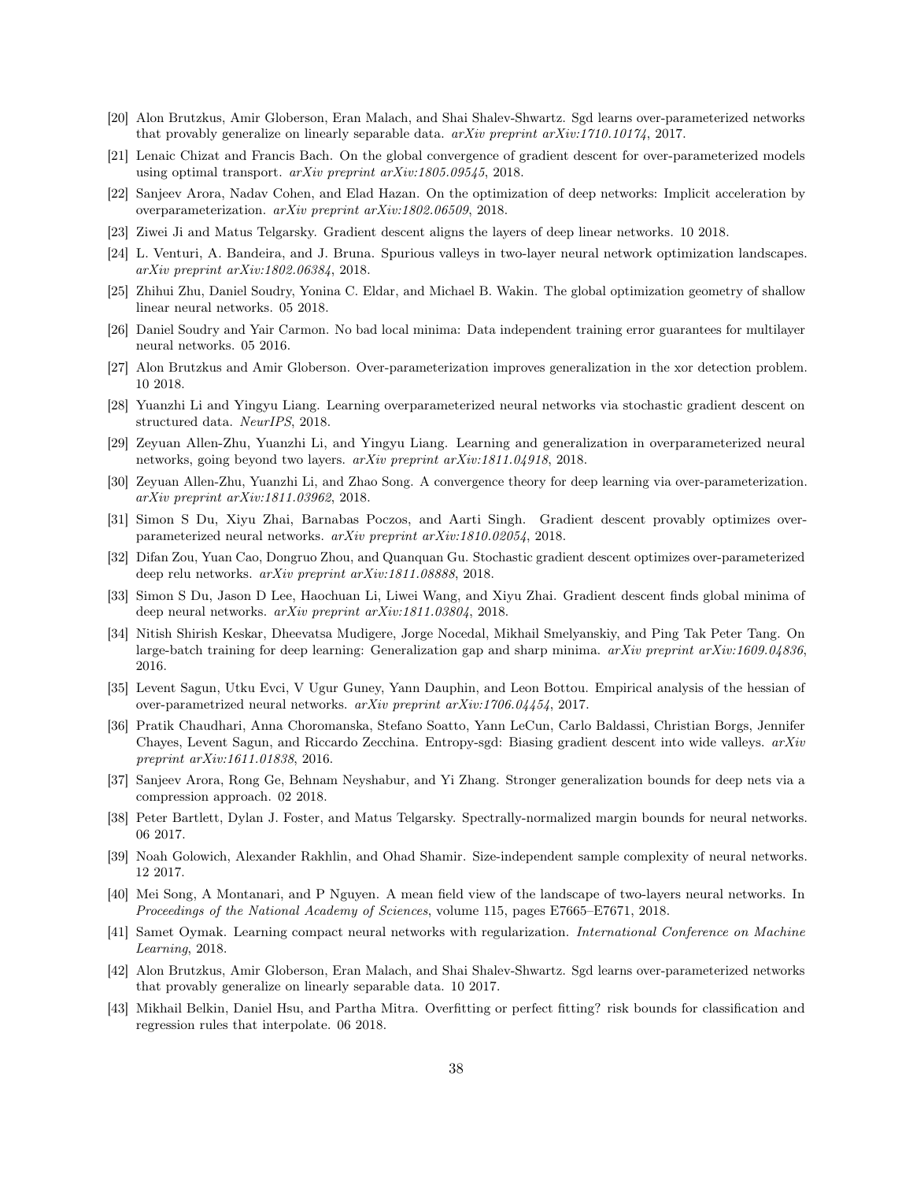[20] Alon Brutzkus, Amir Globerson, Eran Malach, and Shai Shalev-Shwartz. Sgd learns over-parameterized networks that provably generalize on linearly separable data. *arXiv preprint arXiv:1710.10174*, 2017.

[21] Lenaic Chizat and Francis Bach. On the global convergence of gradient descent for over-parameterized models using optimal transport. *arXiv preprint arXiv:1805.09545*, 2018.

[22] Sanjeev Arora, Nadav Cohen, and Elad Hazan. On the optimization of deep networks: Implicit acceleration by overparameterization. *arXiv preprint arXiv:1802.06509*, 2018.

[23] Ziwei Ji and Matus Telgarsky. Gradient descent aligns the layers of deep linear networks. 10 2018.

[24] L. Venturi, A. Bandeira, and J. Bruna. Spurious valleys in two-layer neural network optimization landscapes. *arXiv preprint arXiv:1802.06384*, 2018.

[25] Zhihui Zhu, Daniel Soudry, Yonina C. Eldar, and Michael B. Wakin. The global optimization geometry of shallow linear neural networks. 05 2018.

[26] Daniel Soudry and Yair Carmon. No bad local minima: Data independent training error guarantees for multilayer neural networks. 05 2016.

[27] Alon Brutzkus and Amir Globerson. Over-parameterization improves generalization in the xor detection problem. 10 2018.

[28] Yuanzhi Li and Yingyu Liang. Learning overparameterized neural networks via stochastic gradient descent on structured data. *NeurIPS*, 2018.

[29] Zeyuan Allen-Zhu, Yuanzhi Li, and Yingyu Liang. Learning and generalization in overparameterized neural networks, going beyond two layers. *arXiv preprint arXiv:1811.04918*, 2018.

[30] Zeyuan Allen-Zhu, Yuanzhi Li, and Zhao Song. A convergence theory for deep learning via over-parameterization. *arXiv preprint arXiv:1811.03962*, 2018.

[31] Simon S Du, Xiyu Zhai, Barnabas Poczos, and Aarti Singh. Gradient descent provably optimizes over-parameterized neural networks. *arXiv preprint arXiv:1810.02054*, 2018.

[32] Difan Zou, Yuan Cao, Dongruo Zhou, and Quanquan Gu. Stochastic gradient descent optimizes over-parameterized deep relu networks. *arXiv preprint arXiv:1811.08888*, 2018.

[33] Simon S Du, Jason D Lee, Haochuan Li, Liwei Wang, and Xiyu Zhai. Gradient descent finds global minima of deep neural networks. *arXiv preprint arXiv:1811.03804*, 2018.

[34] Nitish Shirish Keskar, Dheevatsa Mudigere, Jorge Nocedal, Mikhail Smelyanskiy, and Ping Tak Peter Tang. On large-batch training for deep learning: Generalization gap and sharp minima. *arXiv preprint arXiv:1609.04836*, 2016.

[35] Levent Sagun, Utku Evci, V Ugur Guney, Yann Dauphin, and Leon Bottou. Empirical analysis of the hessian of over-parametrized neural networks. *arXiv preprint arXiv:1706.04454*, 2017.

[36] Pratik Chaudhari, Anna Choromanska, Stefano Soatto, Yann LeCun, Carlo Baldassi, Christian Borgs, Jennifer Chayes, Levent Sagun, and Riccardo Zecchina. Entropy-sgd: Biasing gradient descent into wide valleys. *arXiv preprint arXiv:1611.01838*, 2016.

[37] Sanjeev Arora, Rong Ge, Behnam Neyshabur, and Yi Zhang. Stronger generalization bounds for deep nets via a compression approach. 02 2018.

[38] Peter Bartlett, Dylan J. Foster, and Matus Telgarsky. Spectrally-normalized margin bounds for neural networks. 06 2017.

[39] Noah Golowich, Alexander Rakhlin, and Ohad Shamir. Size-independent sample complexity of neural networks. 12 2017.

[40] Mei Song, A Montanari, and P Nguyen. A mean field view of the landscape of two-layers neural networks. In *Proceedings of the National Academy of Sciences*, volume 115, pages E7665–E7671, 2018.

[41] Samet Oymak. Learning compact neural networks with regularization. *International Conference on Machine Learning*, 2018.

[42] Alon Brutzkus, Amir Globerson, Eran Malach, and Shai Shalev-Shwartz. Sgd learns over-parameterized networks that provably generalize on linearly separable data. 10 2017.

[43] Mikhail Belkin, Daniel Hsu, and Partha Mitra. Overfitting or perfect fitting? risk bounds for classification and regression rules that interpolate. 06 2018.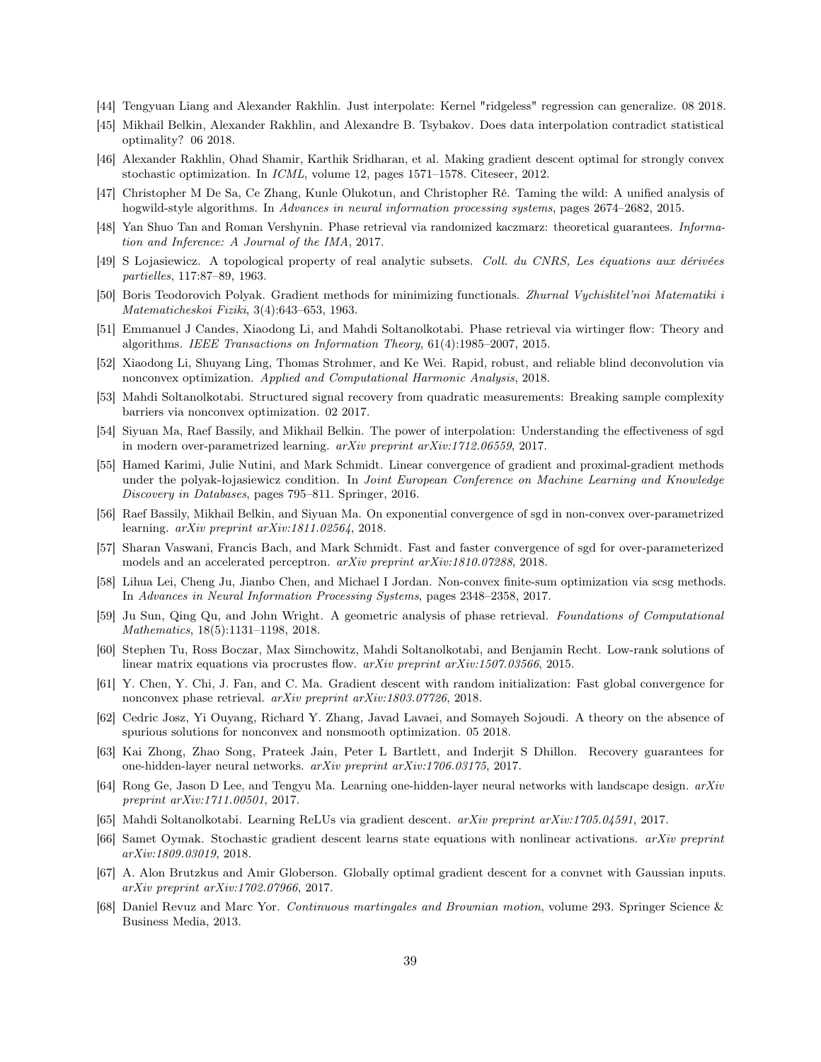[44] Tengyuan Liang and Alexander Rakhlin. Just interpolate: Kernel "ridgeless" regression can generalize. 08 2018.

[45] Mikhail Belkin, Alexander Rakhlin, and Alexandre B. Tsybakov. Does data interpolation contradict statistical optimality? 06 2018.

[46] Alexander Rakhlin, Ohad Shamir, Karthik Sridharan, et al. Making gradient descent optimal for strongly convex stochastic optimization. In *ICML*, volume 12, pages 1571–1578. Citeseer, 2012.

[47] Christopher M De Sa, Ce Zhang, Kunle Olukotun, and Christopher Ré. Taming the wild: A unified analysis of hogwild-style algorithms. In *Advances in neural information processing systems*, pages 2674–2682, 2015.

[48] Yan Shuo Tan and Roman Vershynin. Phase retrieval via randomized kaczmarz: theoretical guarantees. *Information and Inference: A Journal of the IMA*, 2017.

[49] S Lojasiewicz. A topological property of real analytic subsets. *Coll. du CNRS, Les équations aux dérivées partielles*, 117:87–89, 1963.

[50] Boris Teodorovich Polyak. Gradient methods for minimizing functionals. *Zhurnal Vychislitel'noi Matematiki i Matematicheskoi Fiziki*, 3(4):643–653, 1963.

[51] Emmanuel J Candes, Xiaodong Li, and Mahdi Soltanolkotabi. Phase retrieval via wirtinger flow: Theory and algorithms. *IEEE Transactions on Information Theory*, 61(4):1985–2007, 2015.

[52] Xiaodong Li, Shuyang Ling, Thomas Strohmer, and Ke Wei. Rapid, robust, and reliable blind deconvolution via nonconvex optimization. *Applied and Computational Harmonic Analysis*, 2018.

[53] Mahdi Soltanolkotabi. Structured signal recovery from quadratic measurements: Breaking sample complexity barriers via nonconvex optimization. 02 2017.

[54] Siyuan Ma, Raef Bassily, and Mikhail Belkin. The power of interpolation: Understanding the effectiveness of sgd in modern over-parametrized learning. *arXiv preprint arXiv:1712.06559*, 2017.

[55] Hamed Karimi, Julie Nutini, and Mark Schmidt. Linear convergence of gradient and proximal-gradient methods under the polyak-łojasiewicz condition. In *Joint European Conference on Machine Learning and Knowledge Discovery in Databases*, pages 795–811. Springer, 2016.

[56] Raef Bassily, Mikhail Belkin, and Siyuan Ma. On exponential convergence of sgd in non-convex over-parametrized learning. *arXiv preprint arXiv:1811.02564*, 2018.

[57] Sharan Vaswani, Francis Bach, and Mark Schmidt. Fast and faster convergence of sgd for over-parameterized models and an accelerated perceptron. *arXiv preprint arXiv:1810.07288*, 2018.

[58] Lihua Lei, Cheng Ju, Jianbo Chen, and Michael I Jordan. Non-convex finite-sum optimization via scsg methods. In *Advances in Neural Information Processing Systems*, pages 2348–2358, 2017.

[59] Ju Sun, Qing Qu, and John Wright. A geometric analysis of phase retrieval. *Foundations of Computational Mathematics*, 18(5):1131–1198, 2018.

[60] Stephen Tu, Ross Boczar, Max Simchowitz, Mahdi Soltanolkotabi, and Benjamin Recht. Low-rank solutions of linear matrix equations via procrustes flow. *arXiv preprint arXiv:1507.03566*, 2015.

[61] Y. Chen, Y. Chi, J. Fan, and C. Ma. Gradient descent with random initialization: Fast global convergence for nonconvex phase retrieval. *arXiv preprint arXiv:1803.07726*, 2018.

[62] Cedric Josz, Yi Ouyang, Richard Y. Zhang, Javad Lavaei, and Somayeh Sojoudi. A theory on the absence of spurious solutions for nonconvex and nonsmooth optimization. 05 2018.

[63] Kai Zhong, Zhao Song, Prateek Jain, Peter L Bartlett, and Inderjit S Dhillon. Recovery guarantees for one-hidden-layer neural networks. *arXiv preprint arXiv:1706.03175*, 2017.

[64] Rong Ge, Jason D Lee, and Tengyu Ma. Learning one-hidden-layer neural networks with landscape design. *arXiv preprint arXiv:1711.00501*, 2017.

[65] Mahdi Soltanolkotabi. Learning ReLUs via gradient descent. *arXiv preprint arXiv:1705.04591*, 2017.

[66] Samet Oymak. Stochastic gradient descent learns state equations with nonlinear activations. *arXiv preprint arXiv:1809.03019*, 2018.

[67] A. Alon Brutzkus and Amir Globerson. Globally optimal gradient descent for a convnet with Gaussian inputs. *arXiv preprint arXiv:1702.07966*, 2017.

[68] Daniel Revuz and Marc Yor. *Continuous martingales and Brownian motion*, volume 293. Springer Science & Business Media, 2013.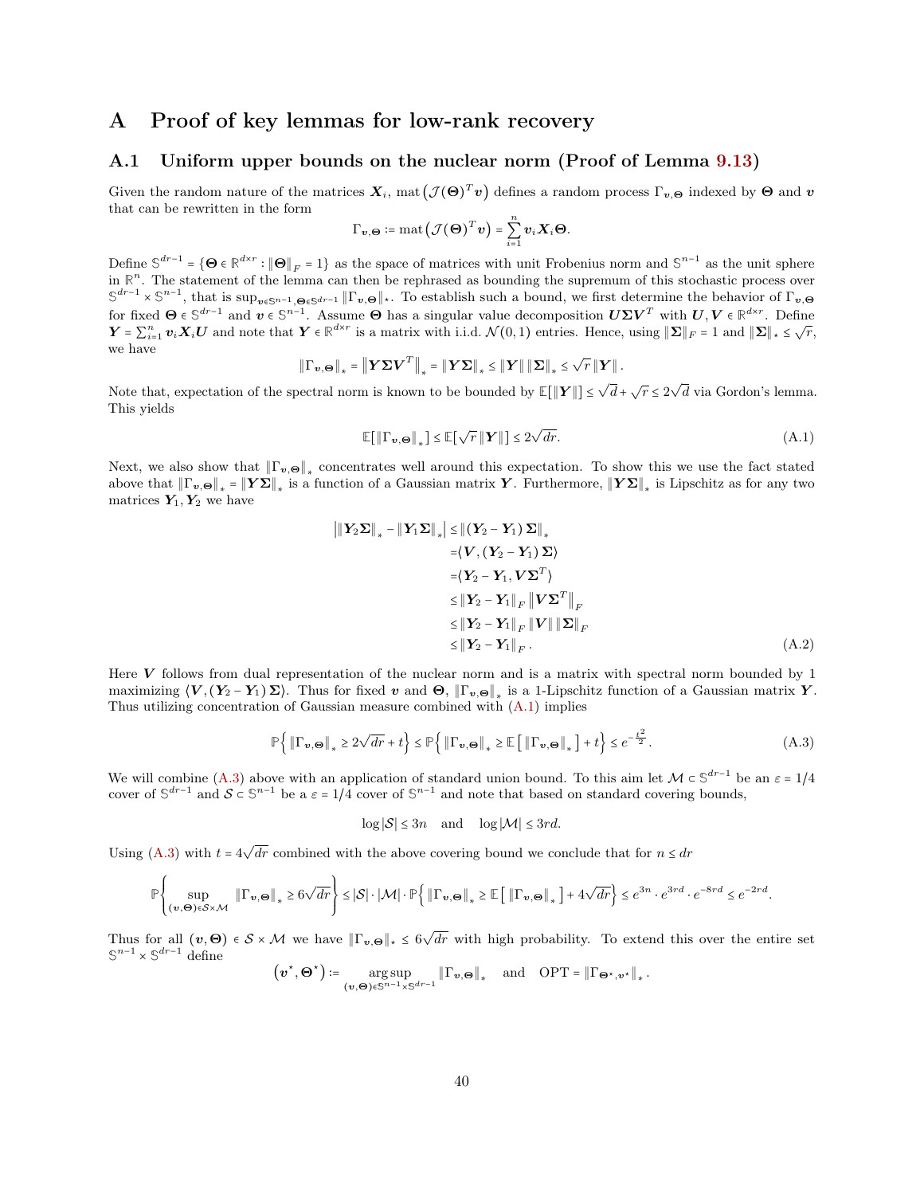# A Proof of key lemmas for low-rank recovery

## A.1 Uniform upper bounds on the nuclear norm (Proof of Lemma 9.13)

Given the random nature of the matrices $\boldsymbol{X}_i$, $\text{mat}\left(\mathcal{J}(\boldsymbol{\Theta})^T\boldsymbol{v}\right)$ defines a random process $\Gamma_{\boldsymbol{v},\boldsymbol{\Theta}}$ indexed by $\boldsymbol{\Theta}$ and $\boldsymbol{v}$ that can be rewritten in the form

$$\Gamma_{\boldsymbol{v},\boldsymbol{\Theta}} := \text{mat}\left(\mathcal{J}(\boldsymbol{\Theta})^T\boldsymbol{v}\right) = \sum_{i=1}^n \boldsymbol{v}_i\boldsymbol{X}_i\boldsymbol{\Theta}.$$

Define $\mathbb{S}^{dr-1} = \{\boldsymbol{\Theta} \in \mathbb{R}^{d\times r} : \|\boldsymbol{\Theta}\|_F = 1\}$ as the space of matrices with unit Frobenius norm and $\mathbb{S}^{n-1}$ as the unit sphere in $\mathbb{R}^n$. The statement of the lemma can then be rephrased as bounding the supremum of this stochastic process over $\mathbb{S}^{dr-1}\times\mathbb{S}^{n-1}$, that is $\sup_{\boldsymbol{v}\in\mathbb{S}^{n-1},\boldsymbol{\Theta}\in\mathbb{S}^{dr-1}}\|\Gamma_{\boldsymbol{v},\boldsymbol{\Theta}}\|_\star$. To establish such a bound, we first determine the behavior of $\Gamma_{\boldsymbol{v},\boldsymbol{\Theta}}$ for fixed $\boldsymbol{\Theta}\in\mathbb{S}^{dr-1}$ and $\boldsymbol{v}\in\mathbb{S}^{n-1}$. Assume $\boldsymbol{\Theta}$ has a singular value decomposition $\boldsymbol{U}\boldsymbol{\Sigma}\boldsymbol{V}^T$ with $\boldsymbol{U},\boldsymbol{V}\in\mathbb{R}^{d\times r}$. Define $\boldsymbol{Y} = \sum_{i=1}^n \boldsymbol{v}_i\boldsymbol{X}_i\boldsymbol{U}$ and note that $\boldsymbol{Y}\in\mathbb{R}^{d\times r}$ is a matrix with i.i.d. $\mathcal{N}(0,1)$ entries. Hence, using $\|\boldsymbol{\Sigma}\|_F = 1$ and $\|\boldsymbol{\Sigma}\|_\star \le \sqrt{r}$, we have

$$\|\Gamma_{\boldsymbol{v},\boldsymbol{\Theta}}\|_* = \left\|\boldsymbol{Y}\boldsymbol{\Sigma}\boldsymbol{V}^T\right\|_* = \|\boldsymbol{Y}\boldsymbol{\Sigma}\|_* \le \|\boldsymbol{Y}\|\,\|\boldsymbol{\Sigma}\|_* \le \sqrt{r}\,\|\boldsymbol{Y}\|\,.$$

Note that, expectation of the spectral norm is known to be bounded by $\mathbb{E}[\|\boldsymbol{Y}\|] \le \sqrt{d}+\sqrt{r} \le 2\sqrt{d}$ via Gordon's lemma. This yields

$$\mathbb{E}[\|\Gamma_{\boldsymbol{v},\boldsymbol{\Theta}}\|_*] \le \mathbb{E}[\sqrt{r}\,\|\boldsymbol{Y}\|] \le 2\sqrt{dr}. \tag{A.1}$$

Next, we also show that $\|\Gamma_{\boldsymbol{v},\boldsymbol{\Theta}}\|_*$ concentrates well around this expectation. To show this we use the fact stated above that $\|\Gamma_{\boldsymbol{v},\boldsymbol{\Theta}}\|_* = \|\boldsymbol{Y}\boldsymbol{\Sigma}\|_*$ is a function of a Gaussian matrix $\boldsymbol{Y}$. Furthermore, $\|\boldsymbol{Y}\boldsymbol{\Sigma}\|_*$ is Lipschitz as for any two matrices $\boldsymbol{Y}_1,\boldsymbol{Y}_2$ we have

$$\begin{aligned}
\left|\|\boldsymbol{Y}_2\boldsymbol{\Sigma}\|_* - \|\boldsymbol{Y}_1\boldsymbol{\Sigma}\|_*\right| &\le \|(\boldsymbol{Y}_2-\boldsymbol{Y}_1)\,\boldsymbol{\Sigma}\|_* \\
&= \langle \boldsymbol{V}, (\boldsymbol{Y}_2-\boldsymbol{Y}_1)\,\boldsymbol{\Sigma}\rangle \\
&= \langle \boldsymbol{Y}_2-\boldsymbol{Y}_1, \boldsymbol{V}\boldsymbol{\Sigma}^T\rangle \\
&\le \|\boldsymbol{Y}_2-\boldsymbol{Y}_1\|_F\left\|\boldsymbol{V}\boldsymbol{\Sigma}^T\right\|_F \\
&\le \|\boldsymbol{Y}_2-\boldsymbol{Y}_1\|_F\,\|\boldsymbol{V}\|\,\|\boldsymbol{\Sigma}\|_F \\
&\le \|\boldsymbol{Y}_2-\boldsymbol{Y}_1\|_F\,.
\end{aligned} \tag{A.2}$$

Here $\boldsymbol{V}$ follows from dual representation of the nuclear norm and is a matrix with spectral norm bounded by 1 maximizing $\langle \boldsymbol{V}, (\boldsymbol{Y}_2-\boldsymbol{Y}_1)\,\boldsymbol{\Sigma}\rangle$. Thus for fixed $\boldsymbol{v}$ and $\boldsymbol{\Theta}$, $\|\Gamma_{\boldsymbol{v},\boldsymbol{\Theta}}\|_*$ is a 1-Lipschitz function of a Gaussian matrix $\boldsymbol{Y}$. Thus utilizing concentration of Gaussian measure combined with (A.1) implies

$$\mathbb{P}\left\{\|\Gamma_{\boldsymbol{v},\boldsymbol{\Theta}}\|_* \ge 2\sqrt{dr}+t\right\} \le \mathbb{P}\left\{\|\Gamma_{\boldsymbol{v},\boldsymbol{\Theta}}\|_* \ge \mathbb{E}\left[\|\Gamma_{\boldsymbol{v},\boldsymbol{\Theta}}\|_*\right]+t\right\} \le e^{-\frac{t^2}{2}}. \tag{A.3}$$

We will combine (A.3) above with an application of standard union bound. To this aim let $\mathcal{M}\subset\mathbb{S}^{dr-1}$ be an $\varepsilon = 1/4$ cover of $\mathbb{S}^{dr-1}$ and $\mathcal{S}\subset\mathbb{S}^{n-1}$ be a $\varepsilon = 1/4$ cover of $\mathbb{S}^{n-1}$ and note that based on standard covering bounds,

$$\log|\mathcal{S}| \le 3n \quad \text{and} \quad \log|\mathcal{M}| \le 3rd.$$

Using (A.3) with $t = 4\sqrt{dr}$ combined with the above covering bound we conclude that for $n\le dr$

$$\mathbb{P}\left\{\sup_{(\boldsymbol{v},\boldsymbol{\Theta})\in\mathcal{S}\times\mathcal{M}}\|\Gamma_{\boldsymbol{v},\boldsymbol{\Theta}}\|_* \ge 6\sqrt{dr}\right\} \le |\mathcal{S}|\cdot|\mathcal{M}|\cdot\mathbb{P}\left\{\|\Gamma_{\boldsymbol{v},\boldsymbol{\Theta}}\|_* \ge \mathbb{E}\left[\|\Gamma_{\boldsymbol{v},\boldsymbol{\Theta}}\|_*\right]+4\sqrt{dr}\right\} \le e^{3n}\cdot e^{3rd}\cdot e^{-8rd} \le e^{-2rd}.$$

Thus for all $(\boldsymbol{v},\boldsymbol{\Theta})\in\mathcal{S}\times\mathcal{M}$ we have $\|\Gamma_{\boldsymbol{v},\boldsymbol{\Theta}}\|_\star \le 6\sqrt{dr}$ with high probability. To extend this over the entire set $\mathbb{S}^{n-1}\times\mathbb{S}^{dr-1}$ define

$$\left(\boldsymbol{v}^\star,\boldsymbol{\Theta}^\star\right) := \underset{(\boldsymbol{v},\boldsymbol{\Theta})\in\mathbb{S}^{n-1}\times\mathbb{S}^{dr-1}}{\arg\sup}\|\Gamma_{\boldsymbol{v},\boldsymbol{\Theta}}\|_* \quad \text{and} \quad \text{OPT} = \|\Gamma_{\boldsymbol{\Theta}^\star,\boldsymbol{v}^\star}\|_*\,.$$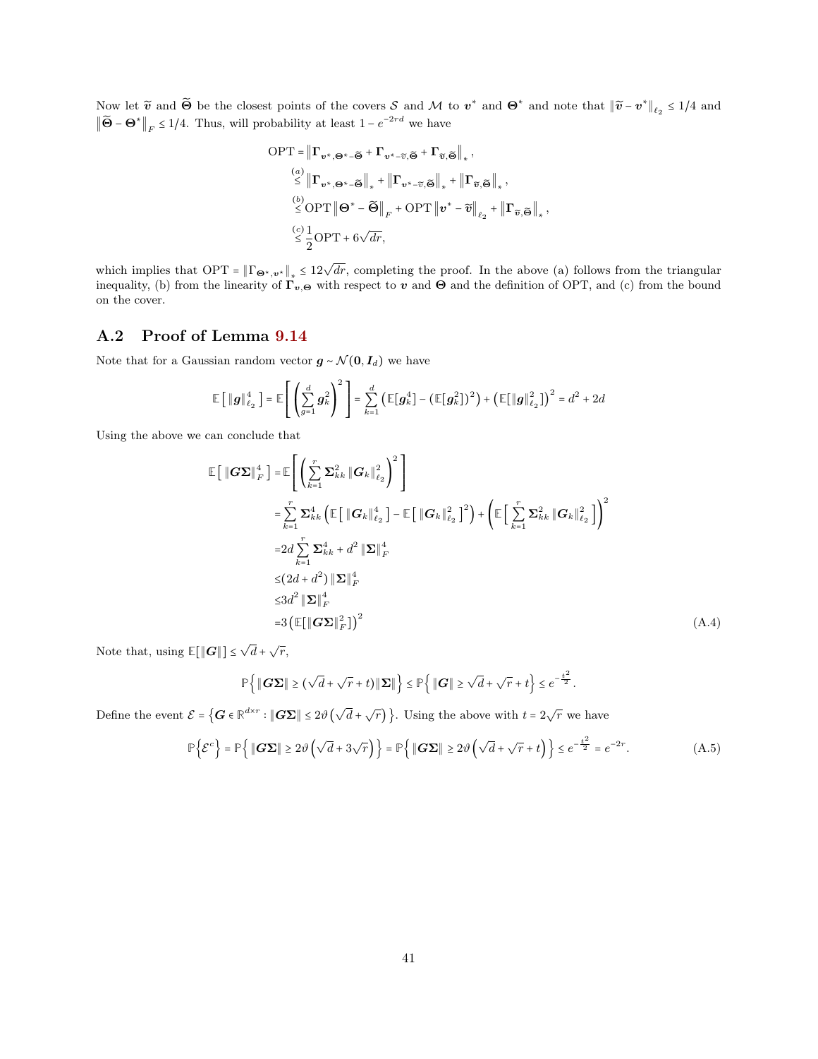Now let $\widetilde{\boldsymbol{v}}$ and $\widetilde{\boldsymbol{\Theta}}$ be the closest points of the covers $\mathcal{S}$ and $\mathcal{M}$ to $\boldsymbol{v}^*$ and $\boldsymbol{\Theta}^*$ and note that $\|\widetilde{\boldsymbol{v}} - \boldsymbol{v}^*\|_{\ell_2} \le 1/4$ and $\|\widetilde{\boldsymbol{\Theta}} - \boldsymbol{\Theta}^*\|_F \le 1/4$. Thus, will probability at least $1 - e^{-2rd}$ we have

$$
\begin{aligned}
\text{OPT} &= \left\|\boldsymbol{\Gamma}_{\boldsymbol{v}^*, \boldsymbol{\Theta}^* - \widetilde{\boldsymbol{\Theta}}} + \boldsymbol{\Gamma}_{\boldsymbol{v}^* - \widetilde{\boldsymbol{v}}, \widetilde{\boldsymbol{\Theta}}} + \boldsymbol{\Gamma}_{\widetilde{\boldsymbol{v}}, \widetilde{\boldsymbol{\Theta}}}\right\|_*, \\
&\overset{(a)}{\le} \left\|\boldsymbol{\Gamma}_{\boldsymbol{v}^*, \boldsymbol{\Theta}^* - \widetilde{\boldsymbol{\Theta}}}\right\|_* + \left\|\boldsymbol{\Gamma}_{\boldsymbol{v}^* - \widetilde{\boldsymbol{v}}, \widetilde{\boldsymbol{\Theta}}}\right\|_* + \left\|\boldsymbol{\Gamma}_{\widetilde{\boldsymbol{v}}, \widetilde{\boldsymbol{\Theta}}}\right\|_*, \\
&\overset{(b)}{\le} \text{OPT}\left\|\boldsymbol{\Theta}^* - \widetilde{\boldsymbol{\Theta}}\right\|_F + \text{OPT}\left\|\boldsymbol{v}^* - \widetilde{\boldsymbol{v}}\right\|_{\ell_2} + \left\|\boldsymbol{\Gamma}_{\widetilde{\boldsymbol{v}}, \widetilde{\boldsymbol{\Theta}}}\right\|_*, \\
&\overset{(c)}{\le} \frac{1}{2}\text{OPT} + 6\sqrt{dr},
\end{aligned}
$$

which implies that $\text{OPT} = \|\Gamma_{\boldsymbol{\Theta}^*, \boldsymbol{v}^*}\|_* \le 12\sqrt{dr}$, completing the proof. In the above (a) follows from the triangular inequality, (b) from the linearity of $\boldsymbol{\Gamma}_{\boldsymbol{v}, \boldsymbol{\Theta}}$ with respect to $\boldsymbol{v}$ and $\boldsymbol{\Theta}$ and the definition of OPT, and (c) from the bound on the cover.

## A.2 Proof of Lemma 9.14

Note that for a Gaussian random vector $\boldsymbol{g} \sim \mathcal{N}(\boldsymbol{0}, \boldsymbol{I}_d)$ we have

$$
\mathbb{E}\left[\|\boldsymbol{g}\|_{\ell_2}^4\right] = \mathbb{E}\left[\left(\sum_{g=1}^{d} \boldsymbol{g}_k^2\right)^2\right] = \sum_{k=1}^{d}\left(\mathbb{E}[\boldsymbol{g}_k^4] - (\mathbb{E}[\boldsymbol{g}_k^2])^2\right) + \left(\mathbb{E}[\|\boldsymbol{g}\|_{\ell_2}^2]\right)^2 = d^2 + 2d
$$

Using the above we can conclude that

$$
\begin{aligned}
\mathbb{E}\left[\|\boldsymbol{G}\boldsymbol{\Sigma}\|_F^4\right] &= \mathbb{E}\left[\left(\sum_{k=1}^{r} \boldsymbol{\Sigma}_{kk}^2 \|\boldsymbol{G}_k\|_{\ell_2}^2\right)^2\right] \\
&= \sum_{k=1}^{r} \boldsymbol{\Sigma}_{kk}^4 \left(\mathbb{E}\left[\|\boldsymbol{G}_k\|_{\ell_2}^4\right] - \mathbb{E}\left[\|\boldsymbol{G}_k\|_{\ell_2}^2\right]^2\right) + \left(\mathbb{E}\left[\sum_{k=1}^{r} \boldsymbol{\Sigma}_{kk}^2 \|\boldsymbol{G}_k\|_{\ell_2}^2\right]\right)^2 \\
&= 2d\sum_{k=1}^{r} \boldsymbol{\Sigma}_{kk}^4 + d^2\|\boldsymbol{\Sigma}\|_F^4 \\
&\le (2d + d^2)\|\boldsymbol{\Sigma}\|_F^4 \\
&\le 3d^2\|\boldsymbol{\Sigma}\|_F^4 \\
&= 3\left(\mathbb{E}[\|\boldsymbol{G}\boldsymbol{\Sigma}\|_F^2]\right)^2
\end{aligned} \tag{A.4}
$$

Note that, using $\mathbb{E}[\|\boldsymbol{G}\|] \le \sqrt{d} + \sqrt{r}$,

$$
\mathbb{P}\left\{\|\boldsymbol{G}\boldsymbol{\Sigma}\| \ge (\sqrt{d} + \sqrt{r} + t)\|\boldsymbol{\Sigma}\|\right\} \le \mathbb{P}\left\{\|\boldsymbol{G}\| \ge \sqrt{d} + \sqrt{r} + t\right\} \le e^{-\frac{t^2}{2}}.
$$

Define the event $\mathcal{E} = \left\{\boldsymbol{G} \in \mathbb{R}^{d \times r} : \|\boldsymbol{G}\boldsymbol{\Sigma}\| \le 2\vartheta\left(\sqrt{d} + \sqrt{r}\right)\right\}$. Using the above with $t = 2\sqrt{r}$ we have

$$
\mathbb{P}\left\{\mathcal{E}^c\right\} = \mathbb{P}\left\{\|\boldsymbol{G}\boldsymbol{\Sigma}\| \ge 2\vartheta\left(\sqrt{d} + 3\sqrt{r}\right)\right\} = \mathbb{P}\left\{\|\boldsymbol{G}\boldsymbol{\Sigma}\| \ge 2\vartheta\left(\sqrt{d} + \sqrt{r} + t\right)\right\} \le e^{-\frac{t^2}{2}} = e^{-2r}. \tag{A.5}
$$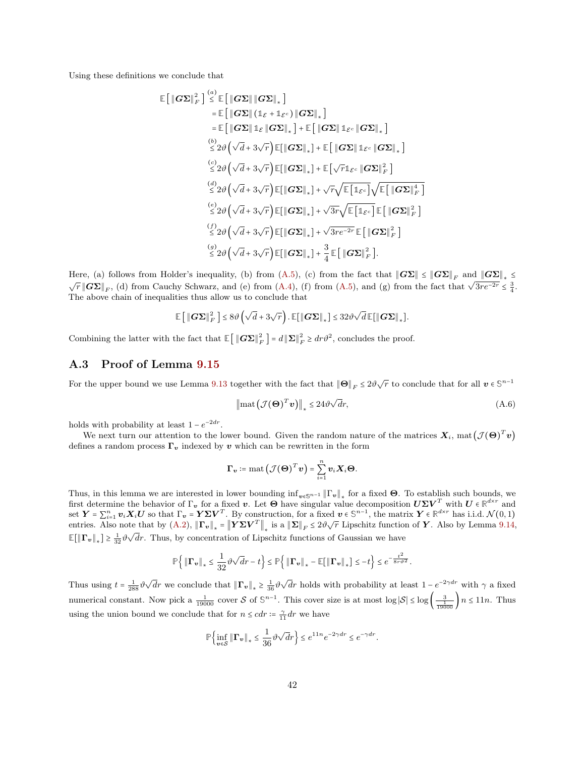Using these definitions we conclude that

$$
\begin{aligned}
\mathbb{E}\left[\,\|\boldsymbol{G}\boldsymbol{\Sigma}\|_F^2\,\right] &\overset{(a)}{\le} \mathbb{E}\left[\,\|\boldsymbol{G}\boldsymbol{\Sigma}\|\,\|\boldsymbol{G}\boldsymbol{\Sigma}\|_*\,\right]\\
&= \mathbb{E}\left[\,\|\boldsymbol{G}\boldsymbol{\Sigma}\|\,(\mathbb{1}_{\mathcal{E}}+\mathbb{1}_{\mathcal{E}^c})\,\|\boldsymbol{G}\boldsymbol{\Sigma}\|_*\,\right]\\
&= \mathbb{E}\left[\,\|\boldsymbol{G}\boldsymbol{\Sigma}\|\,\mathbb{1}_{\mathcal{E}}\,\|\boldsymbol{G}\boldsymbol{\Sigma}\|_*\,\right] + \mathbb{E}\left[\,\|\boldsymbol{G}\boldsymbol{\Sigma}\|\,\mathbb{1}_{\mathcal{E}^c}\,\|\boldsymbol{G}\boldsymbol{\Sigma}\|_*\,\right]\\
&\overset{(b)}{\le} 2\vartheta\left(\sqrt{d}+3\sqrt{r}\right)\mathbb{E}[\|\boldsymbol{G}\boldsymbol{\Sigma}\|_*] + \mathbb{E}\left[\,\|\boldsymbol{G}\boldsymbol{\Sigma}\|\,\mathbb{1}_{\mathcal{E}^c}\,\|\boldsymbol{G}\boldsymbol{\Sigma}\|_*\,\right]\\
&\overset{(c)}{\le} 2\vartheta\left(\sqrt{d}+3\sqrt{r}\right)\mathbb{E}[\|\boldsymbol{G}\boldsymbol{\Sigma}\|_*] + \mathbb{E}\left[\sqrt{r}\mathbb{1}_{\mathcal{E}^c}\,\|\boldsymbol{G}\boldsymbol{\Sigma}\|_F^2\,\right]\\
&\overset{(d)}{\le} 2\vartheta\left(\sqrt{d}+3\sqrt{r}\right)\mathbb{E}[\|\boldsymbol{G}\boldsymbol{\Sigma}\|_*] + \sqrt{r}\sqrt{\mathbb{E}\left[\mathbb{1}_{\mathcal{E}^c}\right]}\sqrt{\mathbb{E}\left[\,\|\boldsymbol{G}\boldsymbol{\Sigma}\|_F^4\,\right]}\\
&\overset{(e)}{\le} 2\vartheta\left(\sqrt{d}+3\sqrt{r}\right)\mathbb{E}[\|\boldsymbol{G}\boldsymbol{\Sigma}\|_*] + \sqrt{3r}\sqrt{\mathbb{E}\left[\mathbb{1}_{\mathcal{E}^c}\right]}\,\mathbb{E}\left[\,\|\boldsymbol{G}\boldsymbol{\Sigma}\|_F^2\,\right]\\
&\overset{(f)}{\le} 2\vartheta\left(\sqrt{d}+3\sqrt{r}\right)\mathbb{E}[\|\boldsymbol{G}\boldsymbol{\Sigma}\|_*] + \sqrt{3re^{-2r}}\,\mathbb{E}\left[\,\|\boldsymbol{G}\boldsymbol{\Sigma}\|_F^2\,\right]\\
&\overset{(g)}{\le} 2\vartheta\left(\sqrt{d}+3\sqrt{r}\right)\mathbb{E}[\|\boldsymbol{G}\boldsymbol{\Sigma}\|_*] + \frac{3}{4}\,\mathbb{E}\left[\,\|\boldsymbol{G}\boldsymbol{\Sigma}\|_F^2\,\right].
\end{aligned}
$$

Here, (a) follows from Holder's inequality, (b) from (A.5), (c) from the fact that $\|\boldsymbol{G}\boldsymbol{\Sigma}\| \le \|\boldsymbol{G}\boldsymbol{\Sigma}\|_F$ and $\|\boldsymbol{G}\boldsymbol{\Sigma}\|_* \le \sqrt{r}\,\|\boldsymbol{G}\boldsymbol{\Sigma}\|_F$, (d) from Cauchy Schwarz, and (e) from (A.4), (f) from (A.5), and (g) from the fact that $\sqrt{3re^{-2r}} \le \frac{3}{4}$. The above chain of inequalities thus allow us to conclude that

$$
\mathbb{E}\left[\,\|\boldsymbol{G}\boldsymbol{\Sigma}\|_F^2\,\right] \le 8\vartheta\left(\sqrt{d}+3\sqrt{r}\right).\mathbb{E}[\|\boldsymbol{G}\boldsymbol{\Sigma}\|_*] \le 32\vartheta\sqrt{d}\,\mathbb{E}[\|\boldsymbol{G}\boldsymbol{\Sigma}\|_*].
$$

Combining the latter with the fact that $\mathbb{E}\left[\,\|\boldsymbol{G}\boldsymbol{\Sigma}\|_F^2\,\right] = d\|\boldsymbol{\Sigma}\|_F^2 \ge dr\vartheta^2$, concludes the proof.

## A.3 Proof of Lemma 9.15

For the upper bound we use Lemma 9.13 together with the fact that $\|\boldsymbol{\Theta}\|_F \le 2\vartheta\sqrt{r}$ to conclude that for all $\boldsymbol{v} \in \mathbb{S}^{n-1}$

$$
\left\|\mathrm{mat}\left(\mathcal{J}(\boldsymbol{\Theta})^T\boldsymbol{v}\right)\right\|_* \le 24\vartheta\sqrt{d}r, \tag{A.6}
$$

holds with probability at least $1-e^{-2dr}$.

We next turn our attention to the lower bound. Given the random nature of the matrices $\boldsymbol{X}_i$, $\mathrm{mat}\left(\mathcal{J}(\boldsymbol{\Theta})^T\boldsymbol{v}\right)$ defines a random process $\boldsymbol{\Gamma}_{\boldsymbol{v}}$ indexed by $\boldsymbol{v}$ which can be rewritten in the form

$$
\boldsymbol{\Gamma}_{\boldsymbol{v}} := \mathrm{mat}\left(\mathcal{J}(\boldsymbol{\Theta})^T\boldsymbol{v}\right) = \sum_{i=1}^n \boldsymbol{v}_i\boldsymbol{X}_i\boldsymbol{\Theta}.
$$

Thus, in this lemma we are interested in lower bounding $\inf_{\boldsymbol{v}\in\mathbb{S}^{n-1}}\|\Gamma_{\boldsymbol{v}}\|_*$ for a fixed $\boldsymbol{\Theta}$. To establish such bounds, we first determine the behavior of $\Gamma_{\boldsymbol{v}}$ for a fixed $\boldsymbol{v}$. Let $\boldsymbol{\Theta}$ have singular value decomposition $\boldsymbol{U}\boldsymbol{\Sigma}\boldsymbol{V}^T$ with $\boldsymbol{U} \in \mathbb{R}^{d\times r}$ and set $\boldsymbol{Y} = \sum_{i=1}^n \boldsymbol{v}_i\boldsymbol{X}_i\boldsymbol{U}$ so that $\Gamma_{\boldsymbol{v}} = \boldsymbol{Y}\boldsymbol{\Sigma}\boldsymbol{V}^T$. By construction, for a fixed $\boldsymbol{v} \in \mathbb{S}^{n-1}$, the matrix $\boldsymbol{Y} \in \mathbb{R}^{d\times r}$ has i.i.d. $\mathcal{N}(0,1)$ entries. Also note that by (A.2), $\|\boldsymbol{\Gamma}_{\boldsymbol{v}}\|_* = \left\|\boldsymbol{Y}\boldsymbol{\Sigma}\boldsymbol{V}^T\right\|_*$ is a $\|\boldsymbol{\Sigma}\|_F \le 2\vartheta\sqrt{r}$ Lipschitz function of $\boldsymbol{Y}$. Also by Lemma 9.14, $\mathbb{E}[\|\boldsymbol{\Gamma}_{\boldsymbol{v}}\|_*] \ge \frac{1}{32}\vartheta\sqrt{d}r$. Thus, by concentration of Lipschitz functions of Gaussian we have

$$
\mathbb{P}\left\{\,\|\boldsymbol{\Gamma}_{\boldsymbol{v}}\|_* \le \frac{1}{32}\vartheta\sqrt{d}r - t\right\} \le \mathbb{P}\left\{\,\|\boldsymbol{\Gamma}_{\boldsymbol{v}}\|_* - \mathbb{E}[\|\boldsymbol{\Gamma}_{\boldsymbol{v}}\|_*] \le -t\right\} \le e^{-\frac{t^2}{8r\vartheta^2}}.
$$

Thus using $t = \frac{1}{288}\vartheta\sqrt{d}r$ we conclude that $\|\boldsymbol{\Gamma}_{\boldsymbol{v}}\|_* \ge \frac{1}{36}\vartheta\sqrt{d}r$ holds with probability at least $1-e^{-2\gamma dr}$ with $\gamma$ a fixed numerical constant. Now pick a $\frac{1}{19000}$ cover $\mathcal{S}$ of $\mathbb{S}^{n-1}$. This cover size is at most $\log|\mathcal{S}| \le \log\left(\frac{3}{\frac{1}{19000}}\right)n \le 11n$. Thus using the union bound we conclude that for $n \le cdr := \frac{\gamma}{11}dr$ we have

$$
\mathbb{P}\left\{\inf_{\boldsymbol{v}\in\mathcal{S}}\|\boldsymbol{\Gamma}_{\boldsymbol{v}}\|_* \le \frac{1}{36}\vartheta\sqrt{d}r\right\} \le e^{11n}e^{-2\gamma dr} \le e^{-\gamma dr}.
$$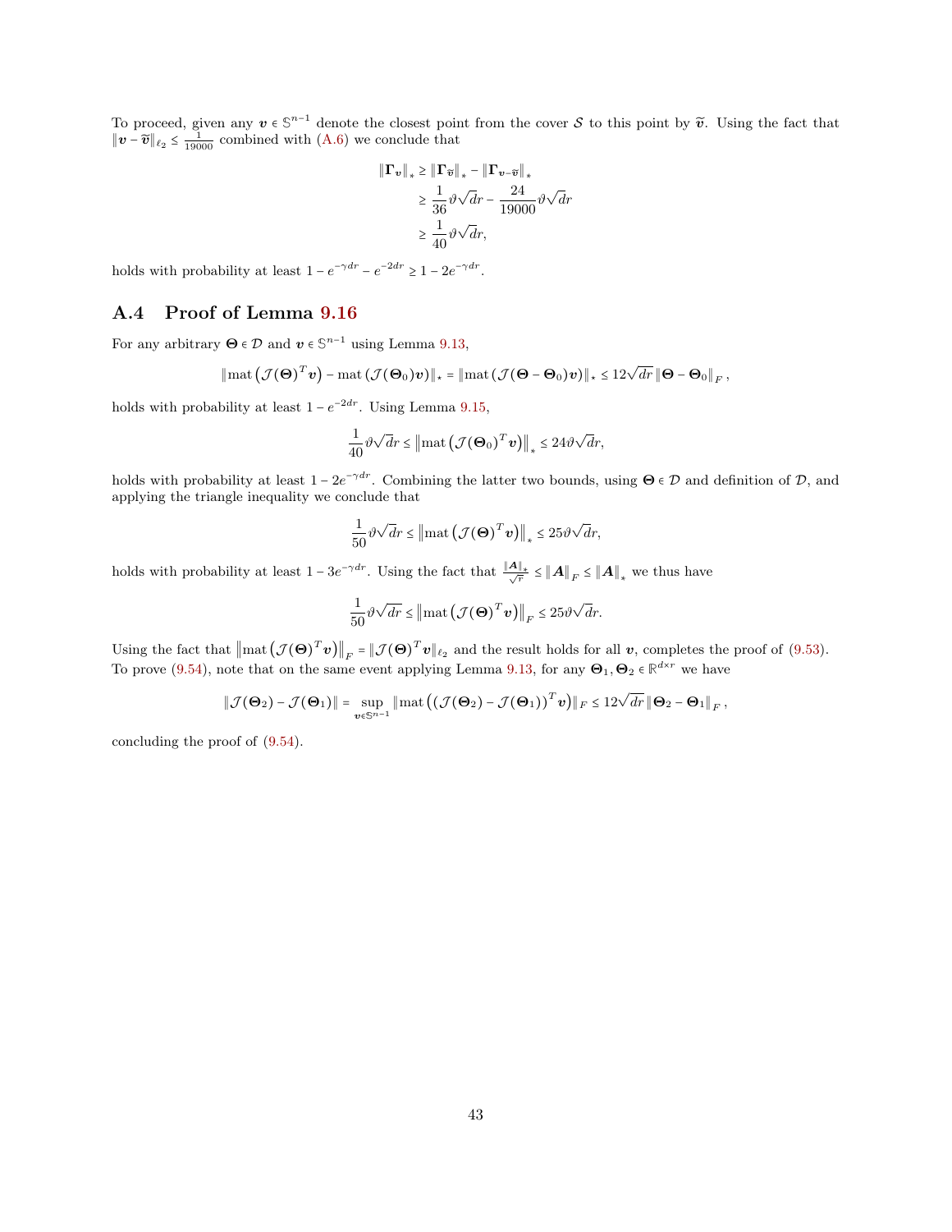To proceed, given any $\boldsymbol{v} \in \mathbb{S}^{n-1}$ denote the closest point from the cover $\mathcal{S}$ to this point by $\widetilde{\boldsymbol{v}}$. Using the fact that $\|\boldsymbol{v} - \widetilde{\boldsymbol{v}}\|_{\ell_2} \le \frac{1}{19000}$ combined with (A.6) we conclude that

$$
\begin{aligned}
\|\boldsymbol{\Gamma}_{\boldsymbol{v}}\|_* &\ge \|\boldsymbol{\Gamma}_{\widetilde{\boldsymbol{v}}}\|_* - \|\boldsymbol{\Gamma}_{\boldsymbol{v}-\widetilde{\boldsymbol{v}}}\|_* \\
&\ge \frac{1}{36}\vartheta\sqrt{d}r - \frac{24}{19000}\vartheta\sqrt{d}r \\
&\ge \frac{1}{40}\vartheta\sqrt{d}r,
\end{aligned}
$$

holds with probability at least $1 - e^{-\gamma dr} - e^{-2dr} \ge 1 - 2e^{-\gamma dr}$.

## A.4 Proof of Lemma 9.16

For any arbitrary $\boldsymbol{\Theta} \in \mathcal{D}$ and $\boldsymbol{v} \in \mathbb{S}^{n-1}$ using Lemma 9.13,

$$
\|\text{mat}\left(\mathcal{J}(\boldsymbol{\Theta})^T\boldsymbol{v}\right) - \text{mat}\left(\mathcal{J}(\boldsymbol{\Theta}_0)\boldsymbol{v}\right)\|_* = \|\text{mat}\left(\mathcal{J}(\boldsymbol{\Theta} - \boldsymbol{\Theta}_0)\boldsymbol{v}\right)\|_* \le 12\sqrt{dr}\,\|\boldsymbol{\Theta} - \boldsymbol{\Theta}_0\|_F\,,
$$

holds with probability at least $1 - e^{-2dr}$. Using Lemma 9.15,

$$
\frac{1}{40}\vartheta\sqrt{dr} \le \left\|\text{mat}\left(\mathcal{J}(\boldsymbol{\Theta}_0)^T\boldsymbol{v}\right)\right\|_* \le 24\vartheta\sqrt{dr},
$$

holds with probability at least $1 - 2e^{-\gamma dr}$. Combining the latter two bounds, using $\boldsymbol{\Theta} \in \mathcal{D}$ and definition of $\mathcal{D}$, and applying the triangle inequality we conclude that

$$
\frac{1}{50}\vartheta\sqrt{dr} \le \left\|\text{mat}\left(\mathcal{J}(\boldsymbol{\Theta})^T\boldsymbol{v}\right)\right\|_* \le 25\vartheta\sqrt{dr},
$$

holds with probability at least $1 - 3e^{-\gamma dr}$. Using the fact that $\frac{\|\boldsymbol{A}\|_*}{\sqrt{r}} \le \|\boldsymbol{A}\|_F \le \|\boldsymbol{A}\|_*$ we thus have

$$
\frac{1}{50}\vartheta\sqrt{dr} \le \left\|\text{mat}\left(\mathcal{J}(\boldsymbol{\Theta})^T\boldsymbol{v}\right)\right\|_F \le 25\vartheta\sqrt{dr}.
$$

Using the fact that $\left\|\text{mat}\left(\mathcal{J}(\boldsymbol{\Theta})^T\boldsymbol{v}\right)\right\|_F = \|\mathcal{J}(\boldsymbol{\Theta})^T\boldsymbol{v}\|_{\ell_2}$ and the result holds for all $\boldsymbol{v}$, completes the proof of (9.53). To prove (9.54), note that on the same event applying Lemma 9.13, for any $\boldsymbol{\Theta}_1, \boldsymbol{\Theta}_2 \in \mathbb{R}^{d\times r}$ we have

$$
\|\mathcal{J}(\boldsymbol{\Theta}_2) - \mathcal{J}(\boldsymbol{\Theta}_1)\| = \sup_{\boldsymbol{v}\in\mathbb{S}^{n-1}} \|\text{mat}\left((\mathcal{J}(\boldsymbol{\Theta}_2) - \mathcal{J}(\boldsymbol{\Theta}_1))^T\boldsymbol{v}\right)\|_F \le 12\sqrt{dr}\,\|\boldsymbol{\Theta}_2 - \boldsymbol{\Theta}_1\|_F\,,
$$

concluding the proof of (9.54).